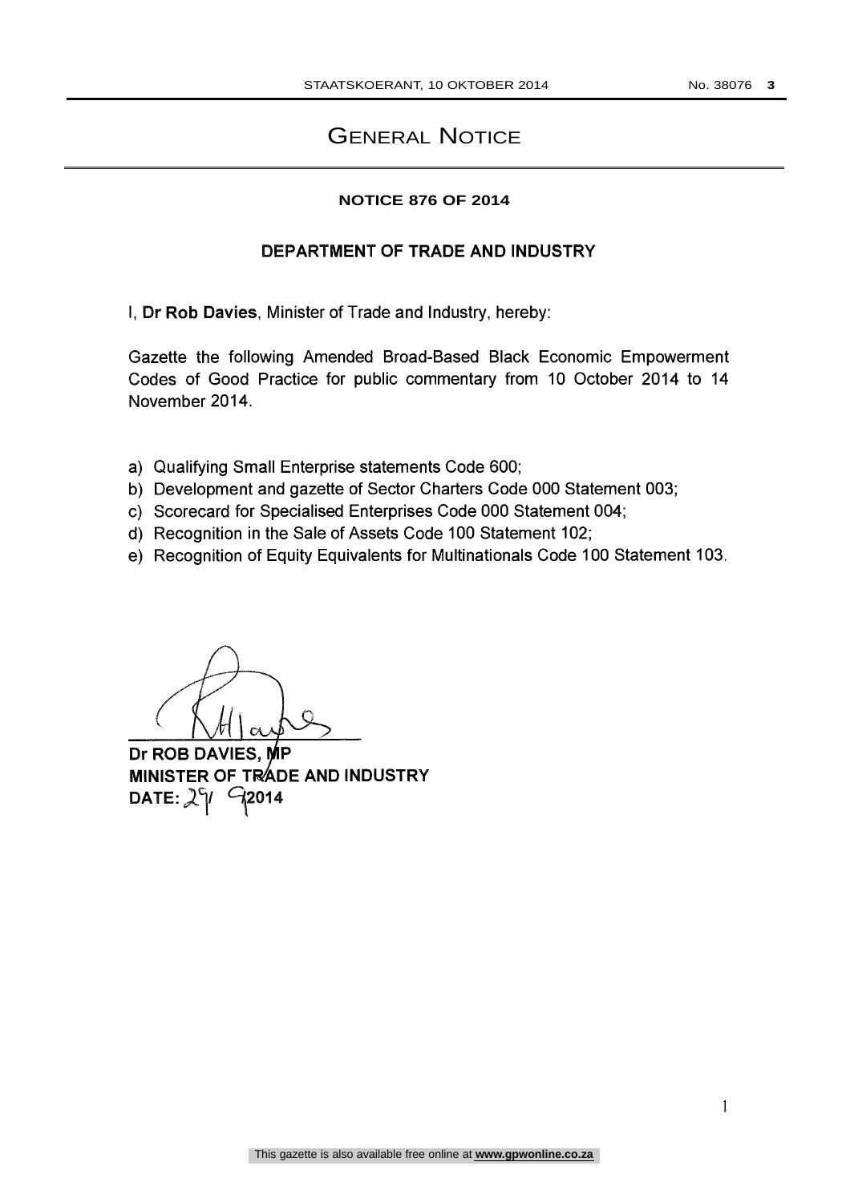# General Notice

**NOTICE 876 OF 2014**

**DEPARTMENT OF TRADE AND INDUSTRY**

I, **Dr Rob Davies**, Minister of Trade and Industry, hereby:

Gazette the following Amended Broad-Based Black Economic Empowerment Codes of Good Practice for public commentary from 10 October 2014 to 14 November 2014.

a) Qualifying Small Enterprise statements Code 600;
b) Development and gazette of Sector Charters Code 000 Statement 003;
c) Scorecard for Specialised Enterprises Code 000 Statement 004;
d) Recognition in the Sale of Assets Code 100 Statement 102;
e) Recognition of Equity Equivalents for Multinationals Code 100 Statement 103.

**Dr ROB DAVIES, MP**
**MINISTER OF TRADE AND INDUSTRY**
**DATE: 29/9/2014**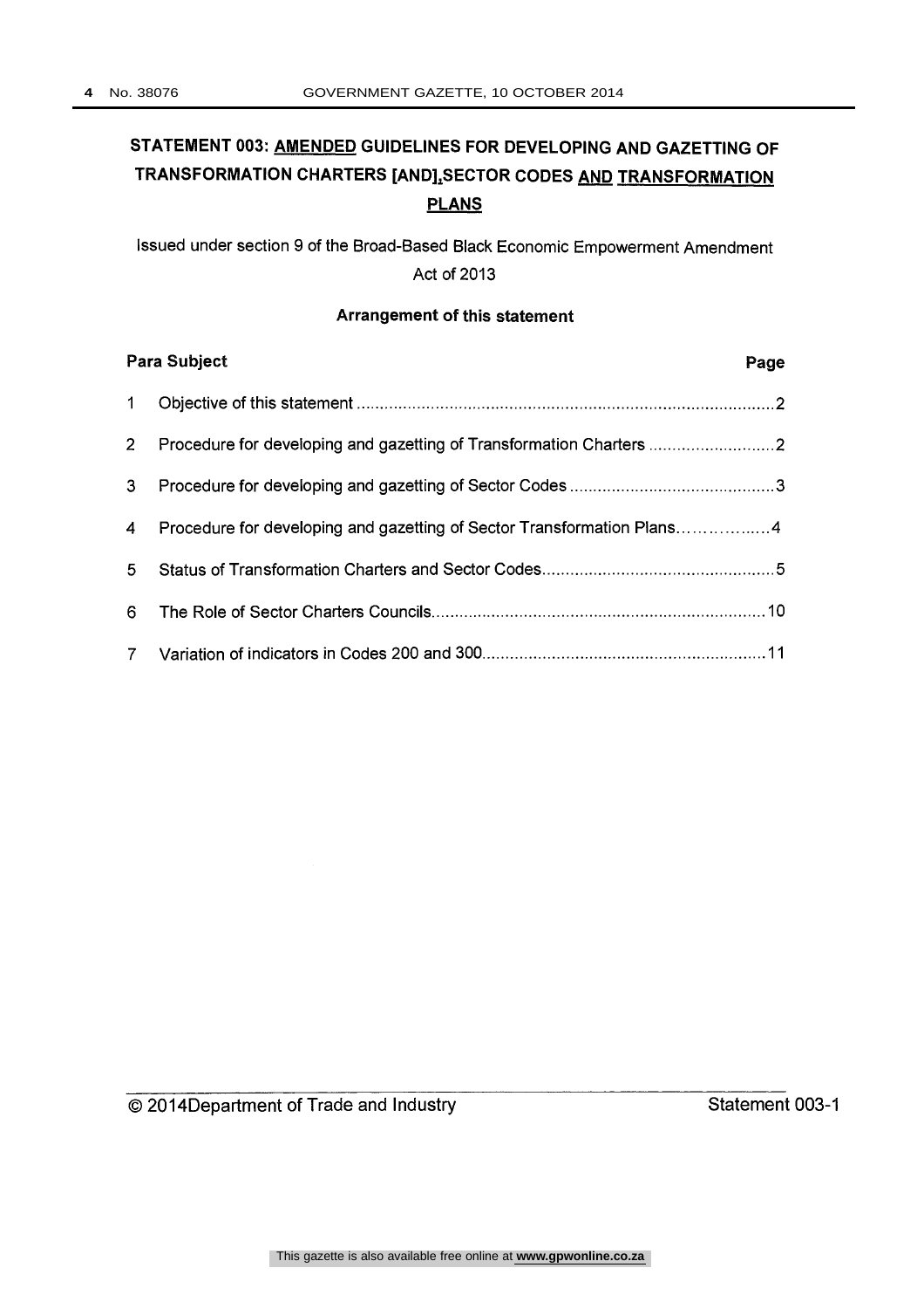# STATEMENT 003: AMENDED GUIDELINES FOR DEVELOPING AND GAZETTING OF TRANSFORMATION CHARTERS [AND],SECTOR CODES AND TRANSFORMATION PLANS

Issued under section 9 of the Broad-Based Black Economic Empowerment Amendment Act of 2013

**Arrangement of this statement**

| Para | Subject | Page |
|---|---|---|
| 1 | Objective of this statement | 2 |
| 2 | Procedure for developing and gazetting of Transformation Charters | 2 |
| 3 | Procedure for developing and gazetting of Sector Codes | 3 |
| 4 | Procedure for developing and gazetting of Sector Transformation Plans | 4 |
| 5 | Status of Transformation Charters and Sector Codes | 5 |
| 6 | The Role of Sector Charters Councils | 10 |
| 7 | Variation of indicators in Codes 200 and 300 | 11 |

© 2014Department of Trade and Industry

Statement 003-1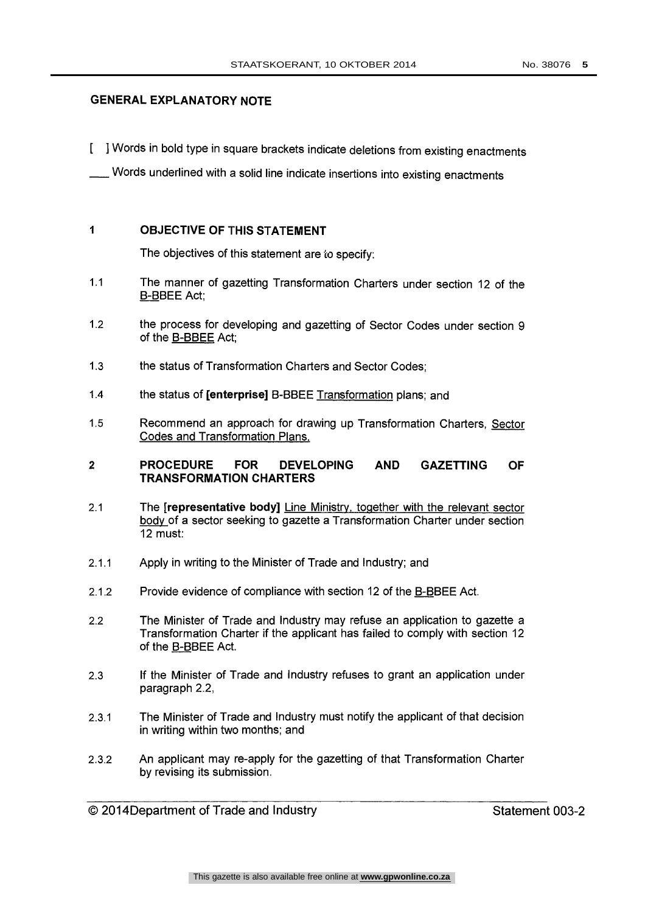## GENERAL EXPLANATORY NOTE

[ ] Words in bold type in square brackets indicate deletions from existing enactments

___ Words underlined with a solid line indicate insertions into existing enactments

## 1 OBJECTIVE OF THIS STATEMENT

The objectives of this statement are to specify:

1.1 The manner of gazetting Transformation Charters under section 12 of the B-BBEE Act;

1.2 the process for developing and gazetting of Sector Codes under section 9 of the B-BBEE Act;

1.3 the status of Transformation Charters and Sector Codes;

1.4 the status of **[enterprise]** B-BBEE <u>Transformation</u> plans; and

1.5 Recommend an approach for drawing up Transformation Charters, <u>Sector Codes and Transformation Plans.</u>

## 2 PROCEDURE FOR DEVELOPING AND GAZETTING OF TRANSFORMATION CHARTERS

2.1 The **[representative body]** <u>Line Ministry, together with the relevant sector body</u> of a sector seeking to gazette a Transformation Charter under section 12 must:

2.1.1 Apply in writing to the Minister of Trade and Industry; and

2.1.2 Provide evidence of compliance with section 12 of the B-BBEE Act.

2.2 The Minister of Trade and Industry may refuse an application to gazette a Transformation Charter if the applicant has failed to comply with section 12 of the B-BBEE Act.

2.3 If the Minister of Trade and Industry refuses to grant an application under paragraph 2.2,

2.3.1 The Minister of Trade and Industry must notify the applicant of that decision in writing within two months; and

2.3.2 An applicant may re-apply for the gazetting of that Transformation Charter by revising its submission.

© 2014Department of Trade and Industry — Statement 003-2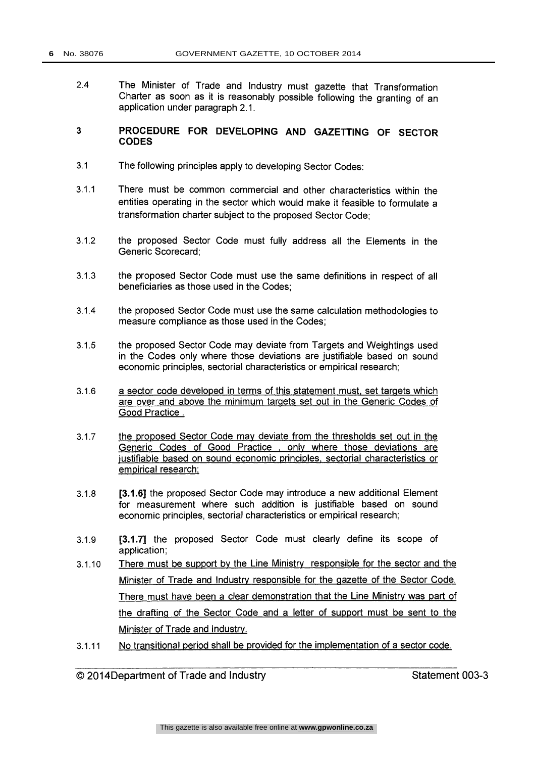2.4 The Minister of Trade and Industry must gazette that Transformation Charter as soon as it is reasonably possible following the granting of an application under paragraph 2.1.

## 3 PROCEDURE FOR DEVELOPING AND GAZETTING OF SECTOR CODES

3.1 The following principles apply to developing Sector Codes:

3.1.1 There must be common commercial and other characteristics within the entities operating in the sector which would make it feasible to formulate a transformation charter subject to the proposed Sector Code;

3.1.2 the proposed Sector Code must fully address all the Elements in the Generic Scorecard;

3.1.3 the proposed Sector Code must use the same definitions in respect of all beneficiaries as those used in the Codes;

3.1.4 the proposed Sector Code must use the same calculation methodologies to measure compliance as those used in the Codes;

3.1.5 the proposed Sector Code may deviate from Targets and Weightings used in the Codes only where those deviations are justifiable based on sound economic principles, sectorial characteristics or empirical research;

3.1.6 <u>a sector code developed in terms of this statement must, set targets which are over and above the minimum targets set out in the Generic Codes of Good Practice .</u>

3.1.7 <u>the proposed Sector Code may deviate from the thresholds set out in the Generic Codes of Good Practice , only where those deviations are justifiable based on sound economic principles, sectorial characteristics or empirical research;</u>

3.1.8 **[3.1.6]** the proposed Sector Code may introduce a new additional Element for measurement where such addition is justifiable based on sound economic principles, sectorial characteristics or empirical research;

3.1.9 **[3.1.7]** the proposed Sector Code must clearly define its scope of application;

3.1.10 <u>There must be support by the Line Ministry responsible for the sector and the Minister of Trade and Industry responsible for the gazette of the Sector Code. There must have been a clear demonstration that the Line Ministry was part of the drafting of the Sector Code and a letter of support must be sent to the Minister of Trade and Industry.</u>

3.1.11 <u>No transitional period shall be provided for the implementation of a sector code.</u>

© 2014Department of Trade and Industry Statement 003-3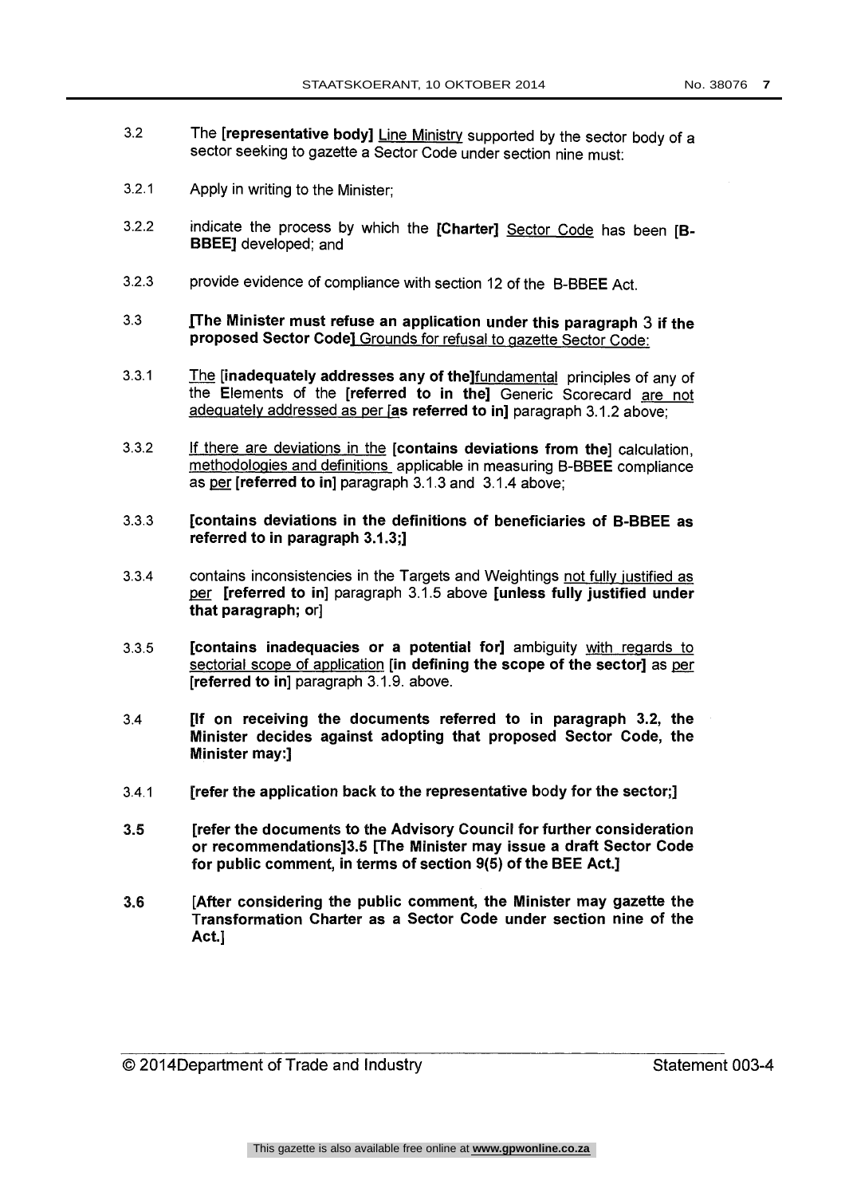3.2 The **[representative body]** Line Ministry supported by the sector body of a sector seeking to gazette a Sector Code under section nine must:

3.2.1 Apply in writing to the Minister;

3.2.2 indicate the process by which the **[Charter]** Sector Code has been **[B-BBEE]** developed; and

3.2.3 provide evidence of compliance with section 12 of the B-BBEE Act.

3.3 **[The Minister must refuse an application under this paragraph 3 if the proposed Sector Code]** Grounds for refusal to gazette Sector Code:

3.3.1 The **[inadequately addresses any of the]**fundamental principles of any of the Elements of the **[referred to in the]** Generic Scorecard are not adequately addressed as per **[as referred to in]** paragraph 3.1.2 above;

3.3.2 If there are deviations in the **[contains deviations from the]** calculation, methodologies and definitions applicable in measuring B-BBEE compliance as per **[referred to in]** paragraph 3.1.3 and 3.1.4 above;

3.3.3 **[contains deviations in the definitions of beneficiaries of B-BBEE as referred to in paragraph 3.1.3;]**

3.3.4 contains inconsistencies in the Targets and Weightings not fully justified as per **[referred to in]** paragraph 3.1.5 above **[unless fully justified under that paragraph; or]**

3.3.5 **[contains inadequacies or a potential for]** ambiguity with regards to sectorial scope of application **[in defining the scope of the sector]** as per **[referred to in]** paragraph 3.1.9. above.

3.4 **[If on receiving the documents referred to in paragraph 3.2, the Minister decides against adopting that proposed Sector Code, the Minister may:]**

3.4.1 **[refer the application back to the representative body for the sector;]**

**3.5** **[refer the documents to the Advisory Council for further consideration or recommendations]3.5 [The Minister may issue a draft Sector Code for public comment, in terms of section 9(5) of the BEE Act.]**

**3.6** **[After considering the public comment, the Minister may gazette the Transformation Charter as a Sector Code under section nine of the Act.]**

© 2014Department of Trade and Industry Statement 003-4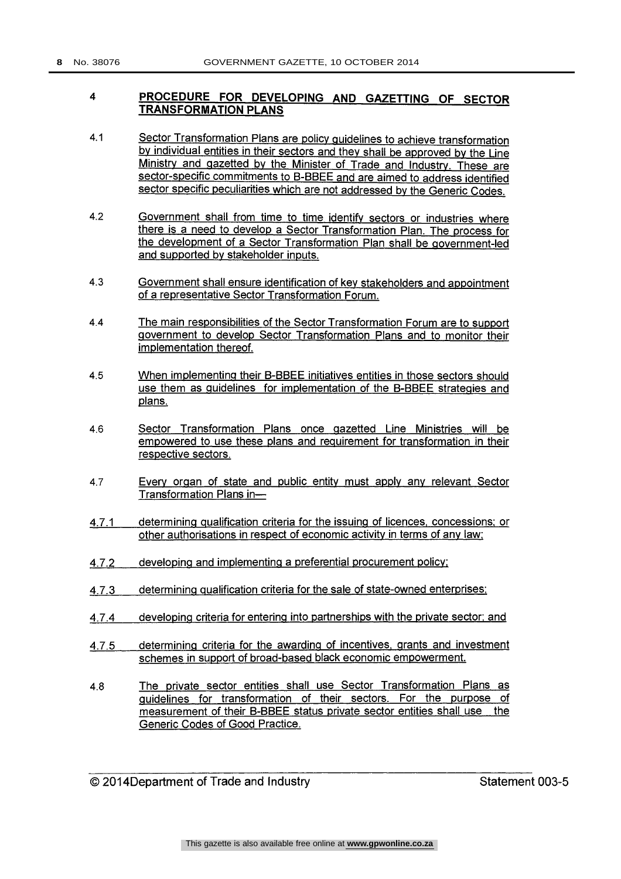## 4 PROCEDURE FOR DEVELOPING AND GAZETTING OF SECTOR TRANSFORMATION PLANS

4.1 Sector Transformation Plans are policy guidelines to achieve transformation by individual entities in their sectors and they shall be approved by the Line Ministry and gazetted by the Minister of Trade and Industry. These are sector-specific commitments to B-BBEE and are aimed to address identified sector specific peculiarities which are not addressed by the Generic Codes.

4.2 Government shall from time to time identify sectors or industries where there is a need to develop a Sector Transformation Plan. The process for the development of a Sector Transformation Plan shall be government-led and supported by stakeholder inputs.

4.3 Government shall ensure identification of key stakeholders and appointment of a representative Sector Transformation Forum.

4.4 The main responsibilities of the Sector Transformation Forum are to support government to develop Sector Transformation Plans and to monitor their implementation thereof.

4.5 When implementing their B-BBEE initiatives entities in those sectors should use them as guidelines for implementation of the B-BBEE strategies and plans.

4.6 Sector Transformation Plans once gazetted Line Ministries will be empowered to use these plans and requirement for transformation in their respective sectors.

4.7 Every organ of state and public entity must apply any relevant Sector Transformation Plans in—

4.7.1 determining qualification criteria for the issuing of licences, concessions; or other authorisations in respect of economic activity in terms of any law;

4.7.2 developing and implementing a preferential procurement policy;

4.7.3 determining qualification criteria for the sale of state-owned enterprises;

4.7.4 developing criteria for entering into partnerships with the private sector; and

4.7.5 determining criteria for the awarding of incentives, grants and investment schemes in support of broad-based black economic empowerment.

4.8 The private sector entities shall use Sector Transformation Plans as guidelines for transformation of their sectors. For the purpose of measurement of their B-BBEE status private sector entities shall use the Generic Codes of Good Practice.

© 2014Department of Trade and Industry Statement 003-5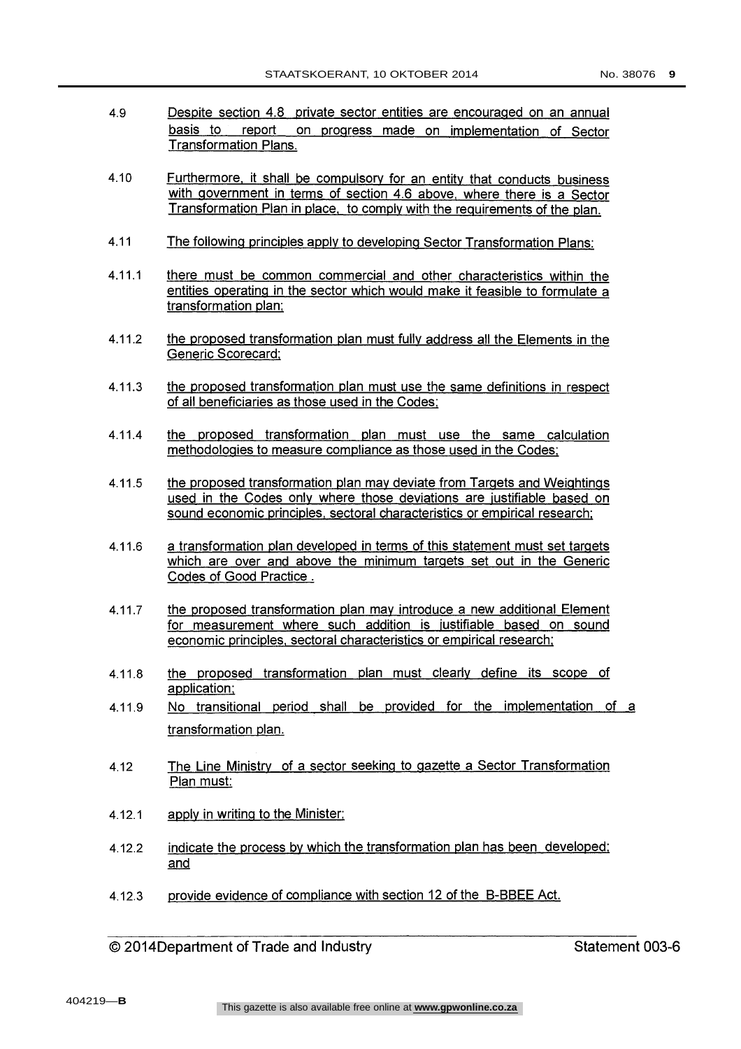4.9 Despite section 4.8 private sector entities are encouraged on an annual basis to report on progress made on implementation of Sector Transformation Plans.

4.10 Furthermore, it shall be compulsory for an entity that conducts business with government in terms of section 4.6 above, where there is a Sector Transformation Plan in place, to comply with the requirements of the plan.

4.11 The following principles apply to developing Sector Transformation Plans:

4.11.1 there must be common commercial and other characteristics within the entities operating in the sector which would make it feasible to formulate a transformation plan;

4.11.2 the proposed transformation plan must fully address all the Elements in the Generic Scorecard;

4.11.3 the proposed transformation plan must use the same definitions in respect of all beneficiaries as those used in the Codes;

4.11.4 the proposed transformation plan must use the same calculation methodologies to measure compliance as those used in the Codes;

4.11.5 the proposed transformation plan may deviate from Targets and Weightings used in the Codes only where those deviations are justifiable based on sound economic principles, sectoral characteristics or empirical research;

4.11.6 a transformation plan developed in terms of this statement must set targets which are over and above the minimum targets set out in the Generic Codes of Good Practice .

4.11.7 the proposed transformation plan may introduce a new additional Element for measurement where such addition is justifiable based on sound economic principles, sectoral characteristics or empirical research;

4.11.8 the proposed transformation plan must clearly define its scope of application;

4.11.9 No transitional period shall be provided for the implementation of a transformation plan.

4.12 The Line Ministry of a sector seeking to gazette a Sector Transformation Plan must:

4.12.1 apply in writing to the Minister;

4.12.2 indicate the process by which the transformation plan has been developed; and

4.12.3 provide evidence of compliance with section 12 of the B-BBEE Act.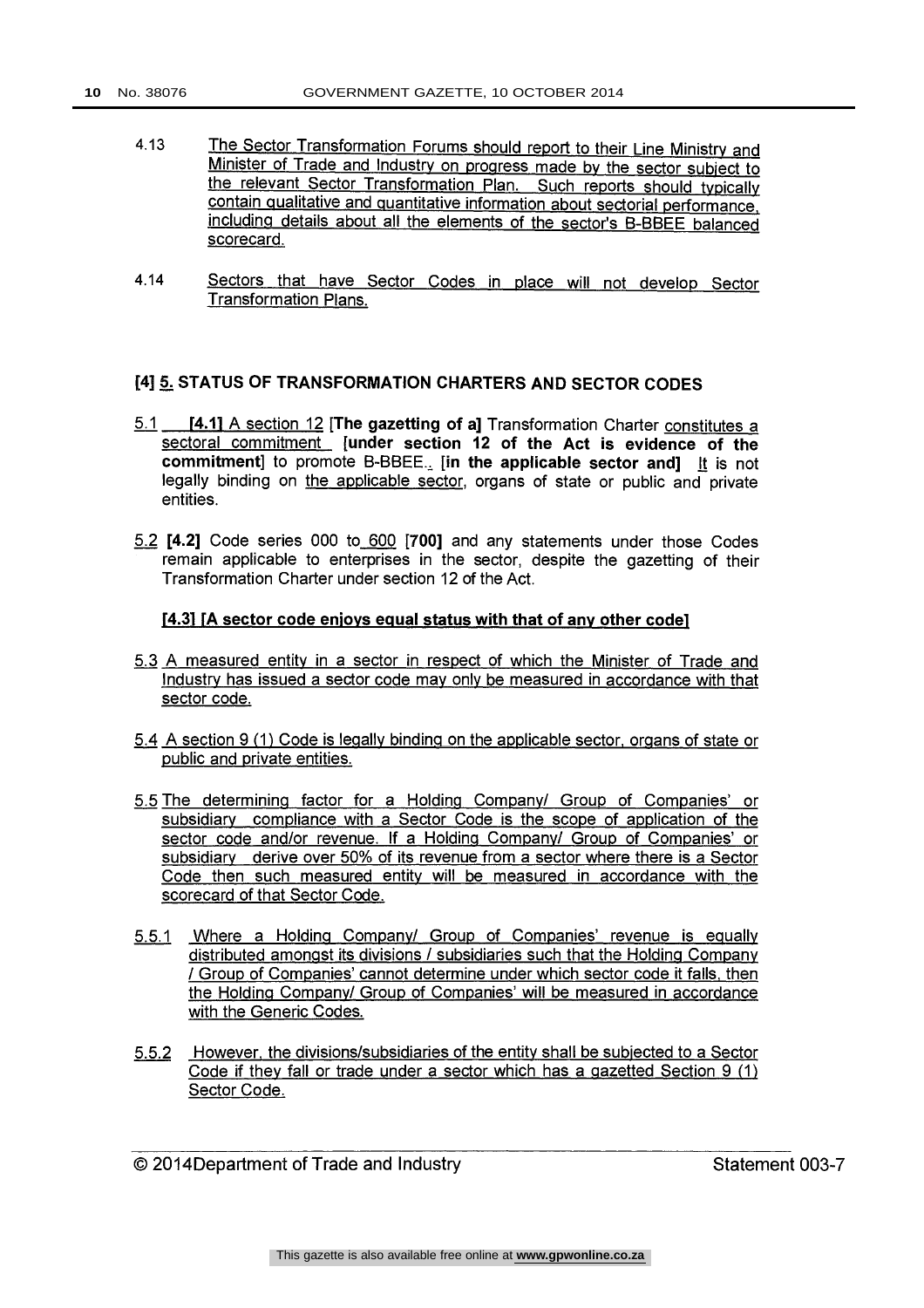4.13 The Sector Transformation Forums should report to their Line Ministry and Minister of Trade and Industry on progress made by the sector subject to the relevant Sector Transformation Plan. Such reports should typically contain qualitative and quantitative information about sectorial performance, including details about all the elements of the sector's B-BBEE balanced scorecard.

4.14 Sectors that have Sector Codes in place will not develop Sector Transformation Plans.

## [4] 5. STATUS OF TRANSFORMATION CHARTERS AND SECTOR CODES

5.1 **[4.1]** A section 12 [**The gazetting of a]** Transformation Charter constitutes a sectoral commitment [**under section 12 of the Act is evidence of the commitment**] to promote B-BBEE.. [**in the applicable sector and]** It is not legally binding on the applicable sector, organs of state or public and private entities.

5.2 **[4.2]** Code series 000 to 600 [**700]** and any statements under those Codes remain applicable to enterprises in the sector, despite the gazetting of their Transformation Charter under section 12 of the Act.

**[4.3] [A sector code enjoys equal status with that of any other code]**

5.3 A measured entity in a sector in respect of which the Minister of Trade and Industry has issued a sector code may only be measured in accordance with that sector code.

5.4 A section 9 (1) Code is legally binding on the applicable sector, organs of state or public and private entities.

5.5 The determining factor for a Holding Company/ Group of Companies' or subsidiary compliance with a Sector Code is the scope of application of the sector code and/or revenue. If a Holding Company/ Group of Companies' or subsidiary derive over 50% of its revenue from a sector where there is a Sector Code then such measured entity will be measured in accordance with the scorecard of that Sector Code.

5.5.1 Where a Holding Company/ Group of Companies' revenue is equally distributed amongst its divisions / subsidiaries such that the Holding Company / Group of Companies' cannot determine under which sector code it falls, then the Holding Company/ Group of Companies' will be measured in accordance with the Generic Codes.

5.5.2 However, the divisions/subsidiaries of the entity shall be subjected to a Sector Code if they fall or trade under a sector which has a gazetted Section 9 (1) Sector Code.

© 2014Department of Trade and Industry Statement 003-7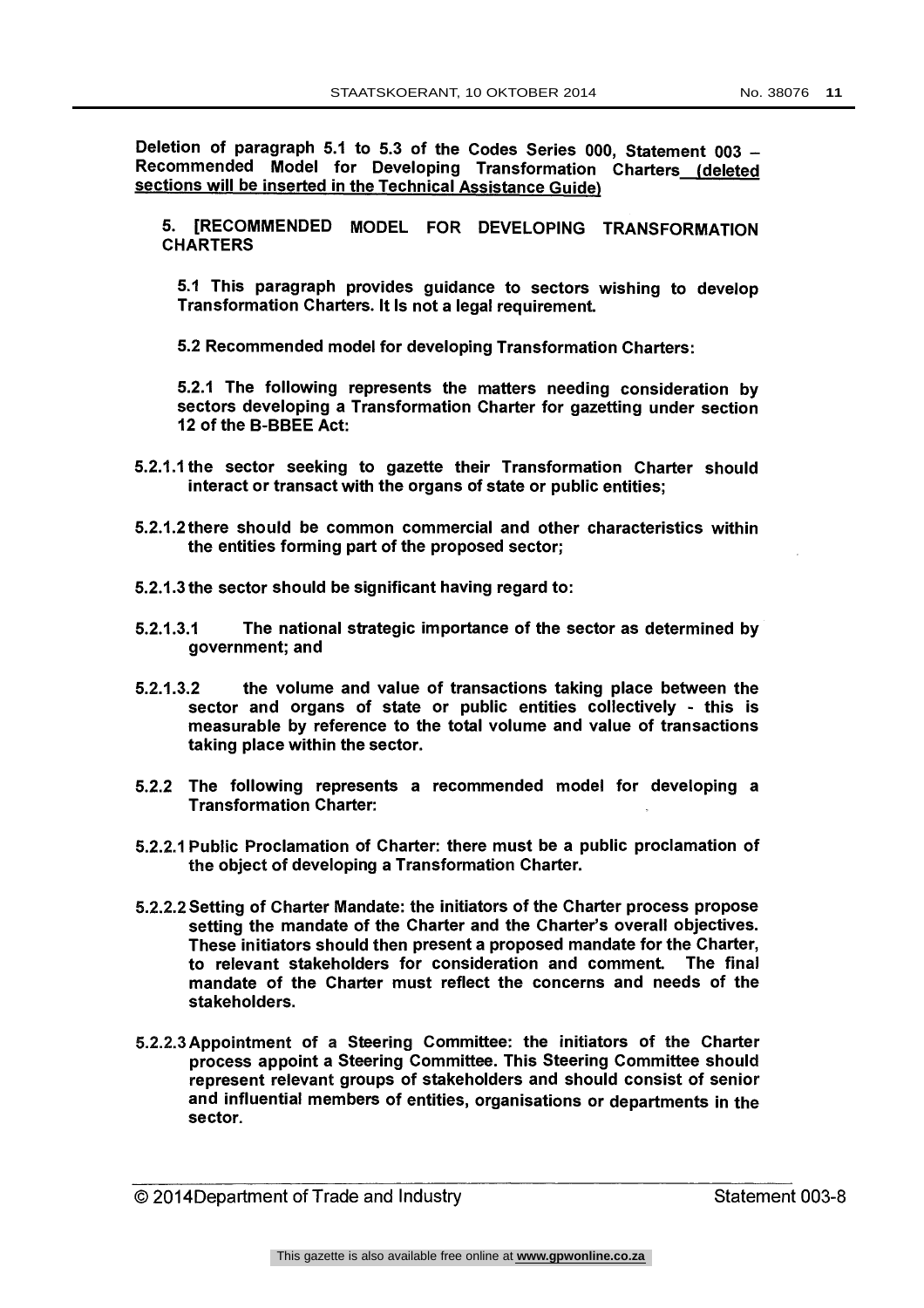**Deletion of paragraph 5.1 to 5.3 of the Codes Series 000, Statement 003 – Recommended Model for Developing Transformation Charters <u>(deleted sections will be inserted in the Technical Assistance Guide)</u>**

**5. [RECOMMENDED MODEL FOR DEVELOPING TRANSFORMATION CHARTERS**

**5.1 This paragraph provides guidance to sectors wishing to develop Transformation Charters. It Is not a legal requirement.**

**5.2 Recommended model for developing Transformation Charters:**

**5.2.1 The following represents the matters needing consideration by sectors developing a Transformation Charter for gazetting under section 12 of the B-BBEE Act:**

**5.2.1.1 the sector seeking to gazette their Transformation Charter should interact or transact with the organs of state or public entities;**

**5.2.1.2 there should be common commercial and other characteristics within the entities forming part of the proposed sector;**

**5.2.1.3 the sector should be significant having regard to:**

**5.2.1.3.1 The national strategic importance of the sector as determined by government; and**

**5.2.1.3.2 the volume and value of transactions taking place between the sector and organs of state or public entities collectively - this is measurable by reference to the total volume and value of transactions taking place within the sector.**

**5.2.2 The following represents a recommended model for developing a Transformation Charter:**

**5.2.2.1 Public Proclamation of Charter: there must be a public proclamation of the object of developing a Transformation Charter.**

**5.2.2.2 Setting of Charter Mandate: the initiators of the Charter process propose setting the mandate of the Charter and the Charter's overall objectives. These initiators should then present a proposed mandate for the Charter, to relevant stakeholders for consideration and comment. The final mandate of the Charter must reflect the concerns and needs of the stakeholders.**

**5.2.2.3 Appointment of a Steering Committee: the initiators of the Charter process appoint a Steering Committee. This Steering Committee should represent relevant groups of stakeholders and should consist of senior and influential members of entities, organisations or departments in the sector.**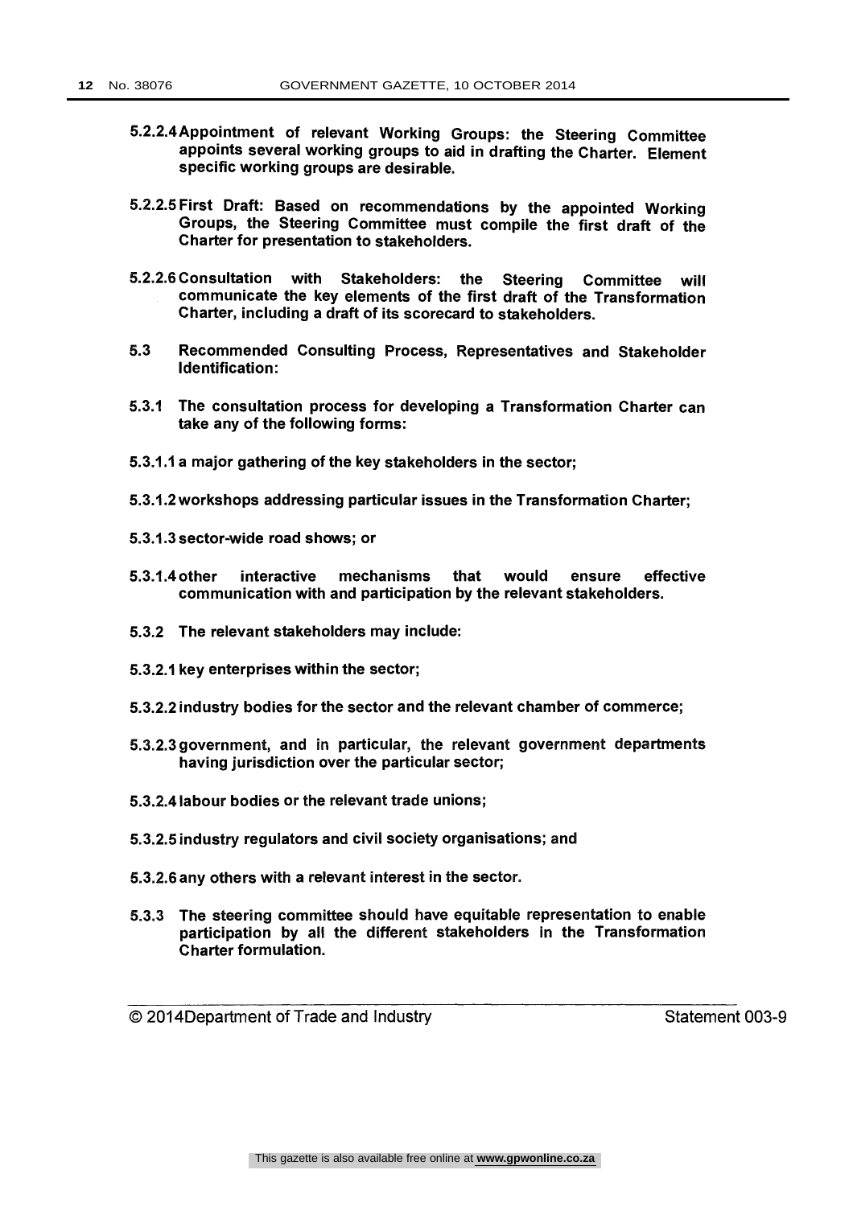**5.2.2.4 Appointment of relevant Working Groups: the Steering Committee appoints several working groups to aid in drafting the Charter. Element specific working groups are desirable.**

**5.2.2.5 First Draft: Based on recommendations by the appointed Working Groups, the Steering Committee must compile the first draft of the Charter for presentation to stakeholders.**

**5.2.2.6 Consultation with Stakeholders: the Steering Committee will communicate the key elements of the first draft of the Transformation Charter, including a draft of its scorecard to stakeholders.**

**5.3 Recommended Consulting Process, Representatives and Stakeholder Identification:**

**5.3.1 The consultation process for developing a Transformation Charter can take any of the following forms:**

**5.3.1.1 a major gathering of the key stakeholders in the sector;**

**5.3.1.2 workshops addressing particular issues in the Transformation Charter;**

**5.3.1.3 sector-wide road shows; or**

**5.3.1.4 other interactive mechanisms that would ensure effective communication with and participation by the relevant stakeholders.**

**5.3.2 The relevant stakeholders may include:**

**5.3.2.1 key enterprises within the sector;**

**5.3.2.2 industry bodies for the sector and the relevant chamber of commerce;**

**5.3.2.3 government, and in particular, the relevant government departments having jurisdiction over the particular sector;**

**5.3.2.4 labour bodies or the relevant trade unions;**

**5.3.2.5 industry regulators and civil society organisations; and**

**5.3.2.6 any others with a relevant interest in the sector.**

**5.3.3 The steering committee should have equitable representation to enable participation by all the different stakeholders in the Transformation Charter formulation.**

© 2014Department of Trade and Industry Statement 003-9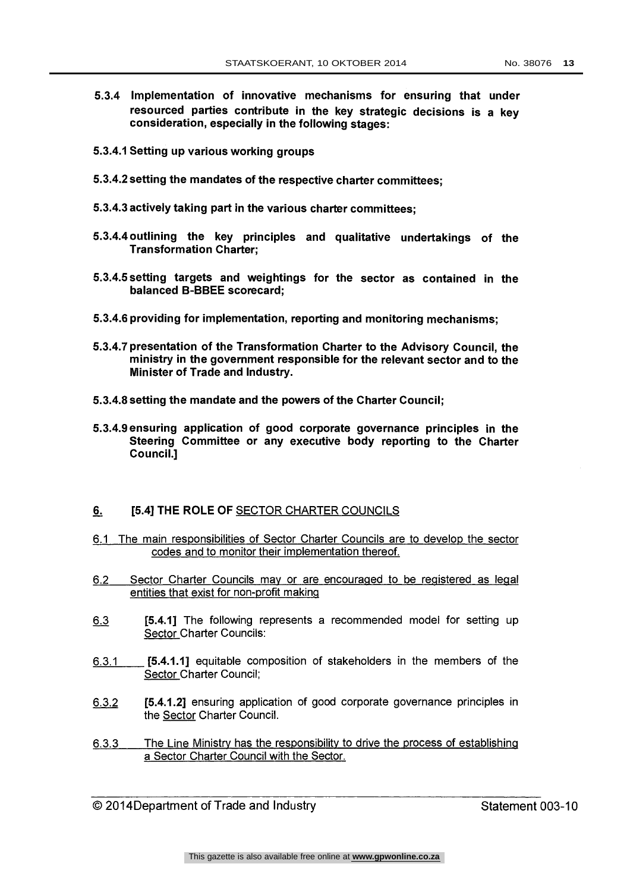**5.3.4 Implementation of innovative mechanisms for ensuring that under resourced parties contribute in the key strategic decisions is a key consideration, especially in the following stages:**

**5.3.4.1 Setting up various working groups**

**5.3.4.2 setting the mandates of the respective charter committees;**

**5.3.4.3 actively taking part in the various charter committees;**

**5.3.4.4 outlining the key principles and qualitative undertakings of the Transformation Charter;**

**5.3.4.5 setting targets and weightings for the sector as contained in the balanced B-BBEE scorecard;**

**5.3.4.6 providing for implementation, reporting and monitoring mechanisms;**

**5.3.4.7 presentation of the Transformation Charter to the Advisory Council, the ministry in the government responsible for the relevant sector and to the Minister of Trade and Industry.**

**5.3.4.8 setting the mandate and the powers of the Charter Council;**

**5.3.4.9 ensuring application of good corporate governance principles in the Steering Committee or any executive body reporting to the Charter Council.]**

## 6. [5.4] THE ROLE OF SECTOR CHARTER COUNCILS

6.1 The main responsibilities of Sector Charter Councils are to develop the sector codes and to monitor their implementation thereof.

6.2 Sector Charter Councils may or are encouraged to be registered as legal entities that exist for non-profit making

6.3 **[5.4.1]** The following represents a recommended model for setting up Sector Charter Councils:

6.3.1 **[5.4.1.1]** equitable composition of stakeholders in the members of the Sector Charter Council;

6.3.2 **[5.4.1.2]** ensuring application of good corporate governance principles in the Sector Charter Council.

6.3.3 The Line Ministry has the responsibility to drive the process of establishing a Sector Charter Council with the Sector.

© 2014Department of Trade and Industry Statement 003-10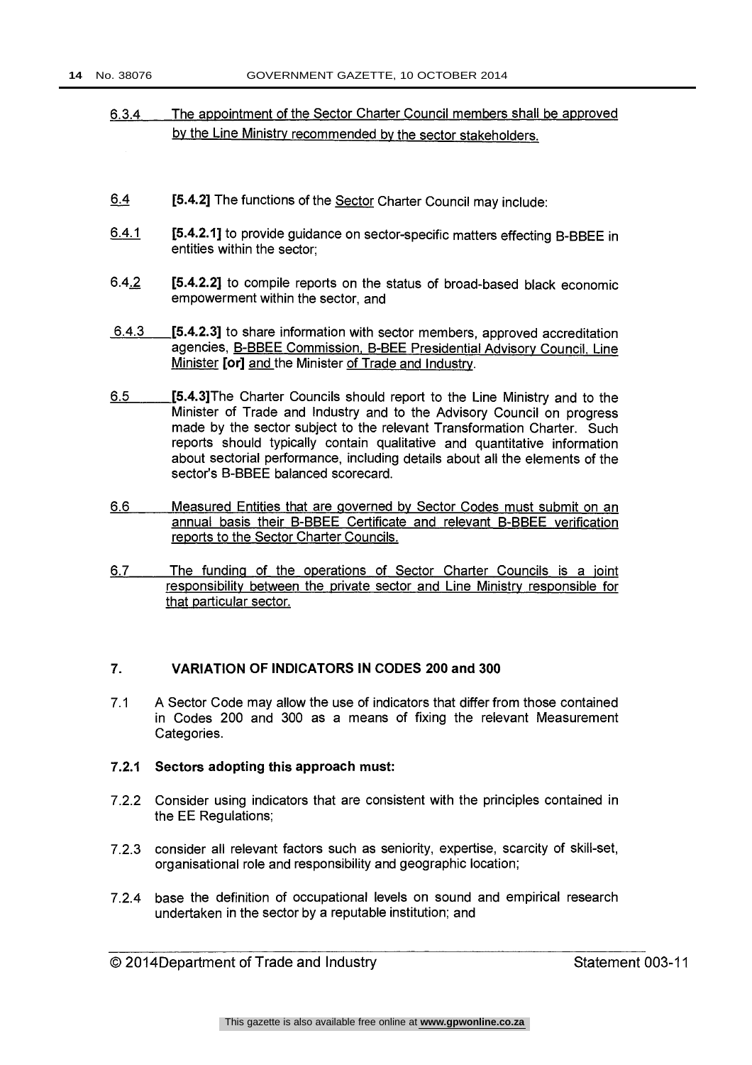6.3.4 The appointment of the Sector Charter Council members shall be approved by the Line Ministry recommended by the sector stakeholders.

6.4 **[5.4.2]** The functions of the Sector Charter Council may include:

6.4.1 **[5.4.2.1]** to provide guidance on sector-specific matters effecting B-BBEE in entities within the sector;

6.4.2 **[5.4.2.2]** to compile reports on the status of broad-based black economic empowerment within the sector, and

6.4.3 **[5.4.2.3]** to share information with sector members, approved accreditation agencies, B-BBEE Commission, B-BEE Presidential Advisory Council, Line Minister **[or]** and the Minister of Trade and Industry.

6.5 **[5.4.3]**The Charter Councils should report to the Line Ministry and to the Minister of Trade and Industry and to the Advisory Council on progress made by the sector subject to the relevant Transformation Charter. Such reports should typically contain qualitative and quantitative information about sectorial performance, including details about all the elements of the sector's B-BBEE balanced scorecard.

6.6 Measured Entities that are governed by Sector Codes must submit on an annual basis their B-BBEE Certificate and relevant B-BBEE verification reports to the Sector Charter Councils.

6.7 The funding of the operations of Sector Charter Councils is a joint responsibility between the private sector and Line Ministry responsible for that particular sector.

## 7. VARIATION OF INDICATORS IN CODES 200 and 300

7.1 A Sector Code may allow the use of indicators that differ from those contained in Codes 200 and 300 as a means of fixing the relevant Measurement Categories.

**7.2.1 Sectors adopting this approach must:**

7.2.2 Consider using indicators that are consistent with the principles contained in the EE Regulations;

7.2.3 consider all relevant factors such as seniority, expertise, scarcity of skill-set, organisational role and responsibility and geographic location;

7.2.4 base the definition of occupational levels on sound and empirical research undertaken in the sector by a reputable institution; and

© 2014Department of Trade and Industry Statement 003-11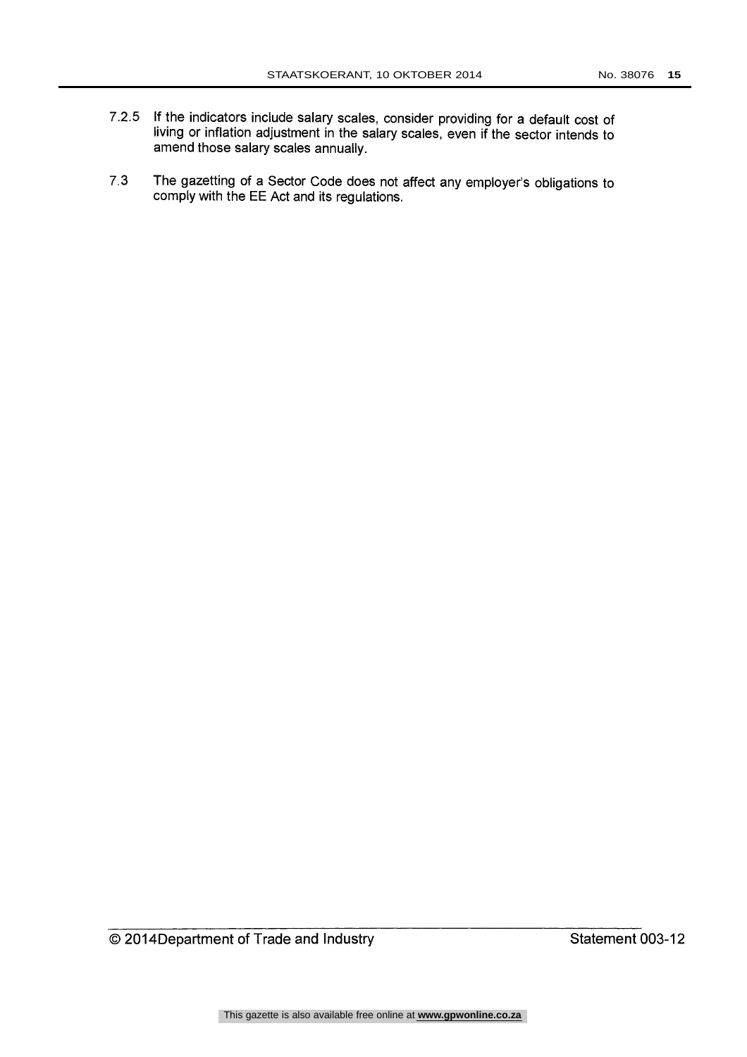7.2.5 If the indicators include salary scales, consider providing for a default cost of living or inflation adjustment in the salary scales, even if the sector intends to amend those salary scales annually.

7.3 The gazetting of a Sector Code does not affect any employer's obligations to comply with the EE Act and its regulations.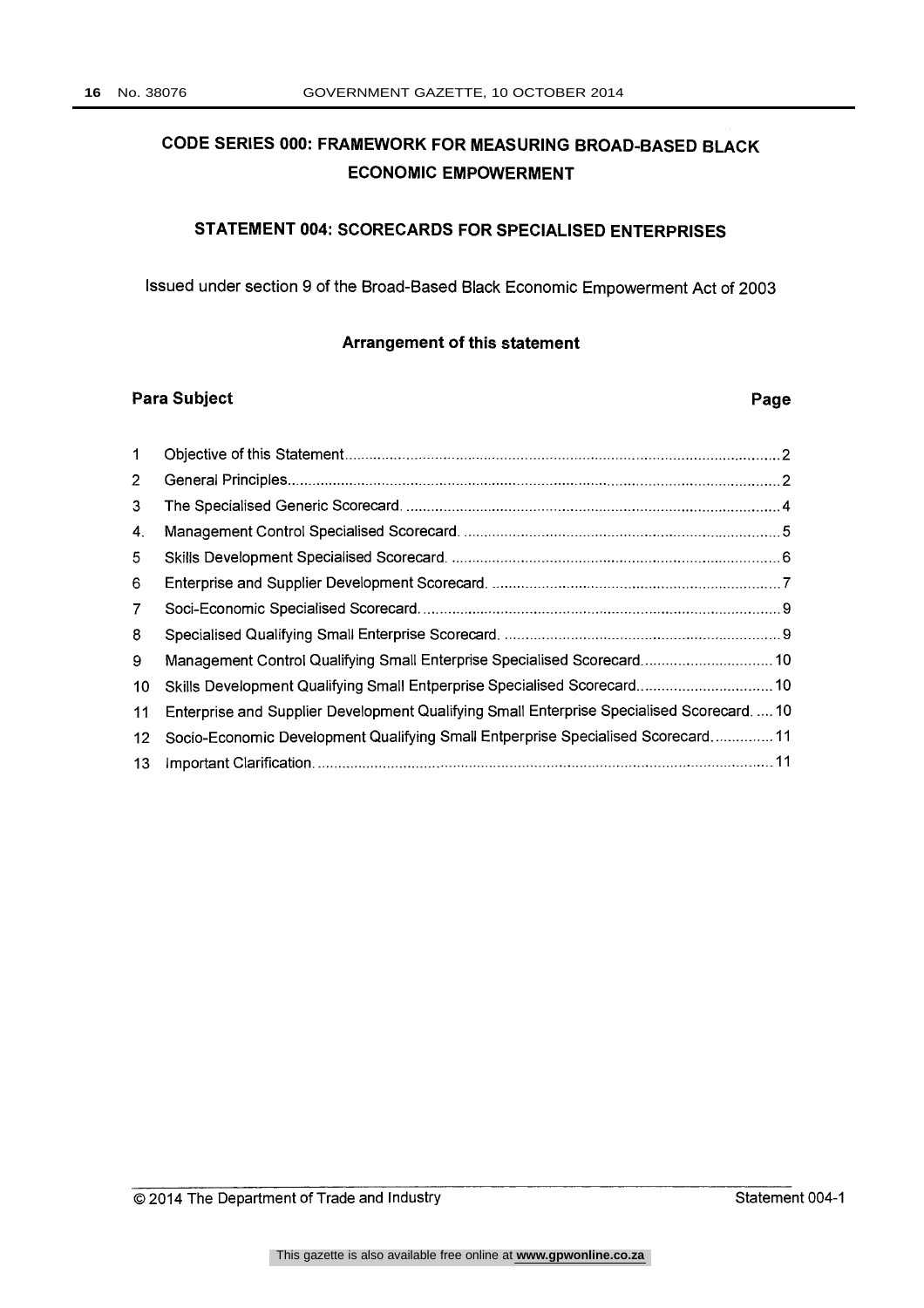# CODE SERIES 000: FRAMEWORK FOR MEASURING BROAD-BASED BLACK ECONOMIC EMPOWERMENT

## STATEMENT 004: SCORECARDS FOR SPECIALISED ENTERPRISES

Issued under section 9 of the Broad-Based Black Economic Empowerment Act of 2003

### Arrangement of this statement

| Para | Subject | Page |
|---|---|---|
| 1 | Objective of this Statement | 2 |
| 2 | General Principles | 2 |
| 3 | The Specialised Generic Scorecard. | 4 |
| 4. | Management Control Specialised Scorecard. | 5 |
| 5 | Skills Development Specialised Scorecard. | 6 |
| 6 | Enterprise and Supplier Development Scorecard. | 7 |
| 7 | Soci-Economic Specialised Scorecard. | 9 |
| 8 | Specialised Qualifying Small Enterprise Scorecard. | 9 |
| 9 | Management Control Qualifying Small Enterprise Specialised Scorecard. | 10 |
| 10 | Skills Development Qualifying Small Entperprise Specialised Scorecard. | 10 |
| 11 | Enterprise and Supplier Development Qualifying Small Enterprise Specialised Scorecard. | 10 |
| 12 | Socio-Economic Development Qualifying Small Entperprise Specialised Scorecard. | 11 |
| 13 | Important Clarification. | 11 |

© 2014 The Department of Trade and Industry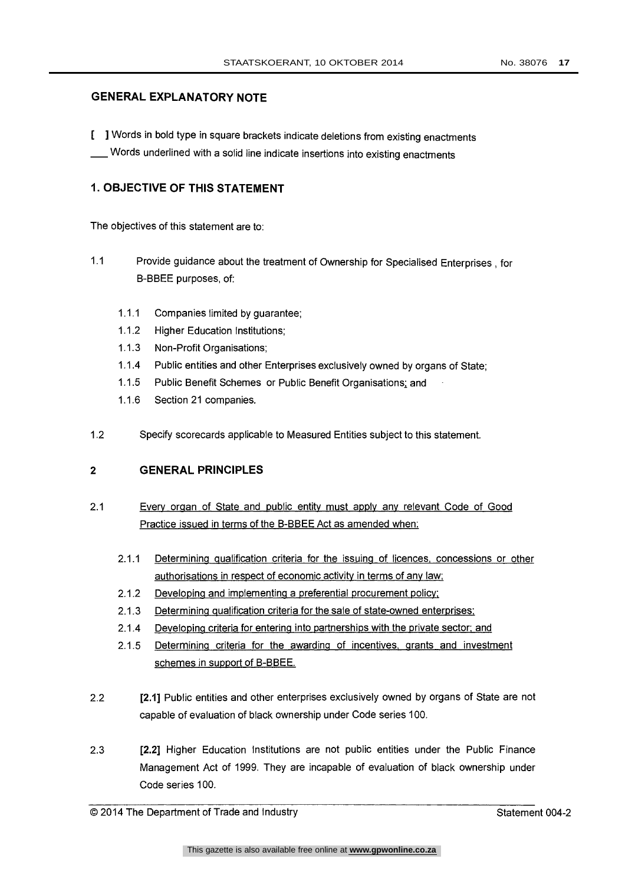## GENERAL EXPLANATORY NOTE

**[ ]** Words in bold type in square brackets indicate deletions from existing enactments

___ Words underlined with a solid line indicate insertions into existing enactments

## 1. OBJECTIVE OF THIS STATEMENT

The objectives of this statement are to:

1.1 Provide guidance about the treatment of Ownership for Specialised Enterprises , for B-BBEE purposes, of:

- 1.1.1 Companies limited by guarantee;
- 1.1.2 Higher Education Institutions;
- 1.1.3 Non-Profit Organisations;
- 1.1.4 Public entities and other Enterprises exclusively owned by organs of State;
- 1.1.5 Public Benefit Schemes or Public Benefit Organisations<u>;</u> and
- 1.1.6 Section 21 companies.

1.2 Specify scorecards applicable to Measured Entities subject to this statement.

## 2 GENERAL PRINCIPLES

2.1 <u>Every organ of State and public entity must apply any relevant Code of Good Practice issued in terms of the B-BBEE Act as amended when:</u>

- 2.1.1 <u>Determining qualification criteria for the issuing of licences, concessions or other authorisations in respect of economic activity in terms of any law;</u>
- 2.1.2 <u>Developing and implementing a preferential procurement policy;</u>
- 2.1.3 <u>Determining qualification criteria for the sale of state-owned enterprises;</u>
- 2.1.4 <u>Developing criteria for entering into partnerships with the private sector; and</u>
- 2.1.5 <u>Determining criteria for the awarding of incentives, grants and investment schemes in support of B-BBEE.</u>

2.2 **[2.1]** Public entities and other enterprises exclusively owned by organs of State are not capable of evaluation of black ownership under Code series 100.

2.3 **[2.2]** Higher Education Institutions are not public entities under the Public Finance Management Act of 1999. They are incapable of evaluation of black ownership under Code series 100.

© 2014 The Department of Trade and Industry Statement 004-2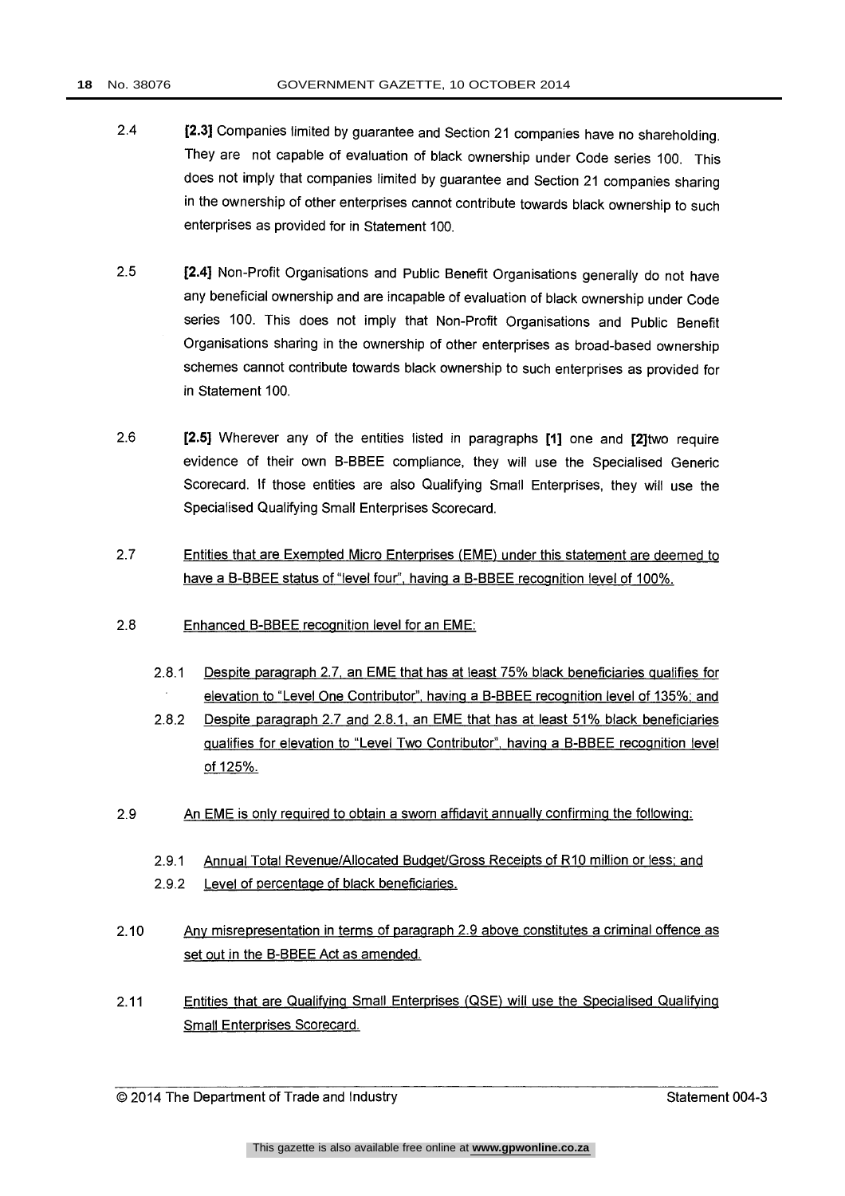2.4 [2.3] Companies limited by guarantee and Section 21 companies have no shareholding. They are not capable of evaluation of black ownership under Code series 100. This does not imply that companies limited by guarantee and Section 21 companies sharing in the ownership of other enterprises cannot contribute towards black ownership to such enterprises as provided for in Statement 100.

2.5 [2.4] Non-Profit Organisations and Public Benefit Organisations generally do not have any beneficial ownership and are incapable of evaluation of black ownership under Code series 100. This does not imply that Non-Profit Organisations and Public Benefit Organisations sharing in the ownership of other enterprises as broad-based ownership schemes cannot contribute towards black ownership to such enterprises as provided for in Statement 100.

2.6 [2.5] Wherever any of the entities listed in paragraphs [1] one and [2]two require evidence of their own B-BBEE compliance, they will use the Specialised Generic Scorecard. If those entities are also Qualifying Small Enterprises, they will use the Specialised Qualifying Small Enterprises Scorecard.

2.7 Entities that are Exempted Micro Enterprises (EME) under this statement are deemed to have a B-BBEE status of "level four", having a B-BBEE recognition level of 100%.

2.8 Enhanced B-BBEE recognition level for an EME:

2.8.1 Despite paragraph 2.7, an EME that has at least 75% black beneficiaries qualifies for elevation to "Level One Contributor", having a B-BBEE recognition level of 135%; and

2.8.2 Despite paragraph 2.7 and 2.8.1, an EME that has at least 51% black beneficiaries qualifies for elevation to "Level Two Contributor", having a B-BBEE recognition level of 125%.

2.9 An EME is only required to obtain a sworn affidavit annually confirming the following:

2.9.1 Annual Total Revenue/Allocated Budget/Gross Receipts of R10 million or less; and

2.9.2 Level of percentage of black beneficiaries.

2.10 Any misrepresentation in terms of paragraph 2.9 above constitutes a criminal offence as set out in the B-BBEE Act as amended.

2.11 Entities that are Qualifying Small Enterprises (QSE) will use the Specialised Qualifying Small Enterprises Scorecard.

© 2014 The Department of Trade and Industry Statement 004-3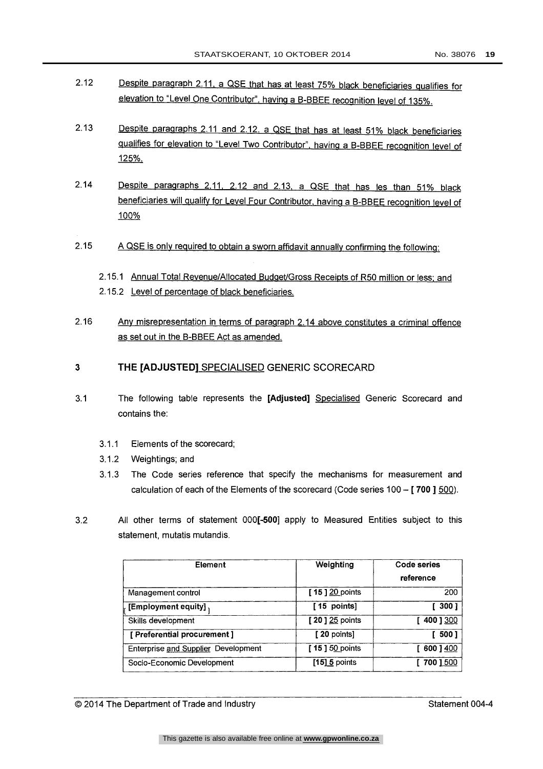2.12 Despite paragraph 2.11, a QSE that has at least 75% black beneficiaries qualifies for elevation to "Level One Contributor", having a B-BBEE recognition level of 135%.

2.13 Despite paragraphs 2.11 and 2.12, a QSE that has at least 51% black beneficiaries qualifies for elevation to "Level Two Contributor", having a B-BBEE recognition level of 125%.

2.14 Despite paragraphs 2.11, 2.12 and 2.13, a QSE that has les than 51% black beneficiaries will qualify for Level Four Contributor, having a B-BBEE recognition level of 100%

2.15 A QSE is only required to obtain a sworn affidavit annually confirming the following:

2.15.1 Annual Total Revenue/Allocated Budget/Gross Receipts of R50 million or less; and

2.15.2 Level of percentage of black beneficiaries.

2.16 Any misrepresentation in terms of paragraph 2.14 above constitutes a criminal offence as set out in the B-BBEE Act as amended.

## 3 THE [ADJUSTED] SPECIALISED GENERIC SCORECARD

3.1 The following table represents the **[Adjusted]** Specialised Generic Scorecard and contains the:

3.1.1 Elements of the scorecard;

3.1.2 Weightings; and

3.1.3 The Code series reference that specify the mechanisms for measurement and calculation of each of the Elements of the scorecard (Code series 100 – **[ 700 ]** 500).

3.2 All other terms of statement 000**[-500]** apply to Measured Entities subject to this statement, mutatis mutandis.

| Element | Weighting | Code series reference |
|---|---|---|
| Management control | [ 15 ] 20 points | 200 |
| [ **[Employment equity]** ] | [ 15 points] | [ 300 ] |
| Skills development | [ 20 ] 25 points | [ 400 ] 300 |
| **[ Preferential procurement ]** | [ 20 points] | [ 500 ] |
| Enterprise and Supplier Development | [ 15 ] 50 points | [ 600 ] 400 |
| Socio-Economic Development | [15] 5 points | [ 700 ] 500 |

© 2014 The Department of Trade and Industry — Statement 004-4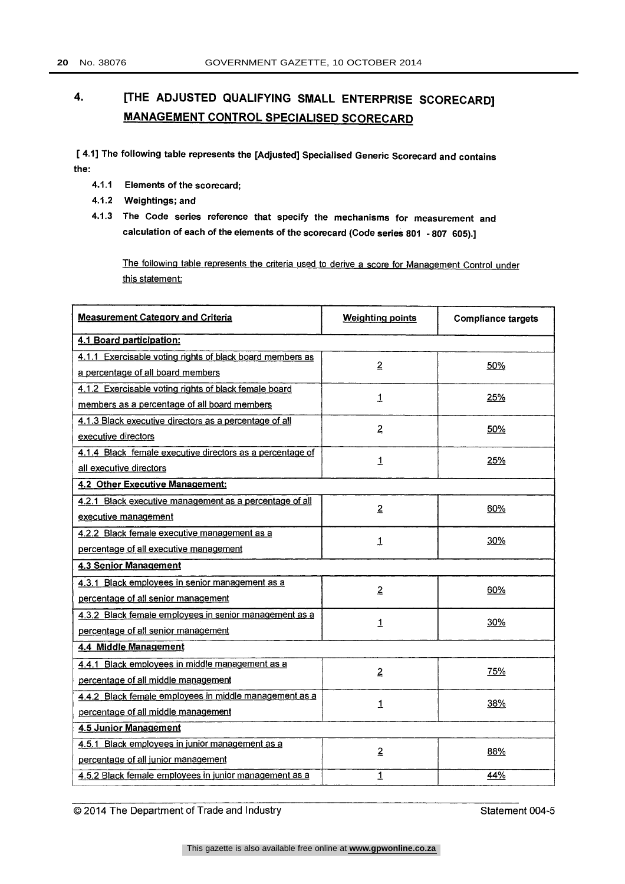## 4. [THE ADJUSTED QUALIFYING SMALL ENTERPRISE SCORECARD] MANAGEMENT CONTROL SPECIALISED SCORECARD

[ 4.1] The following table represents the [Adjusted] Specialised Generic Scorecard and contains the:

- 4.1.1 Elements of the scorecard;
- 4.1.2 Weightings; and
- 4.1.3 The Code series reference that specify the mechanisms for measurement and calculation of each of the elements of the scorecard (Code series 801 - 807 605).]

The following table represents the criteria used to derive a score for Management Control under this statement:

| Measurement Category and Criteria | Weighting points | Compliance targets |
|---|---|---|
| **4.1 Board participation:** | | |
| 4.1.1 Exercisable voting rights of black board members as a percentage of all board members | 2 | 50% |
| 4.1.2 Exercisable voting rights of black female board members as a percentage of all board members | 1 | 25% |
| 4.1.3 Black executive directors as a percentage of all executive directors | 2 | 50% |
| 4.1.4 Black female executive directors as a percentage of all executive directors | 1 | 25% |
| **4.2 Other Executive Management:** | | |
| 4.2.1 Black executive management as a percentage of all executive management | 2 | 60% |
| 4.2.2 Black female executive management as a percentage of all executive management | 1 | 30% |
| **4.3 Senior Management** | | |
| 4.3.1 Black employees in senior management as a percentage of all senior management | 2 | 60% |
| 4.3.2 Black female employees in senior management as a percentage of all senior management | 1 | 30% |
| **4.4 Middle Management** | | |
| 4.4.1 Black employees in middle management as a percentage of all middle management | 2 | 75% |
| 4.4.2 Black female employees in middle management as a percentage of all middle management | 1 | 38% |
| **4.5 Junior Management** | | |
| 4.5.1 Black employees in junior management as a percentage of all junior management | 2 | 88% |
| 4.5.2 Black female employees in junior management as a | 1 | 44% |

© 2014 The Department of Trade and Industry — Statement 004-5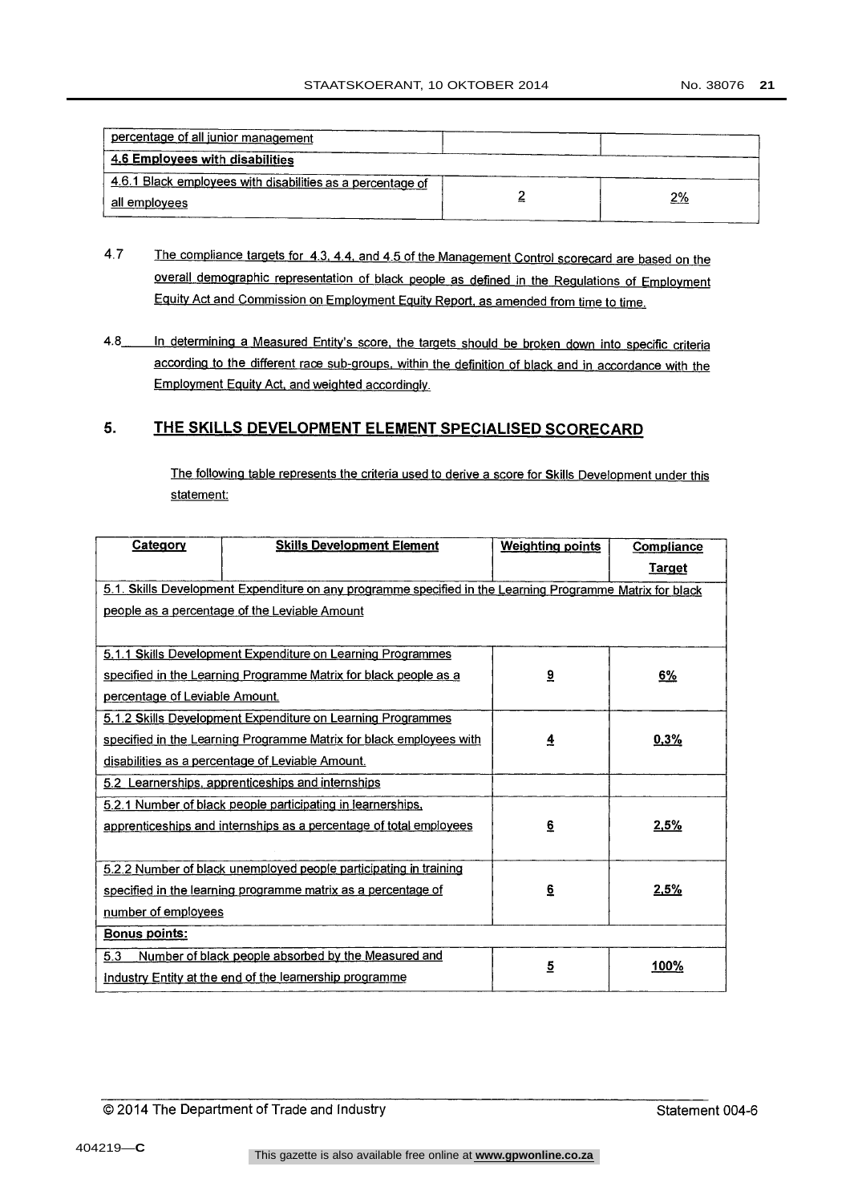| | | |
|---|---|---|
| percentage of all junior management | | |
| **4.6 Employees with disabilities** | | |
| 4.6.1 Black employees with disabilities as a percentage of all employees | 2 | 2% |

4.7 The compliance targets for 4.3, 4.4, and 4.5 of the Management Control scorecard are based on the overall demographic representation of black people as defined in the Regulations of Employment Equity Act and Commission on Employment Equity Report, as amended from time to time.

4.8 In determining a Measured Entity's score, the targets should be broken down into specific criteria according to the different race sub-groups, within the definition of black and in accordance with the Employment Equity Act, and weighted accordingly.

## 5. THE SKILLS DEVELOPMENT ELEMENT SPECIALISED SCORECARD

The following table represents the criteria used to derive a score for Skills Development under this statement:

| Category | Skills Development Element | Weighting points | Compliance Target |
|---|---|---|---|
| 5.1. Skills Development Expenditure on any programme specified in the Learning Programme Matrix for black people as a percentage of the Leviable Amount | | | |
| 5.1.1 Skills Development Expenditure on Learning Programmes specified in the Learning Programme Matrix for black people as a percentage of Leviable Amount. | | **9** | **6%** |
| 5.1.2 Skills Development Expenditure on Learning Programmes specified in the Learning Programme Matrix for black employees with disabilities as a percentage of Leviable Amount. | | **4** | **0.3%** |
| 5.2 Learnerships, apprenticeships and internships | | | |
| 5.2.1 Number of black people participating in learnerships, apprenticeships and internships as a percentage of total employees | | **6** | **2.5%** |
| 5.2.2 Number of black unemployed people participating in training specified in the learning programme matrix as a percentage of number of employees | | **6** | **2.5%** |
| **Bonus points:** | | | |
| 5.3 Number of black people absorbed by the Measured and Industry Entity at the end of the learnership programme | | **5** | **100%** |

© 2014 The Department of Trade and Industry

Statement 004-6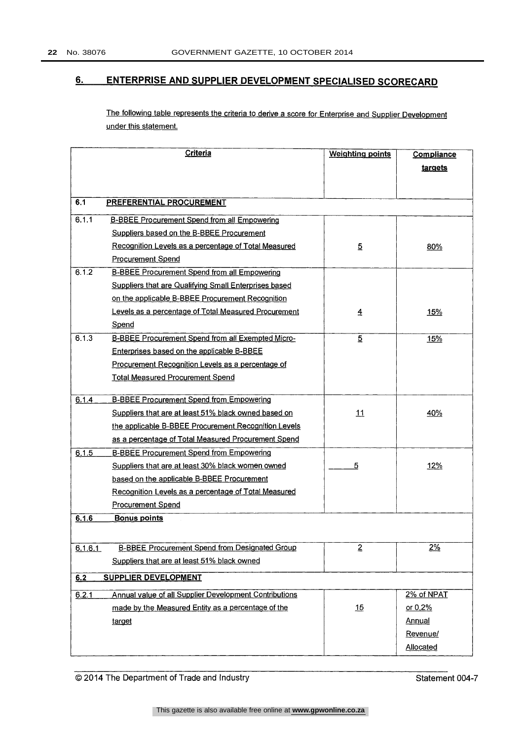## 6. ENTERPRISE AND SUPPLIER DEVELOPMENT SPECIALISED SCORECARD

The following table represents the criteria to derive a score for Enterprise and Supplier Development under this statement.

| | Criteria | Weighting points | Compliance targets |
|---|---|---|---|
| **6.1** | **PREFERENTIAL PROCUREMENT** | | |
| 6.1.1 | B-BBEE Procurement Spend from all Empowering Suppliers based on the B-BBEE Procurement Recognition Levels as a percentage of Total Measured Procurement Spend | 5 | 80% |
| 6.1.2 | B-BBEE Procurement Spend from all Empowering Suppliers that are Qualifying Small Enterprises based on the applicable B-BBEE Procurement Recognition Levels as a percentage of Total Measured Procurement Spend | 4 | 15% |
| 6.1.3 | B-BBEE Procurement Spend from all Exempted Micro-Enterprises based on the applicable B-BBEE Procurement Recognition Levels as a percentage of Total Measured Procurement Spend | 5 | 15% |
| 6.1.4 | B-BBEE Procurement Spend from Empowering Suppliers that are at least 51% black owned based on the applicable B-BBEE Procurement Recognition Levels as a percentage of Total Measured Procurement Spend | 11 | 40% |
| 6.1.5 | B-BBEE Procurement Spend from Empowering Suppliers that are at least 30% black women owned based on the applicable B-BBEE Procurement Recognition Levels as a percentage of Total Measured Procurement Spend | 5 | 12% |
| **6.1.6** | **Bonus points** | | |
| 6.1.6.1 | B-BBEE Procurement Spend from Designated Group Suppliers that are at least 51% black owned | 2 | 2% |
| **6.2** | **SUPPLIER DEVELOPMENT** | | |
| 6.2.1 | Annual value of all Supplier Development Contributions made by the Measured Entity as a percentage of the target | 15 | 2% of NPAT or 0,2% Annual Revenue/ Allocated |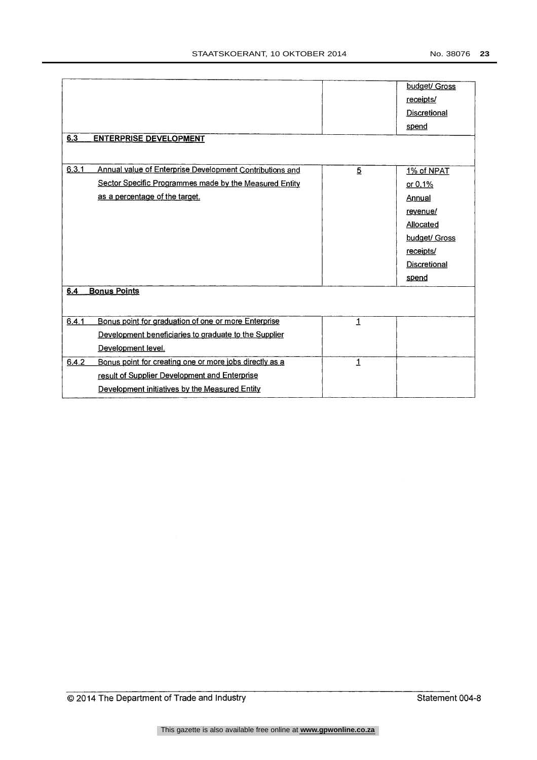| | | |
|---|---|---|
| | | budget/ Gross receipts/ Discretional spend |
| **6.3 ENTERPRISE DEVELOPMENT** | | |
| 6.3.1 Annual value of Enterprise Development Contributions and Sector Specific Programmes made by the Measured Entity as a percentage of the target. | 5 | 1% of NPAT or 0,1% Annual revenue/ Allocated budget/ Gross receipts/ Discretional spend |
| **6.4 Bonus Points** | | |
| 6.4.1 Bonus point for graduation of one or more Enterprise Development beneficiaries to graduate to the Supplier Development level. | 1 | |
| 6.4.2 Bonus point for creating one or more jobs directly as a result of Supplier Development and Enterprise Development initiatives by the Measured Entity | 1 | |

© 2014 The Department of Trade and Industry — Statement 004-8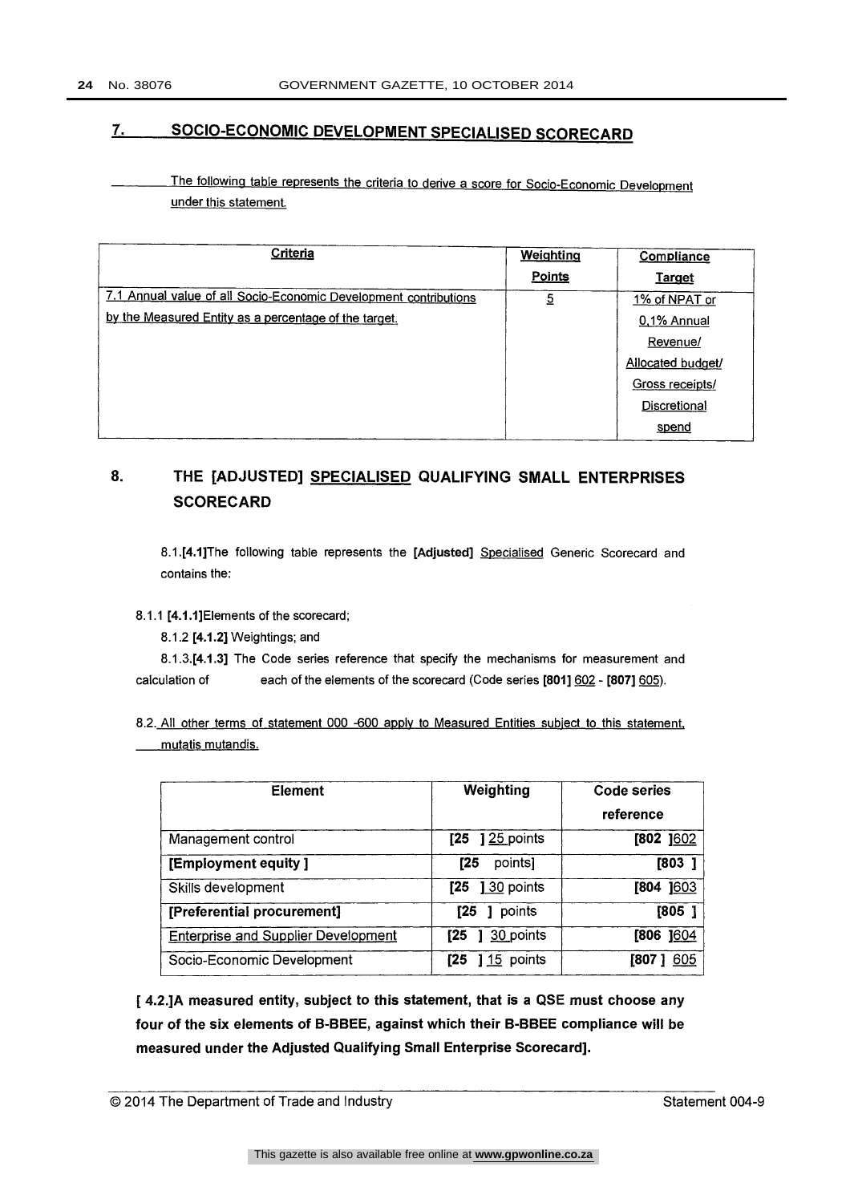## 7. SOCIO-ECONOMIC DEVELOPMENT SPECIALISED SCORECARD

The following table represents the criteria to derive a score for Socio-Economic Development under this statement.

| Criteria | Weighting Points | Compliance Target |
|---|---|---|
| 7.1 Annual value of all Socio-Economic Development contributions by the Measured Entity as a percentage of the target. | 5 | 1% of NPAT or 0.1% Annual Revenue/ Allocated budget/ Gross receipts/ Discretional spend |

## 8. THE [ADJUSTED] SPECIALISED QUALIFYING SMALL ENTERPRISES SCORECARD

8.1.[4.1]The following table represents the [Adjusted] Specialised Generic Scorecard and contains the:

8.1.1 [4.1.1]Elements of the scorecard;

8.1.2 [4.1.2] Weightings; and

8.1.3.[4.1.3] The Code series reference that specify the mechanisms for measurement and calculation of each of the elements of the scorecard (Code series [801] 602 - [807] 605).

8.2. All other terms of statement 000 -600 apply to Measured Entities subject to this statement, mutatis mutandis.

| Element | Weighting | Code series reference |
|---|---|---|
| Management control | [25 ] 25 points | [802 ]602 |
| **[Employment equity ]** | [25 points] | [803 ] |
| Skills development | [25 ] 30 points | [804 ]603 |
| **[Preferential procurement]** | [25 ] points | [805 ] |
| Enterprise and Supplier Development | [25 ] 30 points | [806 ]604 |
| Socio-Economic Development | [25 ] 15 points | [807 ] 605 |

**[ 4.2.]A measured entity, subject to this statement, that is a QSE must choose any four of the six elements of B-BBEE, against which their B-BBEE compliance will be measured under the Adjusted Qualifying Small Enterprise Scorecard].**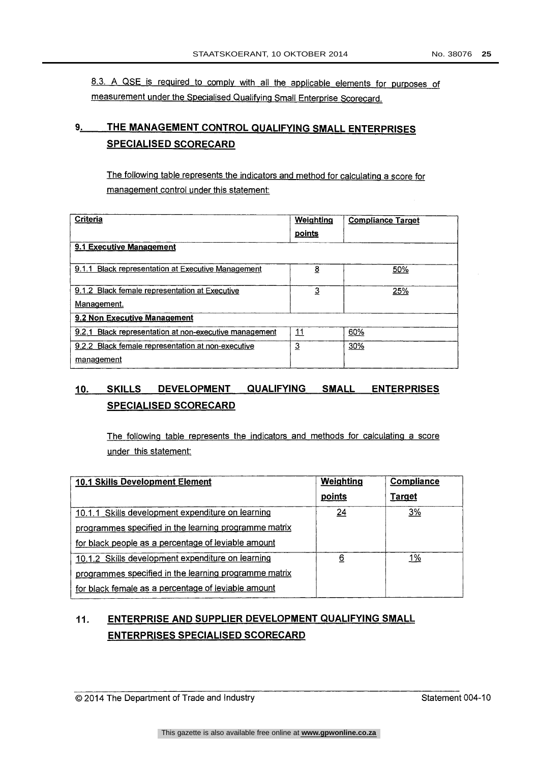8.3. A QSE is required to comply with all the applicable elements for purposes of measurement under the Specialised Qualifying Small Enterprise Scorecard.

## 9. THE MANAGEMENT CONTROL QUALIFYING SMALL ENTERPRISES SPECIALISED SCORECARD

The following table represents the indicators and method for calculating a score for management control under this statement:

| Criteria | Weighting points | Compliance Target |
|---|---|---|
| **9.1 Executive Management** | | |
| 9.1.1 Black representation at Executive Management | 8 | 50% |
| 9.1.2 Black female representation at Executive Management. | 3 | 25% |
| **9.2 Non Executive Management** | | |
| 9.2.1 Black representation at non-executive management | 11 | 60% |
| 9.2.2 Black female representation at non-executive management | 3 | 30% |

## 10. SKILLS DEVELOPMENT QUALIFYING SMALL ENTERPRISES SPECIALISED SCORECARD

The following table represents the indicators and methods for calculating a score under this statement:

| 10.1 Skills Development Element | Weighting points | Compliance Target |
|---|---|---|
| 10.1.1 Skills development expenditure on learning programmes specified in the learning programme matrix for black people as a percentage of leviable amount | 24 | 3% |
| 10.1.2 Skills development expenditure on learning programmes specified in the learning programme matrix for black female as a percentage of leviable amount | 6 | 1% |

## 11. ENTERPRISE AND SUPPLIER DEVELOPMENT QUALIFYING SMALL ENTERPRISES SPECIALISED SCORECARD

© 2014 The Department of Trade and Industry Statement 004-10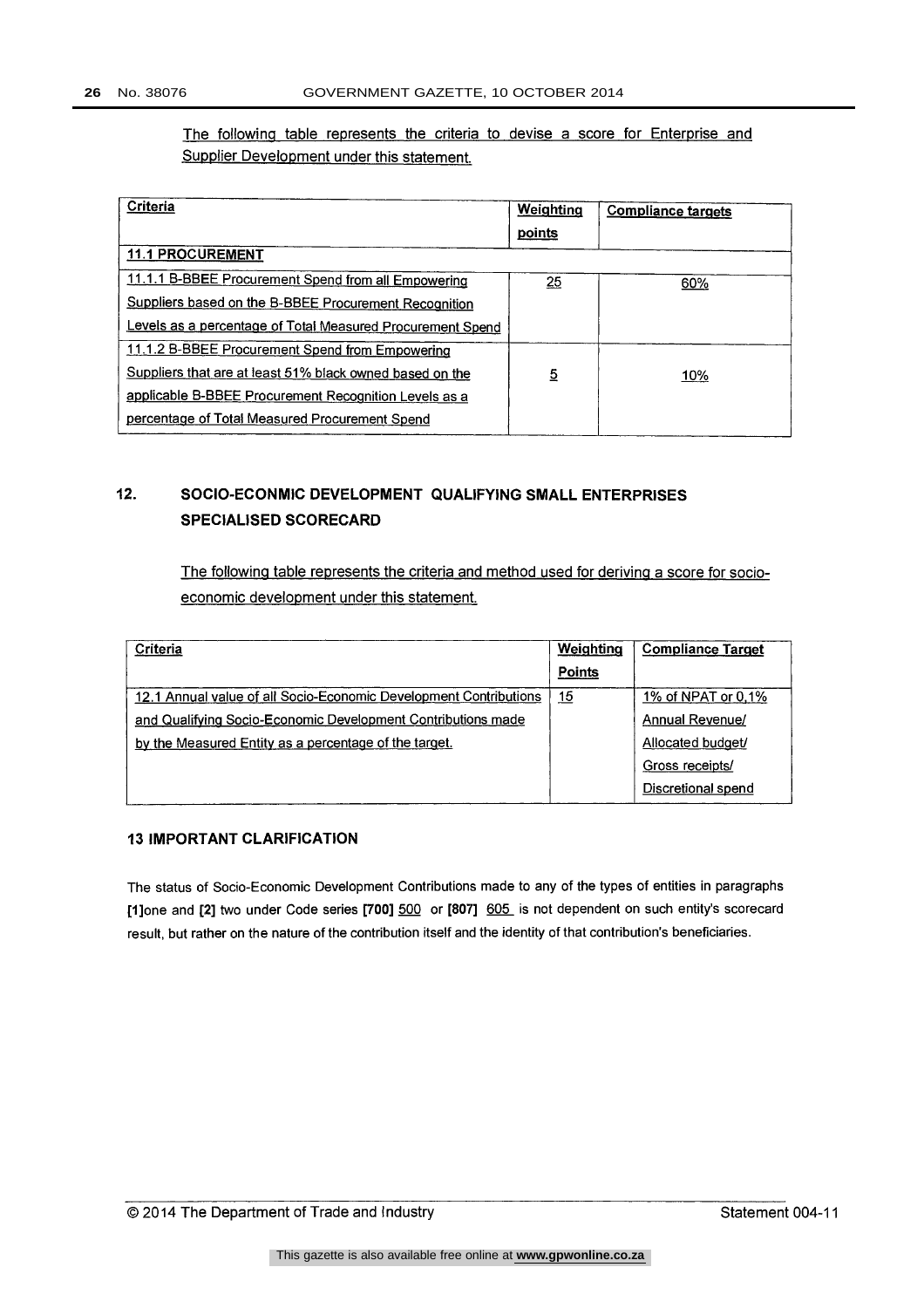The following table represents the criteria to devise a score for Enterprise and Supplier Development under this statement.

| Criteria | Weighting points | Compliance targets |
|---|---|---|
| **11.1 PROCUREMENT** | | |
| 11.1.1 B-BBEE Procurement Spend from all Empowering Suppliers based on the B-BBEE Procurement Recognition Levels as a percentage of Total Measured Procurement Spend | 25 | 60% |
| 11.1.2 B-BBEE Procurement Spend from Empowering Suppliers that are at least 51% black owned based on the applicable B-BBEE Procurement Recognition Levels as a percentage of Total Measured Procurement Spend | 5 | 10% |

## 12. SOCIO-ECONMIC DEVELOPMENT QUALIFYING SMALL ENTERPRISES SPECIALISED SCORECARD

The following table represents the criteria and method used for deriving a score for socio-economic development under this statement.

| Criteria | Weighting Points | Compliance Target |
|---|---|---|
| 12.1 Annual value of all Socio-Economic Development Contributions and Qualifying Socio-Economic Development Contributions made by the Measured Entity as a percentage of the target. | 15 | 1% of NPAT or 0,1% Annual Revenue/ Allocated budget/ Gross receipts/ Discretional spend |

### 13 IMPORTANT CLARIFICATION

The status of Socio-Economic Development Contributions made to any of the types of entities in paragraphs [1]one and [2] two under Code series [700] 500 or [807] 605 is not dependent on such entity's scorecard result, but rather on the nature of the contribution itself and the identity of that contribution's beneficiaries.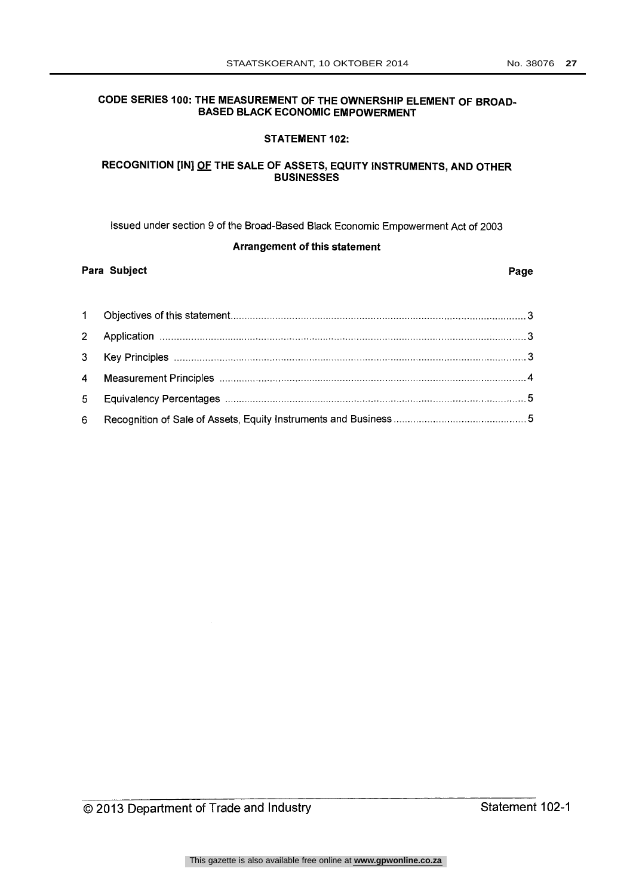# CODE SERIES 100: THE MEASUREMENT OF THE OWNERSHIP ELEMENT OF BROAD-BASED BLACK ECONOMIC EMPOWERMENT

## STATEMENT 102:

## RECOGNITION [IN] OF THE SALE OF ASSETS, EQUITY INSTRUMENTS, AND OTHER BUSINESSES

Issued under section 9 of the Broad-Based Black Economic Empowerment Act of 2003

**Arrangement of this statement**

| Para | Subject | Page |
| --- | --- | --- |
| 1 | Objectives of this statement | 3 |
| 2 | Application | 3 |
| 3 | Key Principles | 3 |
| 4 | Measurement Principles | 4 |
| 5 | Equivalency Percentages | 5 |
| 6 | Recognition of Sale of Assets, Equity Instruments and Business | 5 |

© 2013 Department of Trade and Industry — Statement 102-1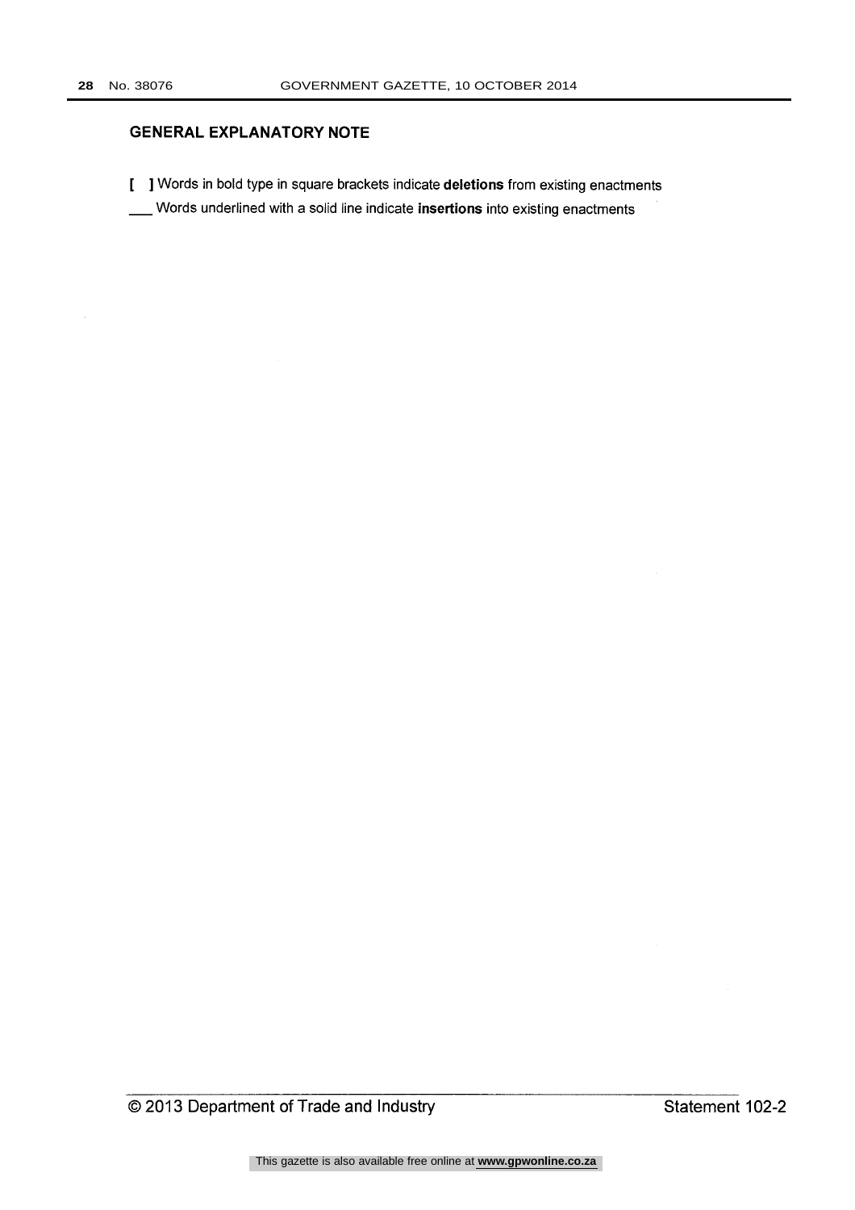## GENERAL EXPLANATORY NOTE

**[ ]** Words in bold type in square brackets indicate **deletions** from existing enactments

\_\_\_ Words underlined with a solid line indicate **insertions** into existing enactments

© 2013 Department of Trade and Industry Statement 102-2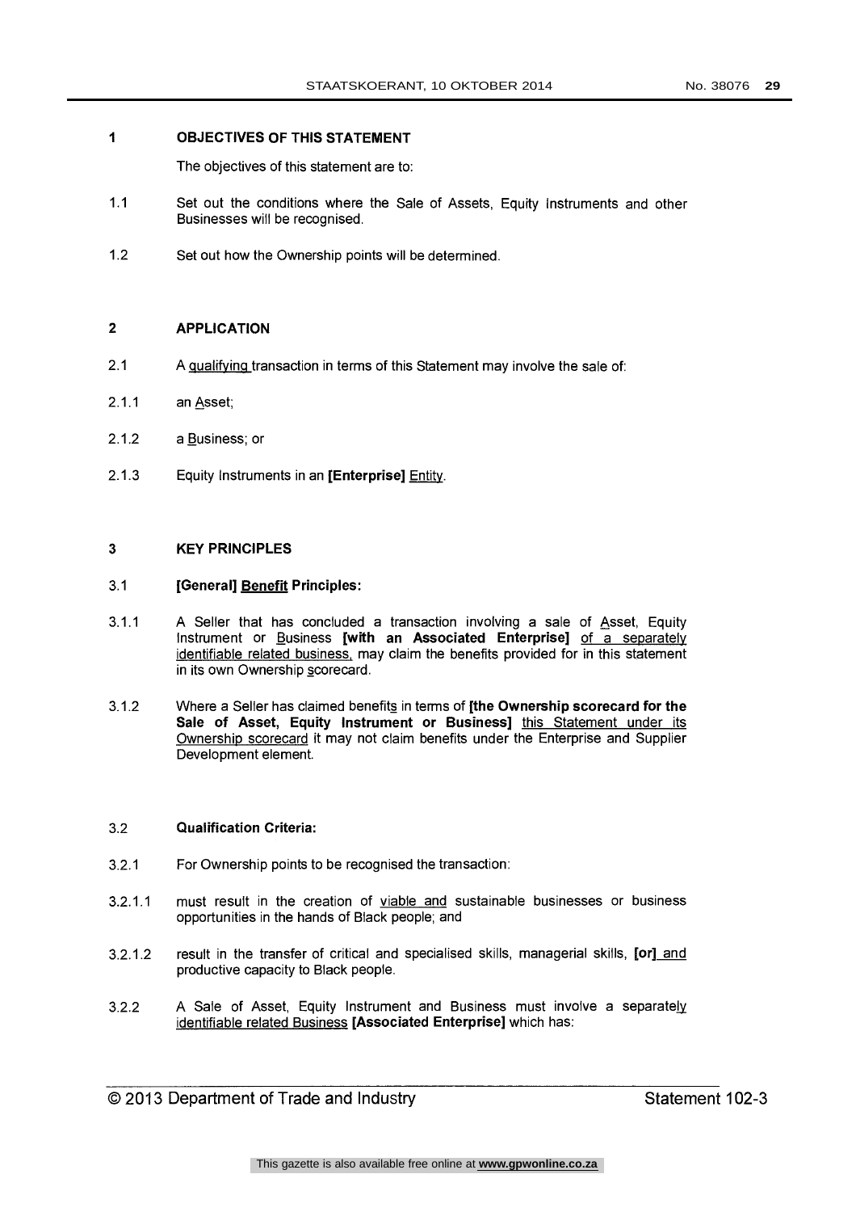## 1 OBJECTIVES OF THIS STATEMENT

The objectives of this statement are to:

1.1 Set out the conditions where the Sale of Assets, Equity Instruments and other Businesses will be recognised.

1.2 Set out how the Ownership points will be determined.

## 2 APPLICATION

2.1 A qualifying transaction in terms of this Statement may involve the sale of:

2.1.1 an Asset;

2.1.2 a Business; or

2.1.3 Equity Instruments in an **[Enterprise]** Entity.

## 3 KEY PRINCIPLES

### 3.1 [General] Benefit Principles:

3.1.1 A Seller that has concluded a transaction involving a sale of Asset, Equity Instrument or Business **[with an Associated Enterprise]** of a separately identifiable related business, may claim the benefits provided for in this statement in its own Ownership scorecard.

3.1.2 Where a Seller has claimed benefits in terms of **[the Ownership scorecard for the Sale of Asset, Equity Instrument or Business]** this Statement under its Ownership scorecard it may not claim benefits under the Enterprise and Supplier Development element.

### 3.2 Qualification Criteria:

3.2.1 For Ownership points to be recognised the transaction:

3.2.1.1 must result in the creation of viable and sustainable businesses or business opportunities in the hands of Black people; and

3.2.1.2 result in the transfer of critical and specialised skills, managerial skills, **[or]** and productive capacity to Black people.

3.2.2 A Sale of Asset, Equity Instrument and Business must involve a separately identifiable related Business **[Associated Enterprise]** which has: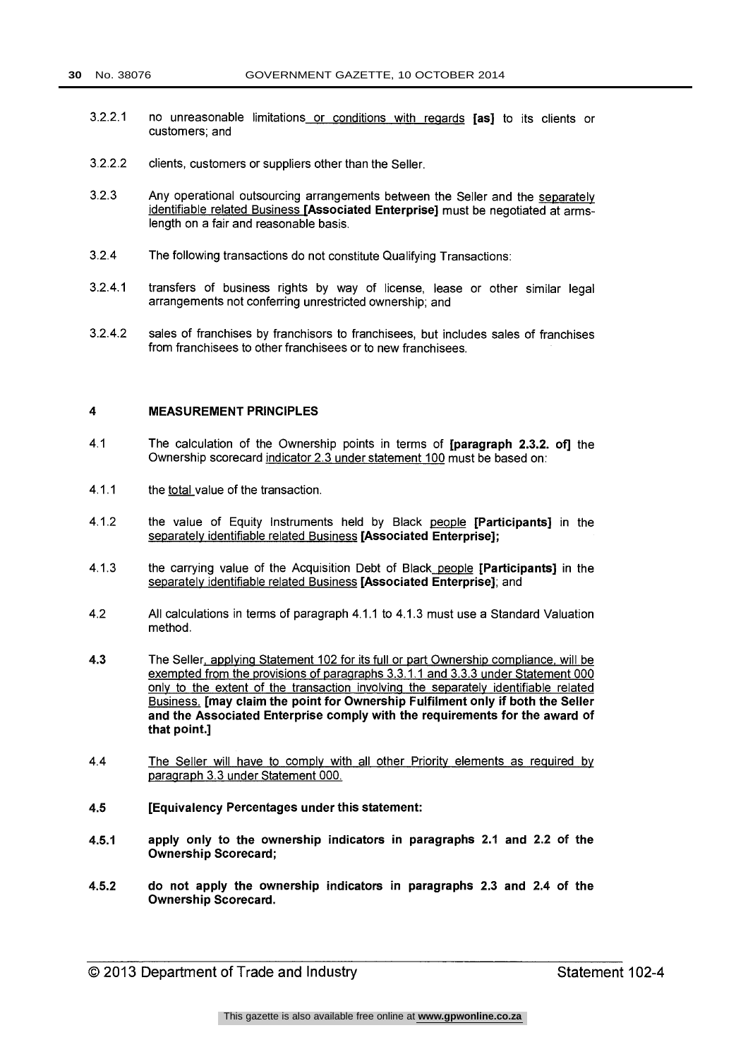3.2.2.1 no unreasonable limitations or conditions with regards **[as]** to its clients or customers; and

3.2.2.2 clients, customers or suppliers other than the Seller.

3.2.3 Any operational outsourcing arrangements between the Seller and the separately identifiable related Business **[Associated Enterprise]** must be negotiated at arms-length on a fair and reasonable basis.

3.2.4 The following transactions do not constitute Qualifying Transactions:

3.2.4.1 transfers of business rights by way of license, lease or other similar legal arrangements not conferring unrestricted ownership; and

3.2.4.2 sales of franchises by franchisors to franchisees, but includes sales of franchises from franchisees to other franchisees or to new franchisees.

## 4 MEASUREMENT PRINCIPLES

4.1 The calculation of the Ownership points in terms of **[paragraph 2.3.2. of]** the Ownership scorecard indicator 2.3 under statement 100 must be based on:

4.1.1 the total value of the transaction.

4.1.2 the value of Equity Instruments held by Black people **[Participants]** in the separately identifiable related Business **[Associated Enterprise];**

4.1.3 the carrying value of the Acquisition Debt of Black people **[Participants]** in the separately identifiable related Business **[Associated Enterprise]**; and

4.2 All calculations in terms of paragraph 4.1.1 to 4.1.3 must use a Standard Valuation method.

**4.3** The Seller, applying Statement 102 for its full or part Ownership compliance, will be exempted from the provisions of paragraphs 3.3.1.1 and 3.3.3 under Statement 000 only to the extent of the transaction involving the separately identifiable related Business. **[may claim the point for Ownership Fulfilment only if both the Seller and the Associated Enterprise comply with the requirements for the award of that point.]**

4.4 The Seller will have to comply with all other Priority elements as required by paragraph 3.3 under Statement 000.

**4.5 [Equivalency Percentages under this statement:**

**4.5.1 apply only to the ownership indicators in paragraphs 2.1 and 2.2 of the Ownership Scorecard;**

**4.5.2 do not apply the ownership indicators in paragraphs 2.3 and 2.4 of the Ownership Scorecard.**

© 2013 Department of Trade and Industry Statement 102-4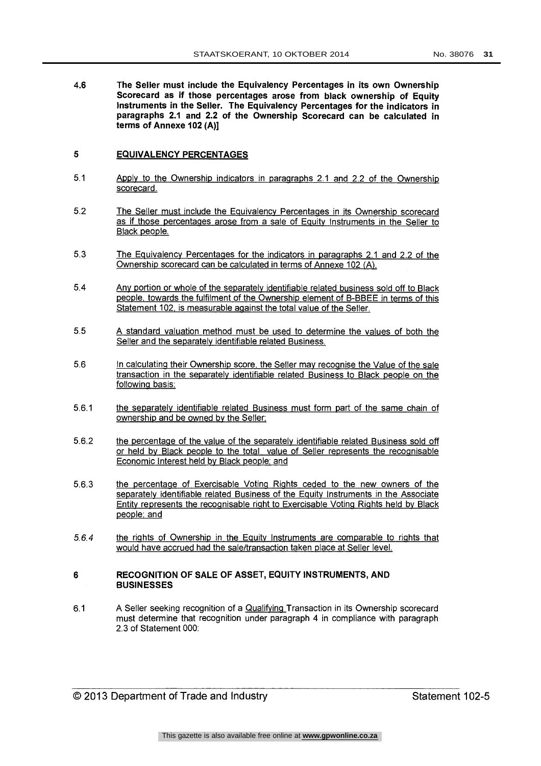**4.6 The Seller must include the Equivalency Percentages in its own Ownership Scorecard as if those percentages arose from black ownership of Equity Instruments in the Seller. The Equivalency Percentages for the indicators in paragraphs 2.1 and 2.2 of the Ownership Scorecard can be calculated in terms of Annexe 102 (A)]**

## 5 EQUIVALENCY PERCENTAGES

5.1 Apply to the Ownership indicators in paragraphs 2.1 and 2.2 of the Ownership scorecard.

5.2 The Seller must include the Equivalency Percentages in its Ownership scorecard as if those percentages arose from a sale of Equity Instruments in the Seller to Black people.

5.3 The Equivalency Percentages for the indicators in paragraphs 2.1 and 2.2 of the Ownership scorecard can be calculated in terms of Annexe 102 (A).

5.4 Any portion or whole of the separately identifiable related business sold off to Black people, towards the fulfilment of the Ownership element of B-BBEE in terms of this Statement 102, is measurable against the total value of the Seller.

5.5 A standard valuation method must be used to determine the values of both the Seller and the separately identifiable related Business.

5.6 In calculating their Ownership score, the Seller may recognise the Value of the sale transaction in the separately identifiable related Business to Black people on the following basis:

5.6.1 the separately identifiable related Business must form part of the same chain of ownership and be owned by the Seller;

5.6.2 the percentage of the value of the separately identifiable related Business sold off or held by Black people to the total value of Seller represents the recognisable Economic Interest held by Black people; and

5.6.3 the percentage of Exercisable Voting Rights ceded to the new owners of the separately identifiable related Business of the Equity Instruments in the Associate Entity represents the recognisable right to Exercisable Voting Rights held by Black people; and

*5.6.4* the rights of Ownership in the Equity Instruments are comparable to rights that would have accrued had the sale/transaction taken place at Seller level.

## 6 RECOGNITION OF SALE OF ASSET, EQUITY INSTRUMENTS, AND BUSINESSES

6.1 A Seller seeking recognition of a Qualifying Transaction in its Ownership scorecard must determine that recognition under paragraph 4 in compliance with paragraph 2.3 of Statement 000: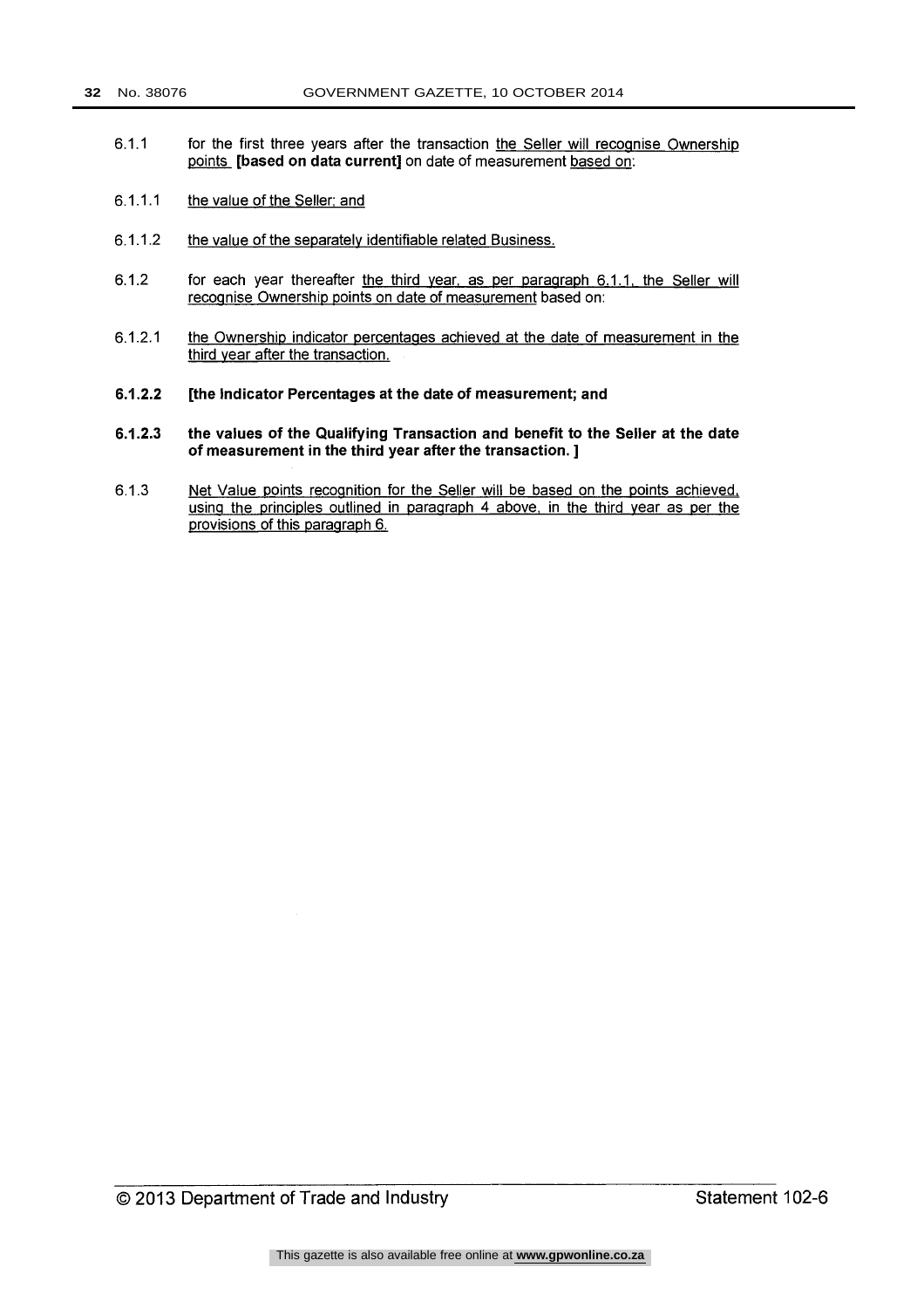6.1.1 for the first three years after the transaction <u>the Seller will recognise Ownership points</u> **[based on data current]** on date of measurement <u>based on</u>:

6.1.1.1 <u>the value of the Seller; and</u>

6.1.1.2 <u>the value of the separately identifiable related Business.</u>

6.1.2 for each year thereafter <u>the third year, as per paragraph 6.1.1, the Seller will recognise Ownership points on date of measurement</u> based on:

6.1.2.1 <u>the Ownership indicator percentages achieved at the date of measurement in the third year after the transaction.</u>

**6.1.2.2 [the Indicator Percentages at the date of measurement; and**

**6.1.2.3 the values of the Qualifying Transaction and benefit to the Seller at the date of measurement in the third year after the transaction. ]**

6.1.3 <u>Net Value points recognition for the Seller will be based on the points achieved, using the principles outlined in paragraph 4 above, in the third year as per the provisions of this paragraph 6.</u>

© 2013 Department of Trade and Industry Statement 102-6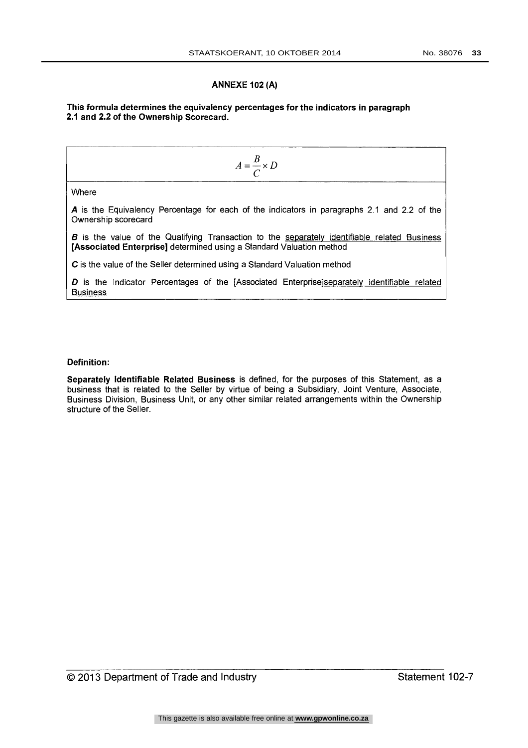## ANNEXE 102 (A)

**This formula determines the equivalency percentages for the indicators in paragraph 2.1 and 2.2 of the Ownership Scorecard.**

$$A = \frac{B}{C} \times D$$

Where

***A*** is the Equivalency Percentage for each of the indicators in paragraphs 2.1 and 2.2 of the Ownership scorecard

***B*** is the value of the Qualifying Transaction to the separately identifiable related Business **[Associated Enterprise]** determined using a Standard Valuation method

***C*** is the value of the Seller determined using a Standard Valuation method

***D*** is the Indicator Percentages of the [Associated Enterprise]separately identifiable related Business

**Definition:**

**Separately Identifiable Related Business** is defined, for the purposes of this Statement, as a business that is related to the Seller by virtue of being a Subsidiary, Joint Venture, Associate, Business Division, Business Unit, or any other similar related arrangements within the Ownership structure of the Seller.

© 2013 Department of Trade and Industry Statement 102-7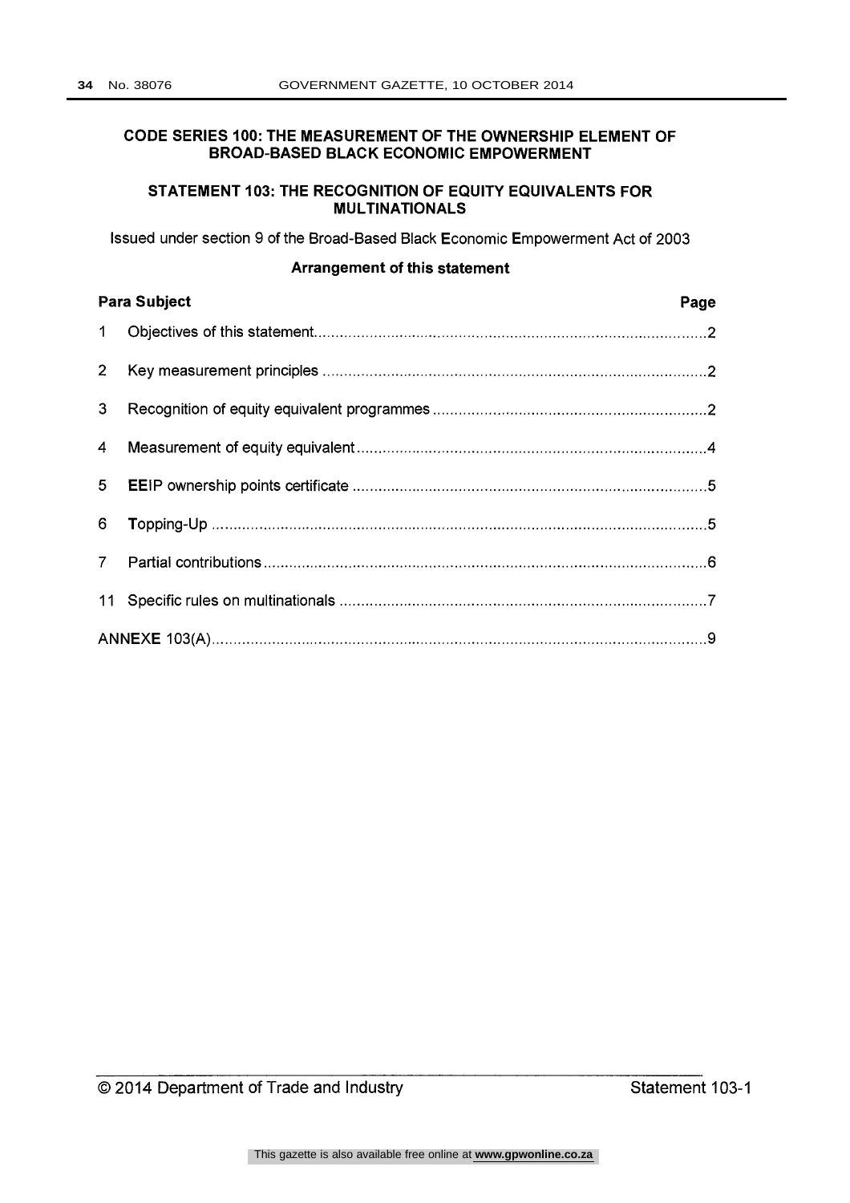# CODE SERIES 100: THE MEASUREMENT OF THE OWNERSHIP ELEMENT OF BROAD-BASED BLACK ECONOMIC EMPOWERMENT

## STATEMENT 103: THE RECOGNITION OF EQUITY EQUIVALENTS FOR MULTINATIONALS

Issued under section 9 of the Broad-Based Black Economic Empowerment Act of 2003

**Arrangement of this statement**

| Para | Subject | Page |
|---|---|---|
| 1 | Objectives of this statement | 2 |
| 2 | Key measurement principles | 2 |
| 3 | Recognition of equity equivalent programmes | 2 |
| 4 | Measurement of equity equivalent | 4 |
| 5 | EEIP ownership points certificate | 5 |
| 6 | Topping-Up | 5 |
| 7 | Partial contributions | 6 |
| 11 | Specific rules on multinationals | 7 |
| | ANNEXE 103(A) | 9 |

© 2014 Department of Trade and Industry

Statement 103-1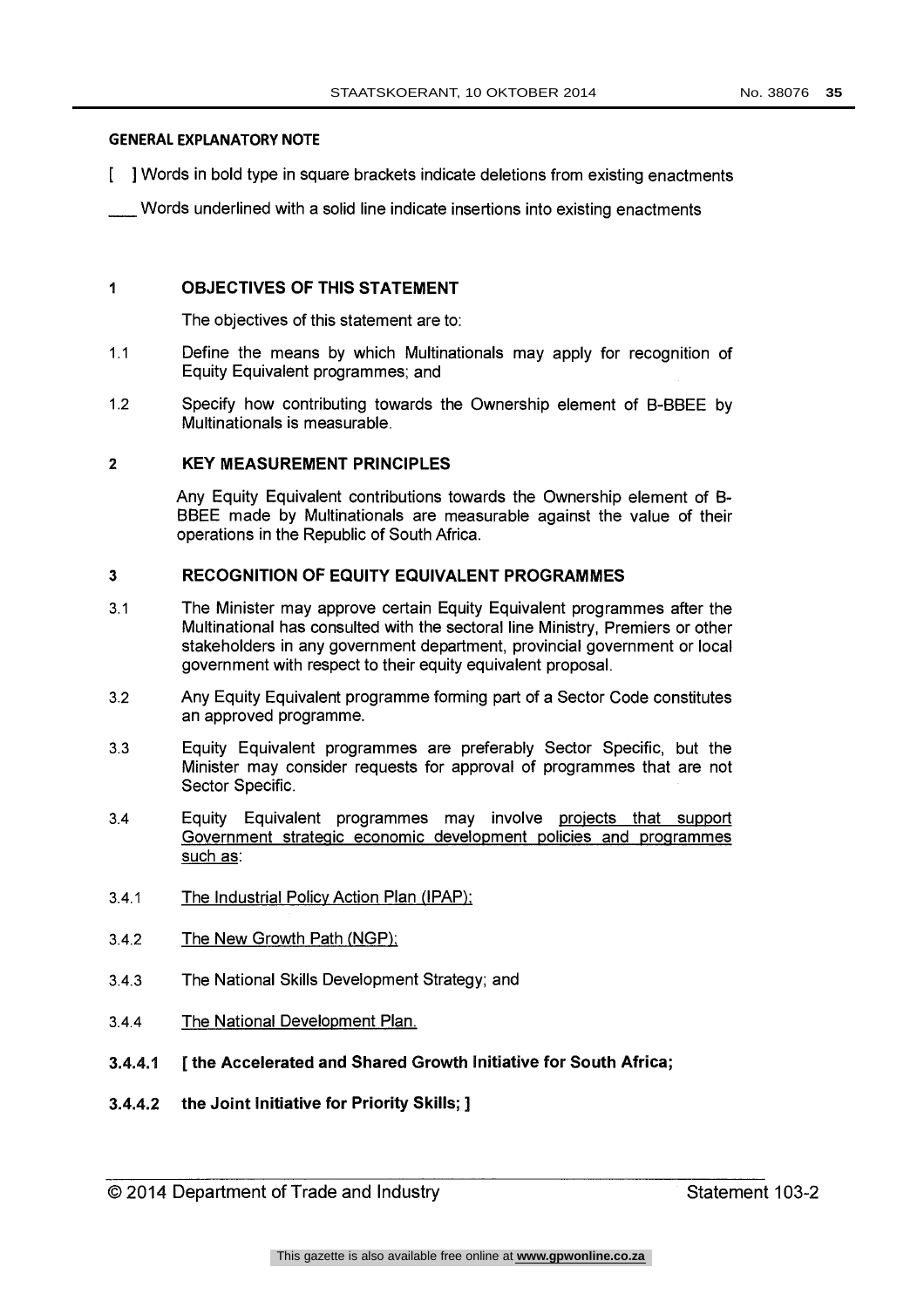**GENERAL EXPLANATORY NOTE**

[ ] Words in bold type in square brackets indicate deletions from existing enactments

___ Words underlined with a solid line indicate insertions into existing enactments

## 1 OBJECTIVES OF THIS STATEMENT

The objectives of this statement are to:

1.1 Define the means by which Multinationals may apply for recognition of Equity Equivalent programmes; and

1.2 Specify how contributing towards the Ownership element of B-BBEE by Multinationals is measurable.

## 2 KEY MEASUREMENT PRINCIPLES

Any Equity Equivalent contributions towards the Ownership element of B-BBEE made by Multinationals are measurable against the value of their operations in the Republic of South Africa.

## 3 RECOGNITION OF EQUITY EQUIVALENT PROGRAMMES

3.1 The Minister may approve certain Equity Equivalent programmes after the Multinational has consulted with the sectoral line Ministry, Premiers or other stakeholders in any government department, provincial government or local government with respect to their equity equivalent proposal.

3.2 Any Equity Equivalent programme forming part of a Sector Code constitutes an approved programme.

3.3 Equity Equivalent programmes are preferably Sector Specific, but the Minister may consider requests for approval of programmes that are not Sector Specific.

3.4 Equity Equivalent programmes may involve <u>projects that support Government strategic economic development policies and programmes such as</u>:

3.4.1 <u>The Industrial Policy Action Plan (IPAP);</u>

3.4.2 <u>The New Growth Path (NGP);</u>

3.4.3 The National Skills Development Strategy; and

3.4.4 <u>The National Development Plan.</u>

**3.4.4.1 [ the Accelerated and Shared Growth Initiative for South Africa;**

**3.4.4.2 the Joint Initiative for Priority Skills; ]**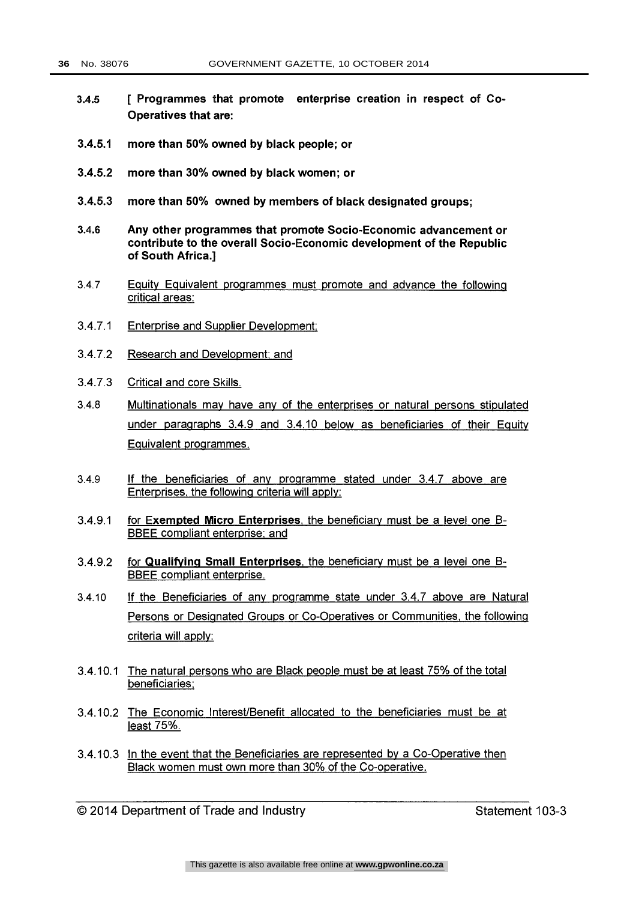**3.4.5 [ Programmes that promote enterprise creation in respect of Co-Operatives that are:**

**3.4.5.1 more than 50% owned by black people; or**

**3.4.5.2 more than 30% owned by black women; or**

**3.4.5.3 more than 50% owned by members of black designated groups;**

**3.4.6 Any other programmes that promote Socio-Economic advancement or contribute to the overall Socio-Economic development of the Republic of South Africa.]**

3.4.7 <u>Equity Equivalent programmes must promote and advance the following critical areas:</u>

3.4.7.1 <u>Enterprise and Supplier Development;</u>

3.4.7.2 <u>Research and Development; and</u>

3.4.7.3 <u>Critical and core Skills.</u>

3.4.8 <u>Multinationals may have any of the enterprises or natural persons stipulated under paragraphs 3.4.9 and 3.4.10 below as beneficiaries of their Equity Equivalent programmes.</u>

3.4.9 <u>If the beneficiaries of any programme stated under 3.4.7 above are Enterprises, the following criteria will apply:</u>

3.4.9.1 <u>for **Exempted Micro Enterprises**, the beneficiary must be a level one B-BBEE compliant enterprise; and</u>

3.4.9.2 <u>for **Qualifying Small Enterprises**, the beneficiary must be a level one B-BBEE compliant enterprise.</u>

3.4.10 <u>If the Beneficiaries of any programme state under 3.4.7 above are Natural Persons or Designated Groups or Co-Operatives or Communities, the following criteria will apply:</u>

3.4.10.1 <u>The natural persons who are Black people must be at least 75% of the total beneficiaries;</u>

3.4.10.2 <u>The Economic Interest/Benefit allocated to the beneficiaries must be at least 75%.</u>

3.4.10.3 <u>In the event that the Beneficiaries are represented by a Co-Operative then Black women must own more than 30% of the Co-operative.</u>

© 2014 Department of Trade and Industry — Statement 103-3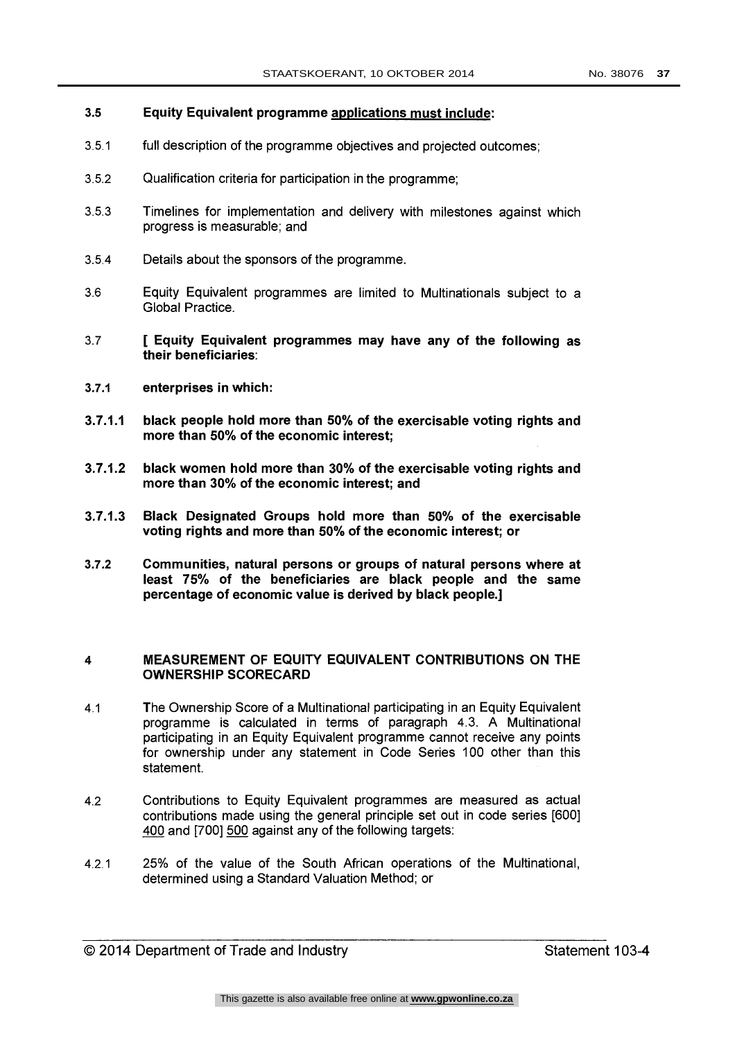**3.5 Equity Equivalent programme applications must include:**

3.5.1 full description of the programme objectives and projected outcomes;

3.5.2 Qualification criteria for participation in the programme;

3.5.3 Timelines for implementation and delivery with milestones against which progress is measurable; and

3.5.4 Details about the sponsors of the programme.

3.6 Equity Equivalent programmes are limited to Multinationals subject to a Global Practice.

3.7 **[ Equity Equivalent programmes may have any of the following as their beneficiaries**:

**3.7.1 enterprises in which:**

**3.7.1.1 black people hold more than 50% of the exercisable voting rights and more than 50% of the economic interest;**

**3.7.1.2 black women hold more than 30% of the exercisable voting rights and more than 30% of the economic interest; and**

**3.7.1.3 Black Designated Groups hold more than 50% of the exercisable voting rights and more than 50% of the economic interest; or**

**3.7.2 Communities, natural persons or groups of natural persons where at least 75% of the beneficiaries are black people and the same percentage of economic value is derived by black people.]**

## 4 MEASUREMENT OF EQUITY EQUIVALENT CONTRIBUTIONS ON THE OWNERSHIP SCORECARD

4.1 The Ownership Score of a Multinational participating in an Equity Equivalent programme is calculated in terms of paragraph 4.3. A Multinational participating in an Equity Equivalent programme cannot receive any points for ownership under any statement in Code Series 100 other than this statement.

4.2 Contributions to Equity Equivalent programmes are measured as actual contributions made using the general principle set out in code series [600] 400 and [700] 500 against any of the following targets:

4.2.1 25% of the value of the South African operations of the Multinational, determined using a Standard Valuation Method; or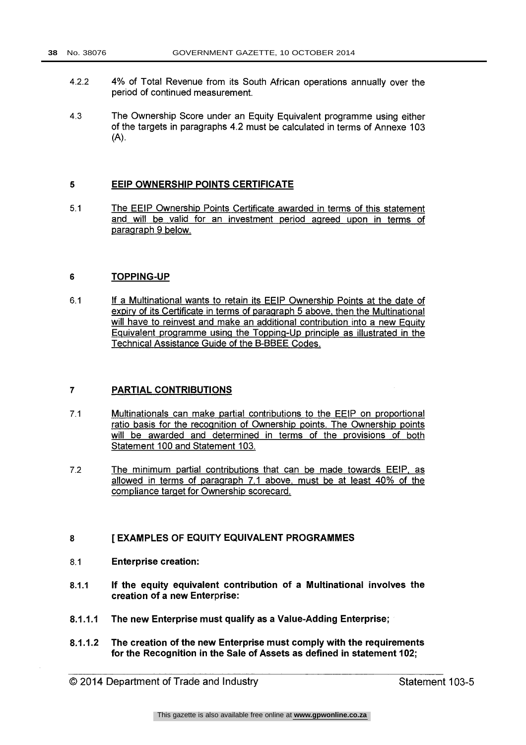4.2.2 4% of Total Revenue from its South African operations annually over the period of continued measurement.

4.3 The Ownership Score under an Equity Equivalent programme using either of the targets in paragraphs 4.2 must be calculated in terms of Annexe 103 (A).

## 5 EEIP OWNERSHIP POINTS CERTIFICATE

5.1 The EEIP Ownership Points Certificate awarded in terms of this statement and will be valid for an investment period agreed upon in terms of paragraph 9 below.

## 6 TOPPING-UP

6.1 If a Multinational wants to retain its EEIP Ownership Points at the date of expiry of its Certificate in terms of paragraph 5 above, then the Multinational will have to reinvest and make an additional contribution into a new Equity Equivalent programme using the Topping-Up principle as illustrated in the Technical Assistance Guide of the B-BBEE Codes.

## 7 PARTIAL CONTRIBUTIONS

7.1 Multinationals can make partial contributions to the EEIP on proportional ratio basis for the recognition of Ownership points. The Ownership points will be awarded and determined in terms of the provisions of both Statement 100 and Statement 103.

7.2 The minimum partial contributions that can be made towards EEIP, as allowed in terms of paragraph 7.1 above, must be at least 40% of the compliance target for Ownership scorecard.

## 8 [ EXAMPLES OF EQUITY EQUIVALENT PROGRAMMES

**8.1 Enterprise creation:**

**8.1.1 If the equity equivalent contribution of a Multinational involves the creation of a new Enterprise:**

**8.1.1.1 The new Enterprise must qualify as a Value-Adding Enterprise;**

**8.1.1.2 The creation of the new Enterprise must comply with the requirements for the Recognition in the Sale of Assets as defined in statement 102;**

© 2014 Department of Trade and Industry — Statement 103-5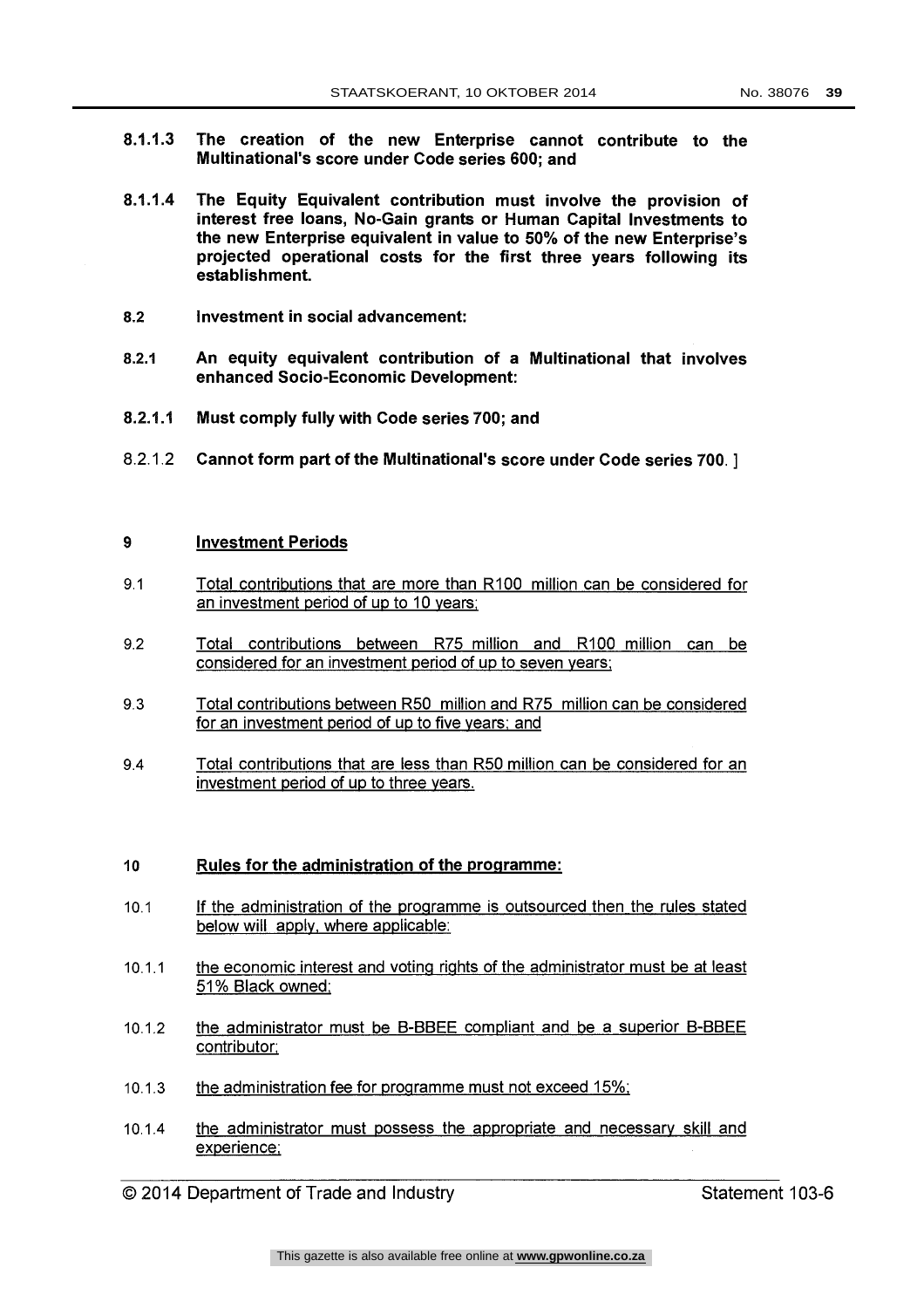**8.1.1.3 The creation of the new Enterprise cannot contribute to the Multinational's score under Code series 600; and**

**8.1.1.4 The Equity Equivalent contribution must involve the provision of interest free loans, No-Gain grants or Human Capital Investments to the new Enterprise equivalent in value to 50% of the new Enterprise's projected operational costs for the first three years following its establishment.**

**8.2 Investment in social advancement:**

**8.2.1 An equity equivalent contribution of a Multinational that involves enhanced Socio-Economic Development:**

**8.2.1.1 Must comply fully with Code series 700; and**

8.2.1.2 **Cannot form part of the Multinational's score under Code series 700.** ]

**9 <u>Investment Periods</u>**

9.1 <u>Total contributions that are more than R100 million can be considered for an investment period of up to 10 years;</u>

9.2 <u>Total contributions between R75 million and R100 million can be considered for an investment period of up to seven years;</u>

9.3 <u>Total contributions between R50 million and R75 million can be considered for an investment period of up to five years; and</u>

9.4 <u>Total contributions that are less than R50 million can be considered for an investment period of up to three years.</u>

**10 <u>Rules for the administration of the programme:</u>**

10.1 <u>If the administration of the programme is outsourced then the rules stated below will apply, where applicable:</u>

10.1.1 <u>the economic interest and voting rights of the administrator must be at least 51% Black owned;</u>

10.1.2 <u>the administrator must be B-BBEE compliant and be a superior B-BBEE contributor;</u>

10.1.3 <u>the administration fee for programme must not exceed 15%;</u>

10.1.4 <u>the administrator must possess the appropriate and necessary skill and experience;</u>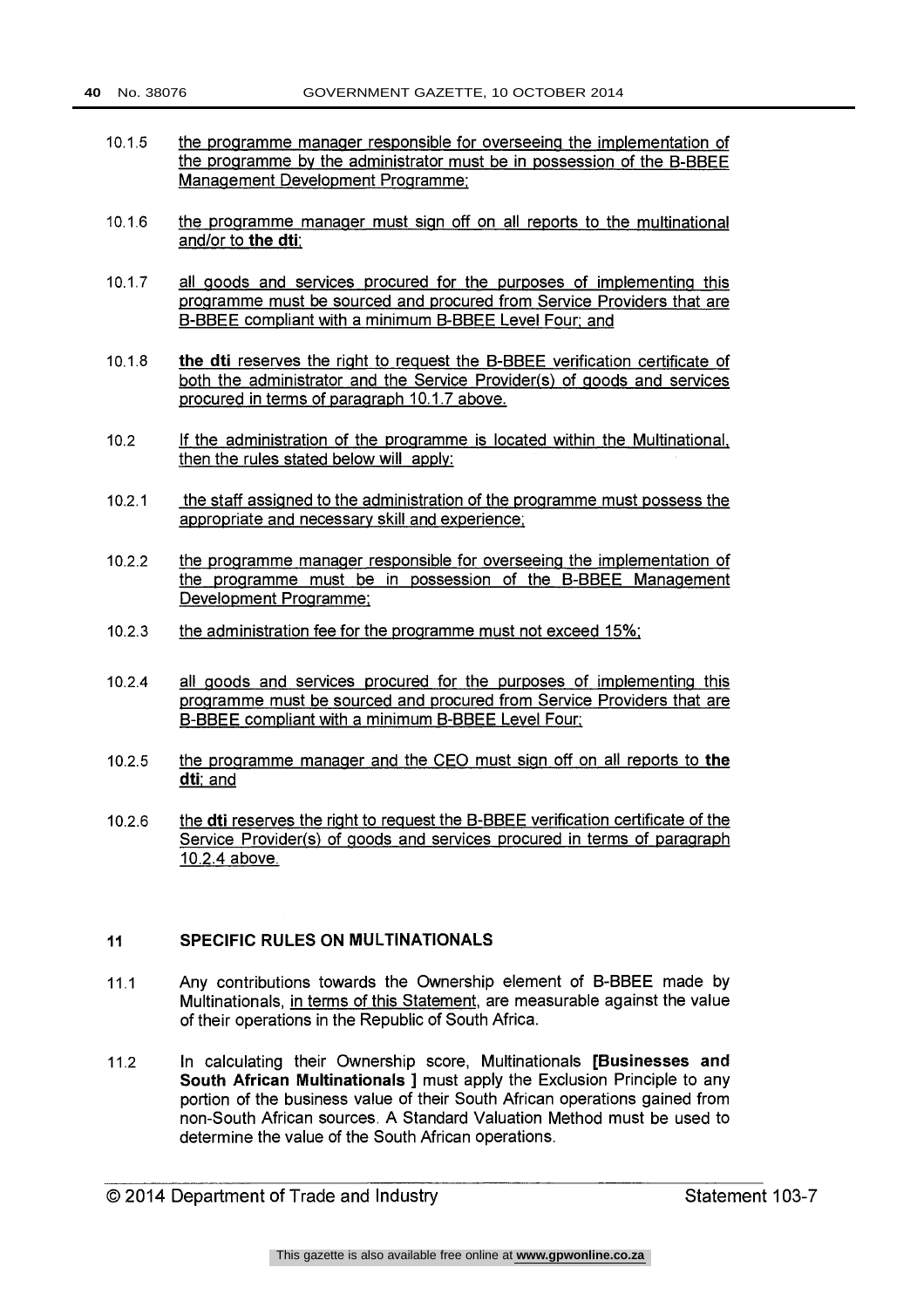10.1.5 the programme manager responsible for overseeing the implementation of the programme by the administrator must be in possession of the B-BBEE Management Development Programme;

10.1.6 the programme manager must sign off on all reports to the multinational and/or to **the dti**;

10.1.7 all goods and services procured for the purposes of implementing this programme must be sourced and procured from Service Providers that are B-BBEE compliant with a minimum B-BBEE Level Four; and

10.1.8 **the dti** reserves the right to request the B-BBEE verification certificate of both the administrator and the Service Provider(s) of goods and services procured in terms of paragraph 10.1.7 above.

10.2 If the administration of the programme is located within the Multinational, then the rules stated below will apply:

10.2.1 the staff assigned to the administration of the programme must possess the appropriate and necessary skill and experience;

10.2.2 the programme manager responsible for overseeing the implementation of the programme must be in possession of the B-BBEE Management Development Programme;

10.2.3 the administration fee for the programme must not exceed 15%;

10.2.4 all goods and services procured for the purposes of implementing this programme must be sourced and procured from Service Providers that are B-BBEE compliant with a minimum B-BBEE Level Four;

10.2.5 the programme manager and the CEO must sign off on all reports to **the dti**; and

10.2.6 the **dti** reserves the right to request the B-BBEE verification certificate of the Service Provider(s) of goods and services procured in terms of paragraph 10.2.4 above.

## 11 SPECIFIC RULES ON MULTINATIONALS

11.1 Any contributions towards the Ownership element of B-BBEE made by Multinationals, in terms of this Statement, are measurable against the value of their operations in the Republic of South Africa.

11.2 In calculating their Ownership score, Multinationals **[Businesses and South African Multinationals ]** must apply the Exclusion Principle to any portion of the business value of their South African operations gained from non-South African sources. A Standard Valuation Method must be used to determine the value of the South African operations.

© 2014 Department of Trade and Industry Statement 103-7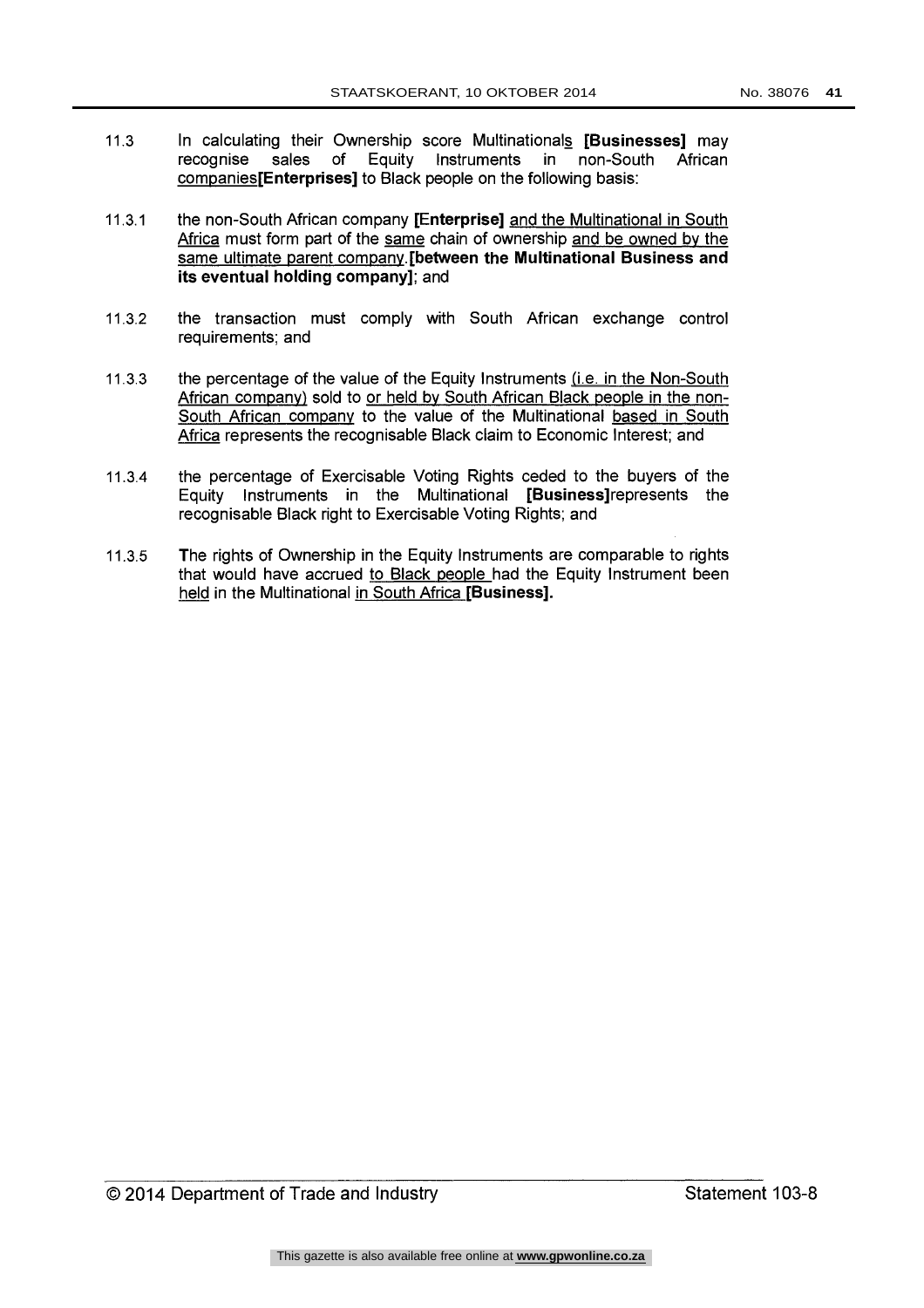11.3 In calculating their Ownership score Multinationals **[Businesses]** may recognise sales of Equity Instruments in non-South African companies**[Enterprises]** to Black people on the following basis:

11.3.1 the non-South African company **[Enterprise]** and the Multinational in South Africa must form part of the same chain of ownership and be owned by the same ultimate parent company.**[between the Multinational Business and its eventual holding company]**; and

11.3.2 the transaction must comply with South African exchange control requirements; and

11.3.3 the percentage of the value of the Equity Instruments (i.e. in the Non-South African company) sold to or held by South African Black people in the non-South African company to the value of the Multinational based in South Africa represents the recognisable Black claim to Economic Interest; and

11.3.4 the percentage of Exercisable Voting Rights ceded to the buyers of the Equity Instruments in the Multinational **[Business]**represents the recognisable Black right to Exercisable Voting Rights; and

11.3.5 The rights of Ownership in the Equity Instruments are comparable to rights that would have accrued to Black people had the Equity Instrument been held in the Multinational in South Africa **[Business].**

© 2014 Department of Trade and Industry — Statement 103-8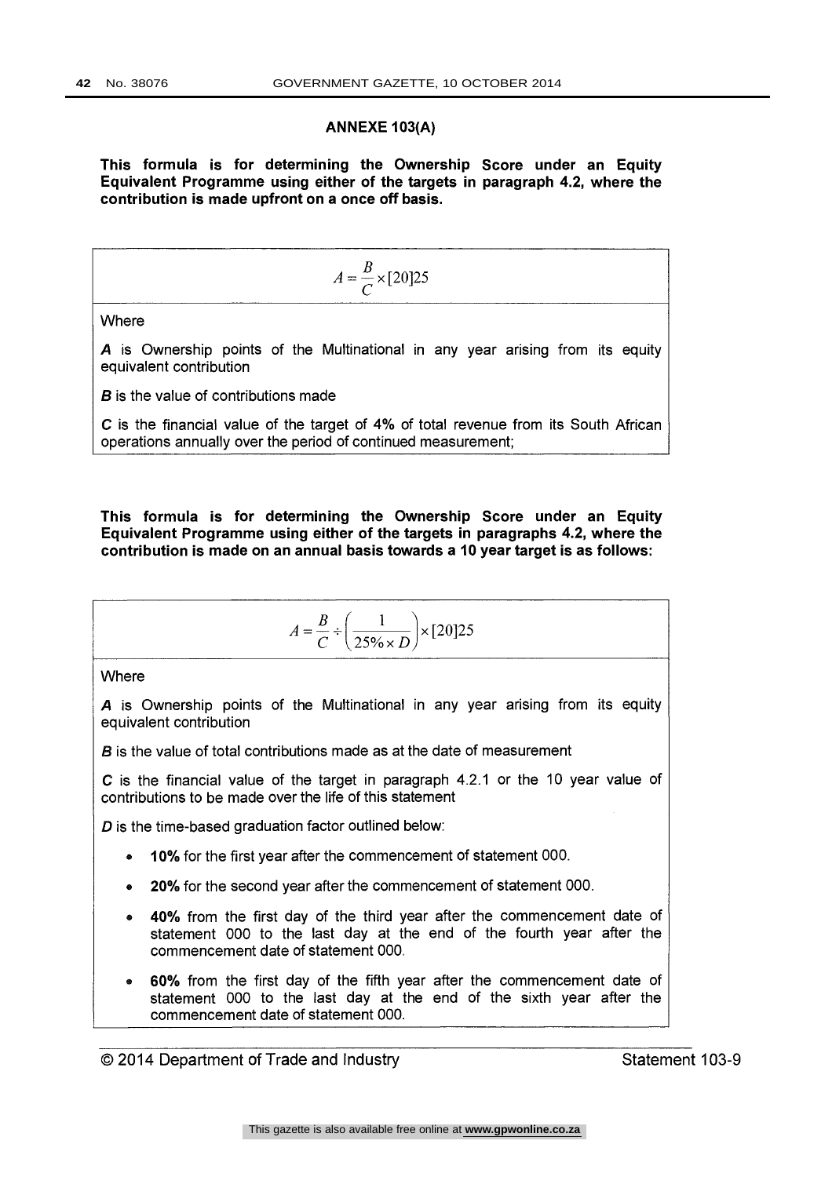## ANNEXE 103(A)

**This formula is for determining the Ownership Score under an Equity Equivalent Programme using either of the targets in paragraph 4.2, where the contribution is made upfront on a once off basis.**

$$A = \frac{B}{C} \times [20]25$$

Where

***A*** is Ownership points of the Multinational in any year arising from its equity equivalent contribution

***B*** is the value of contributions made

***C*** is the financial value of the target of **4%** of total revenue from its South African operations annually over the period of continued measurement;

**This formula is for determining the Ownership Score under an Equity Equivalent Programme using either of the targets in paragraphs 4.2, where the contribution is made on an annual basis towards a 10 year target is as follows:**

$$A = \frac{B}{C} \div \left( \frac{1}{25\% \times D} \right) \times [20]25$$

Where

***A*** is Ownership points of the Multinational in any year arising from its equity equivalent contribution

***B*** is the value of total contributions made as at the date of measurement

***C*** is the financial value of the target in paragraph 4.2.1 or the 10 year value of contributions to be made over the life of this statement

***D*** is the time-based graduation factor outlined below:

- **10%** for the first year after the commencement of statement 000.
- **20%** for the second year after the commencement of statement 000.
- **40%** from the first day of the third year after the commencement date of statement 000 to the last day at the end of the fourth year after the commencement date of statement 000.
- **60%** from the first day of the fifth year after the commencement date of statement 000 to the last day at the end of the sixth year after the commencement date of statement 000.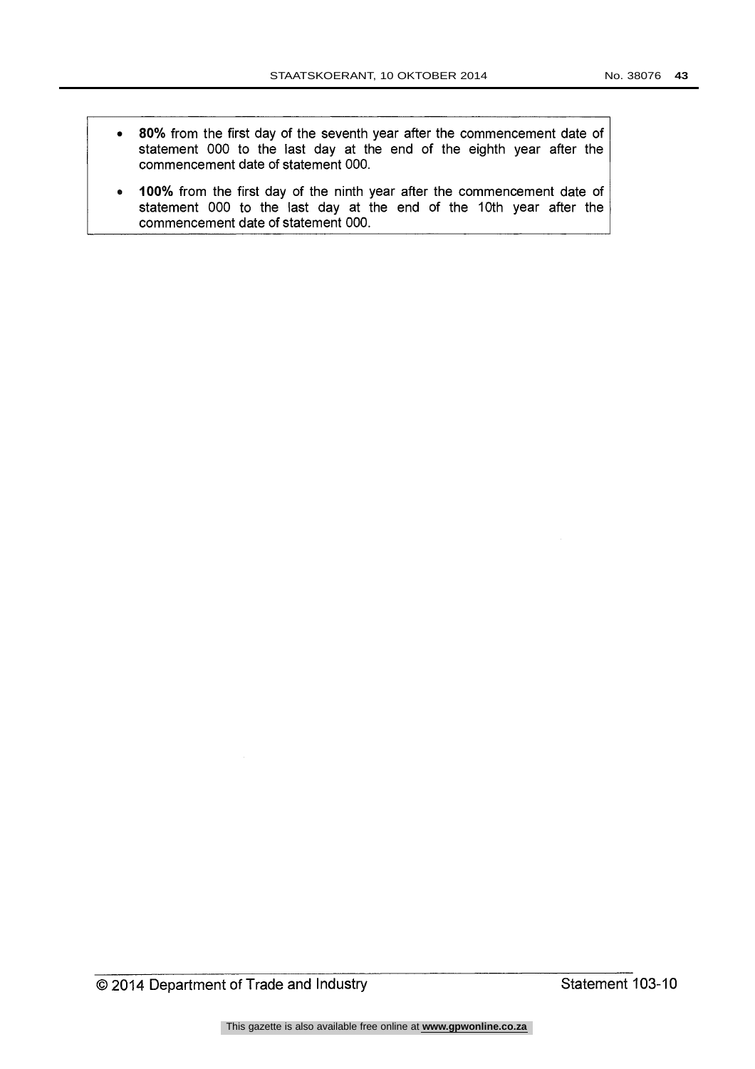- **80%** from the first day of the seventh year after the commencement date of statement 000 to the last day at the end of the eighth year after the commencement date of statement 000.
- **100%** from the first day of the ninth year after the commencement date of statement 000 to the last day at the end of the 10th year after the commencement date of statement 000.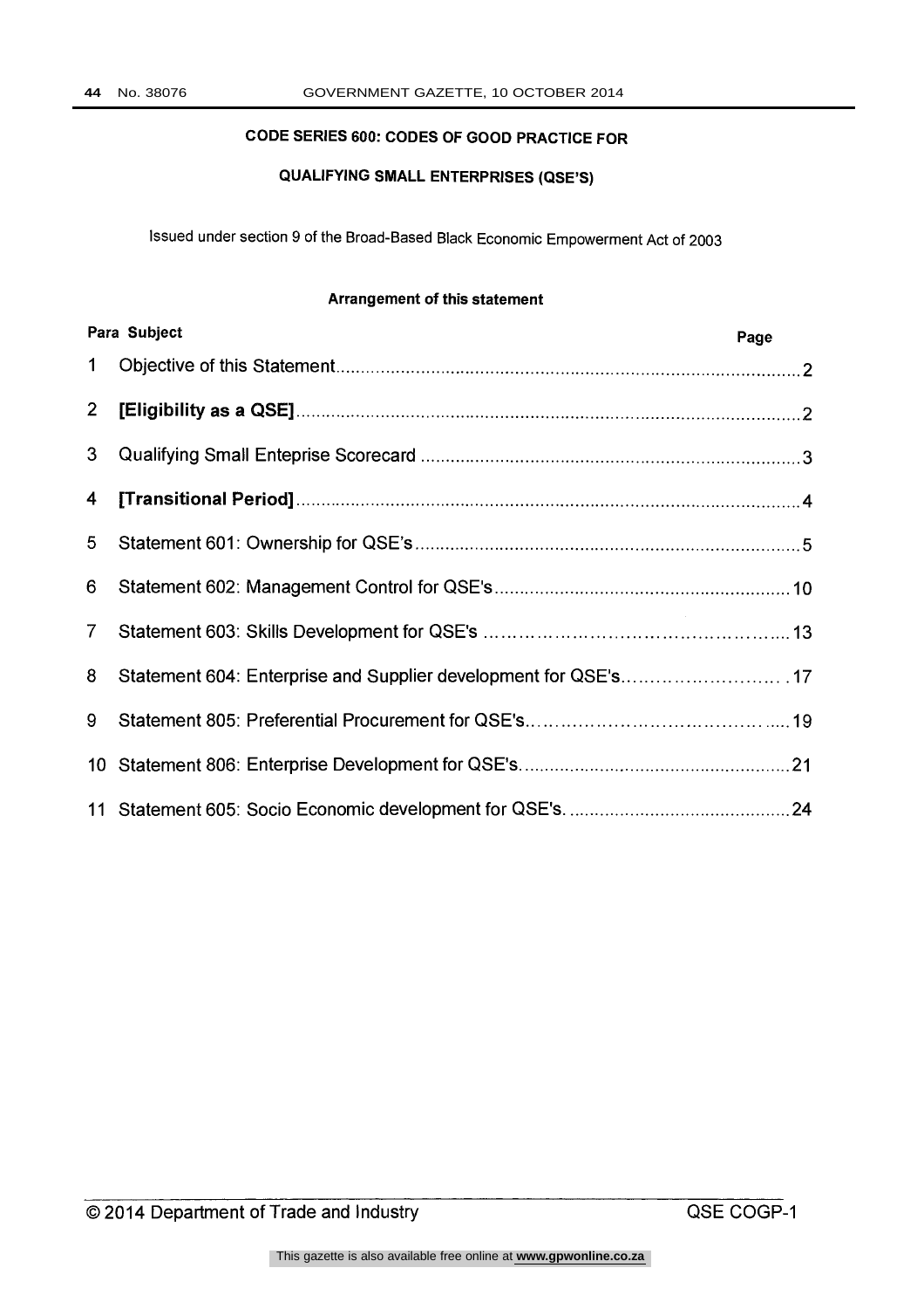# CODE SERIES 600: CODES OF GOOD PRACTICE FOR

# QUALIFYING SMALL ENTERPRISES (QSE'S)

Issued under section 9 of the Broad-Based Black Economic Empowerment Act of 2003

**Arrangement of this statement**

| Para | Subject | Page |
|---|---|---|
| 1 | Objective of this Statement | 2 |
| 2 | **[Eligibility as a QSE]** | 2 |
| 3 | Qualifying Small Enteprise Scorecard | 3 |
| 4 | **[Transitional Period]** | 4 |
| 5 | Statement 601: Ownership for QSE's | 5 |
| 6 | Statement 602: Management Control for QSE's | 10 |
| 7 | Statement 603: Skills Development for QSE's | 13 |
| 8 | Statement 604: Enterprise and Supplier development for QSE's | 17 |
| 9 | Statement 805: Preferential Procurement for QSE's | 19 |
| 10 | Statement 806: Enterprise Development for QSE's | 21 |
| 11 | Statement 605: Socio Economic development for QSE's. | 24 |

© 2014 Department of Trade and Industry QSE COGP-1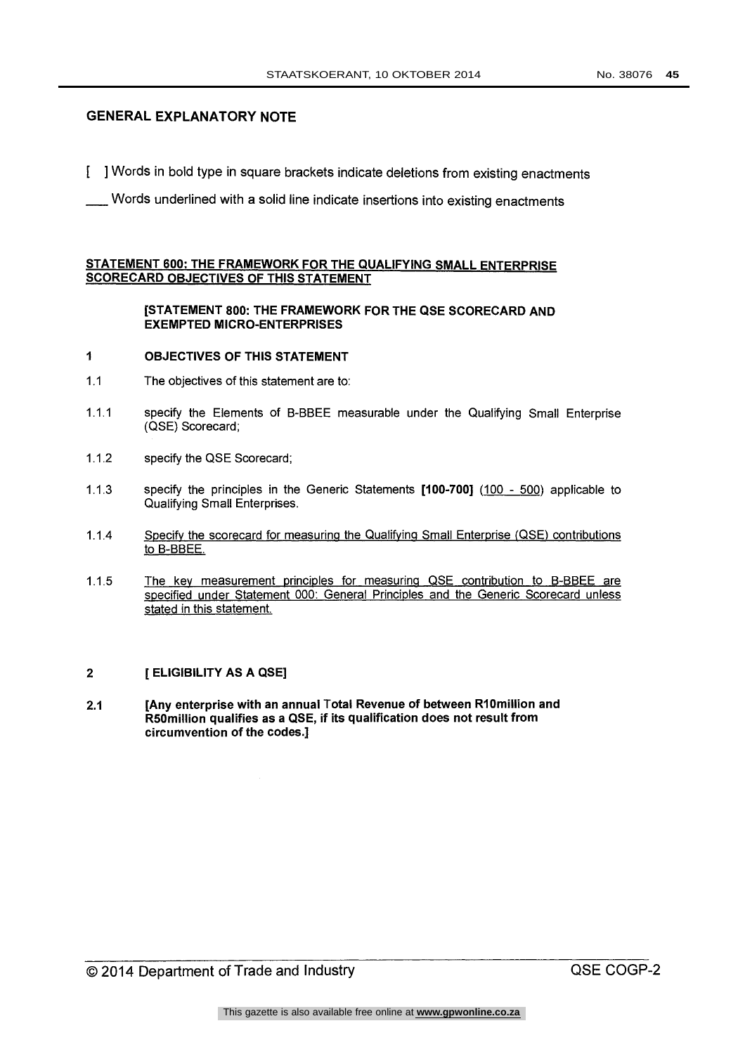## GENERAL EXPLANATORY NOTE

[ ] Words in bold type in square brackets indicate deletions from existing enactments

___ Words underlined with a solid line indicate insertions into existing enactments

<u>**STATEMENT 600: THE FRAMEWORK FOR THE QUALIFYING SMALL ENTERPRISE SCORECARD OBJECTIVES OF THIS STATEMENT**</u>

**[STATEMENT 800: THE FRAMEWORK FOR THE QSE SCORECARD AND EXEMPTED MICRO-ENTERPRISES**

**1 OBJECTIVES OF THIS STATEMENT**

1.1 The objectives of this statement are to:

1.1.1 specify the Elements of B-BBEE measurable under the Qualifying Small Enterprise (QSE) Scorecard;

1.1.2 specify the QSE Scorecard;

1.1.3 specify the principles in the Generic Statements **[100-700]** (<u>100 - 500</u>) applicable to Qualifying Small Enterprises.

1.1.4 <u>Specify the scorecard for measuring the Qualifying Small Enterprise (QSE) contributions to B-BBEE.</u>

1.1.5 <u>The key measurement principles for measuring QSE contribution to B-BBEE are specified under Statement 000: General Principles and the Generic Scorecard unless stated in this statement.</u>

**2 [ ELIGIBILITY AS A QSE]**

**2.1 [Any enterprise with an annual Total Revenue of between R10million and R50million qualifies as a QSE, if its qualification does not result from circumvention of the codes.]**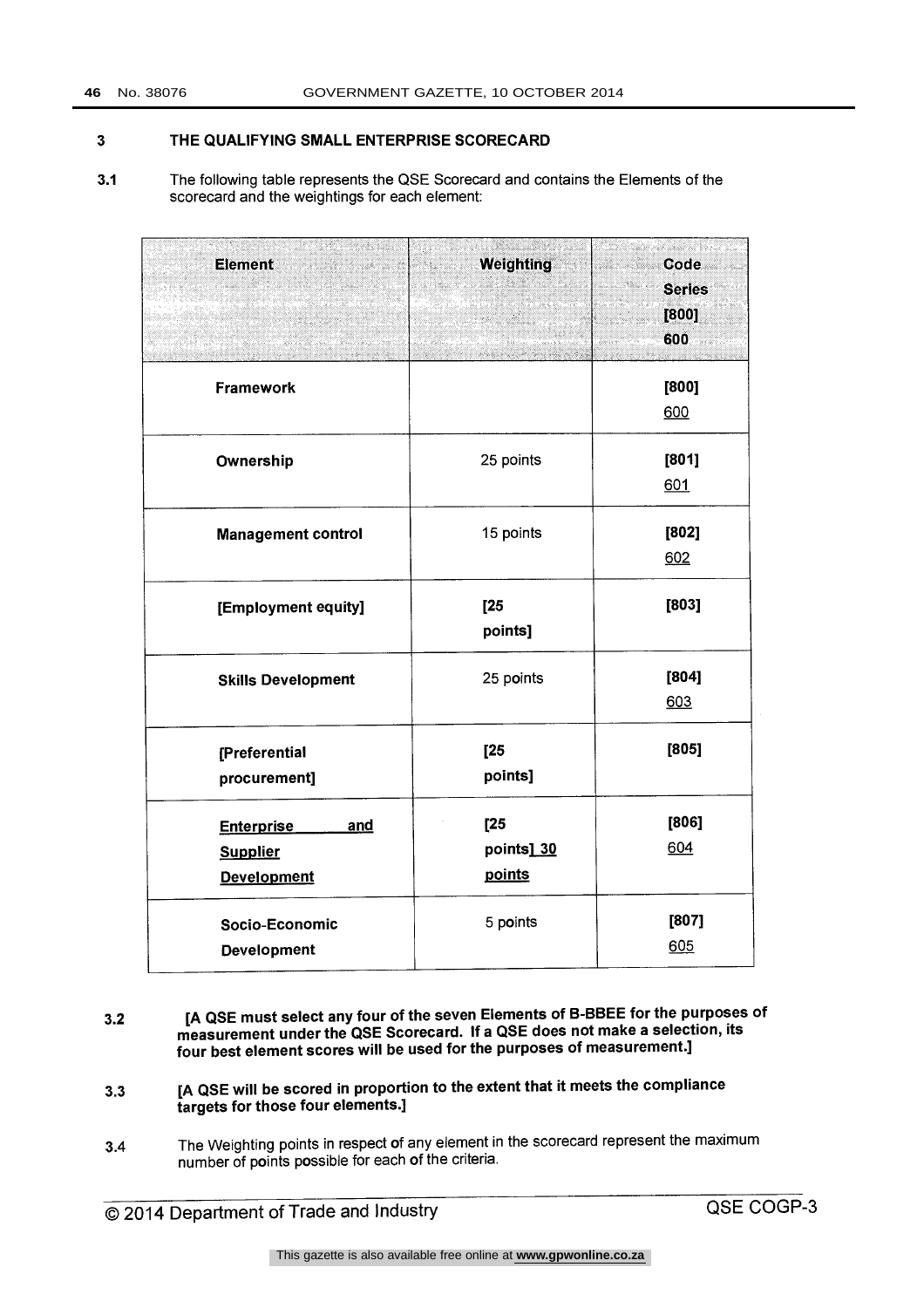## 3 THE QUALIFYING SMALL ENTERPRISE SCORECARD

**3.1** The following table represents the QSE Scorecard and contains the Elements of the scorecard and the weightings for each element:

| Element | Weighting | Code Series [800] 600 |
|---|---|---|
| **Framework** | | **[800]** 600 |
| **Ownership** | 25 points | **[801]** 601 |
| **Management control** | 15 points | **[802]** 602 |
| **[Employment equity]** | [25 points] | **[803]** |
| **Skills Development** | 25 points | **[804]** 603 |
| **[Preferential procurement]** | [25 points] | **[805]** |
| **Enterprise and Supplier Development** | [25 points] 30 points | **[806]** 604 |
| **Socio-Economic Development** | 5 points | **[807]** 605 |

**3.2** **[A QSE must select any four of the seven Elements of B-BBEE for the purposes of measurement under the QSE Scorecard. If a QSE does not make a selection, its four best element scores will be used for the purposes of measurement.]**

**3.3** **[A QSE will be scored in proportion to the extent that it meets the compliance targets for those four elements.]**

**3.4** The Weighting points in respect of any element in the scorecard represent the maximum number of points possible for each of the criteria.

© 2014 Department of Trade and Industry QSE COGP-3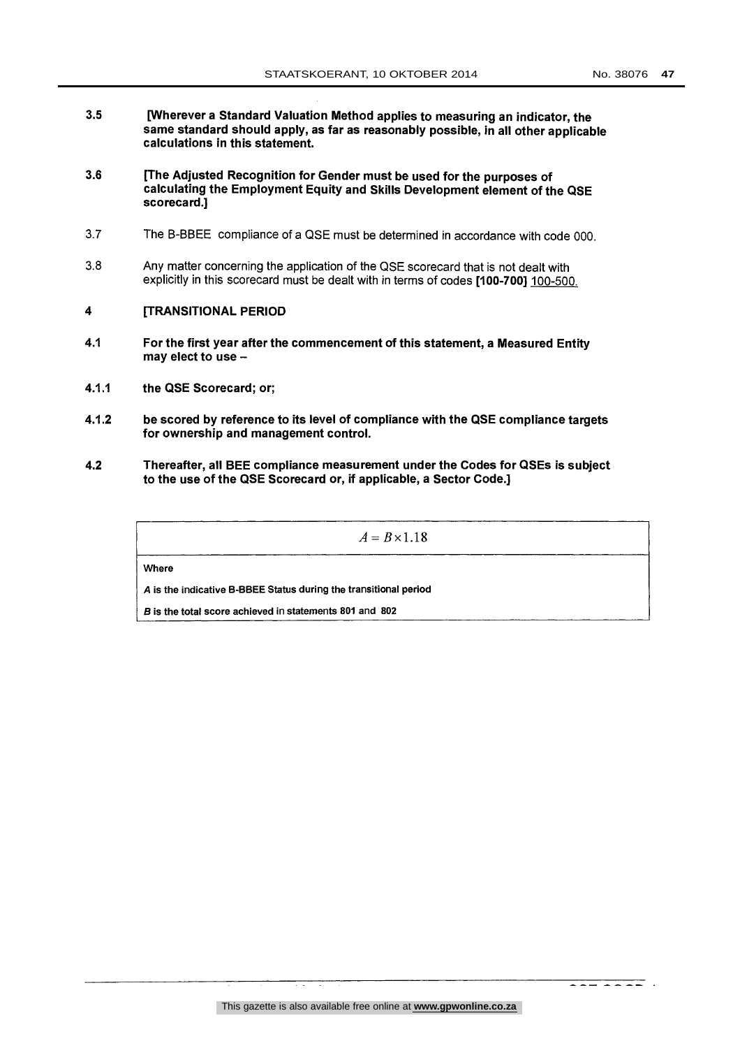**3.5 [Wherever a Standard Valuation Method applies to measuring an indicator, the same standard should apply, as far as reasonably possible, in all other applicable calculations in this statement.**

**3.6 [The Adjusted Recognition for Gender must be used for the purposes of calculating the Employment Equity and Skills Development element of the QSE scorecard.]**

3.7 The B-BBEE compliance of a QSE must be determined in accordance with code 000.

3.8 Any matter concerning the application of the QSE scorecard that is not dealt with explicitly in this scorecard must be dealt with in terms of codes **[100-700]** <u>100-500.</u>

**4 [TRANSITIONAL PERIOD**

**4.1 For the first year after the commencement of this statement, a Measured Entity may elect to use –**

**4.1.1 the QSE Scorecard; or;**

**4.1.2 be scored by reference to its level of compliance with the QSE compliance targets for ownership and management control.**

**4.2 Thereafter, all BEE compliance measurement under the Codes for QSEs is subject to the use of the QSE Scorecard or, if applicable, a Sector Code.]**

| $A = B \times 1.18$ |
|---|
| **Where** |
| ***A* is the indicative B-BBEE Status during the transitional period** |
| ***B* is the total score achieved in statements 801 and 802** |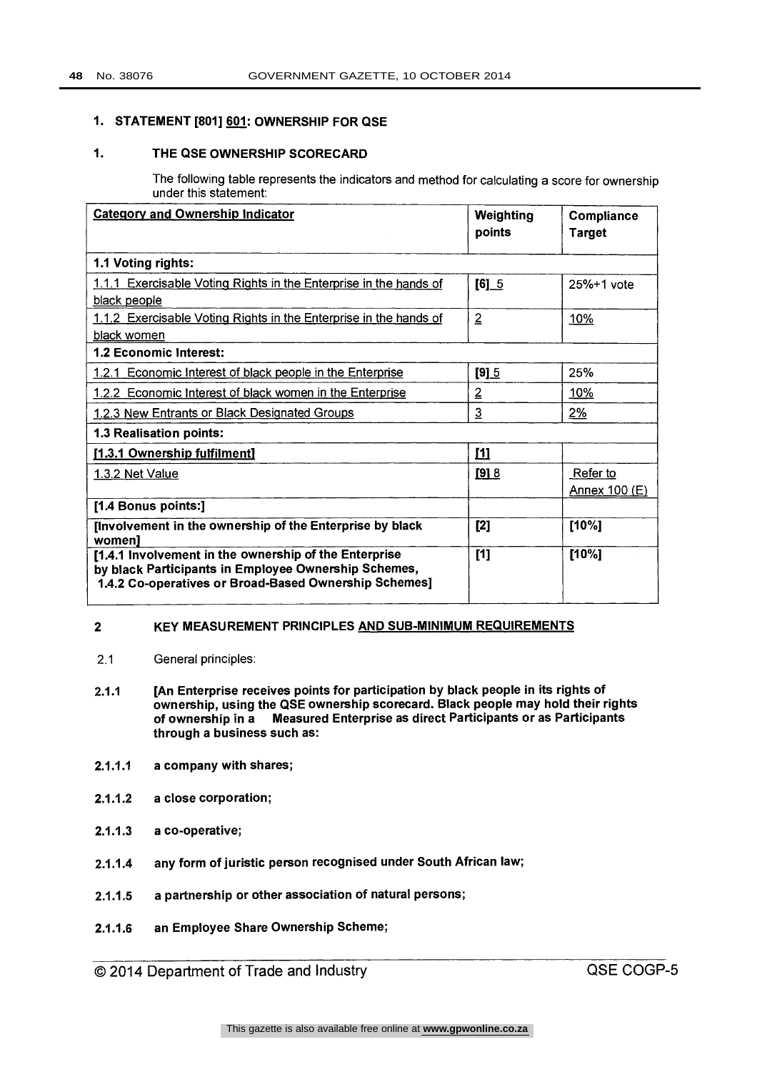## 1. STATEMENT [801] 601: OWNERSHIP FOR QSE

### 1. THE QSE OWNERSHIP SCORECARD

The following table represents the indicators and method for calculating a score for ownership under this statement:

| Category and Ownership Indicator | Weighting points | Compliance Target |
|---|---|---|
| **1.1 Voting rights:** | | |
| 1.1.1 Exercisable Voting Rights in the Enterprise in the hands of black people | [6] 5 | 25%+1 vote |
| 1.1.2 Exercisable Voting Rights in the Enterprise in the hands of black women | 2 | 10% |
| **1.2 Economic Interest:** | | |
| 1.2.1 Economic Interest of black people in the Enterprise | [9] 5 | 25% |
| 1.2.2 Economic Interest of black women in the Enterprise | 2 | 10% |
| 1.2.3 New Entrants or Black Designated Groups | 3 | 2% |
| **1.3 Realisation points:** | | |
| **[1.3.1 Ownership fulfilment]** | [1] | |
| 1.3.2 Net Value | [9] 8 | Refer to Annex 100 (E) |
| **[1.4 Bonus points:]** | | |
| **[Involvement in the ownership of the Enterprise by black women]** | [2] | [10%] |
| **[1.4.1 Involvement in the ownership of the Enterprise by black Participants in Employee Ownership Schemes, 1.4.2 Co-operatives or Broad-Based Ownership Schemes]** | [1] | [10%] |

### 2 KEY MEASUREMENT PRINCIPLES AND SUB-MINIMUM REQUIREMENTS

2.1 General principles:

**2.1.1 [An Enterprise receives points for participation by black people in its rights of ownership, using the QSE ownership scorecard. Black people may hold their rights of ownership in a Measured Enterprise as direct Participants or as Participants through a business such as:**

**2.1.1.1 a company with shares;**

**2.1.1.2 a close corporation;**

**2.1.1.3 a co-operative;**

**2.1.1.4 any form of juristic person recognised under South African law;**

**2.1.1.5 a partnership or other association of natural persons;**

**2.1.1.6 an Employee Share Ownership Scheme;**

© 2014 Department of Trade and Industry QSE COGP-5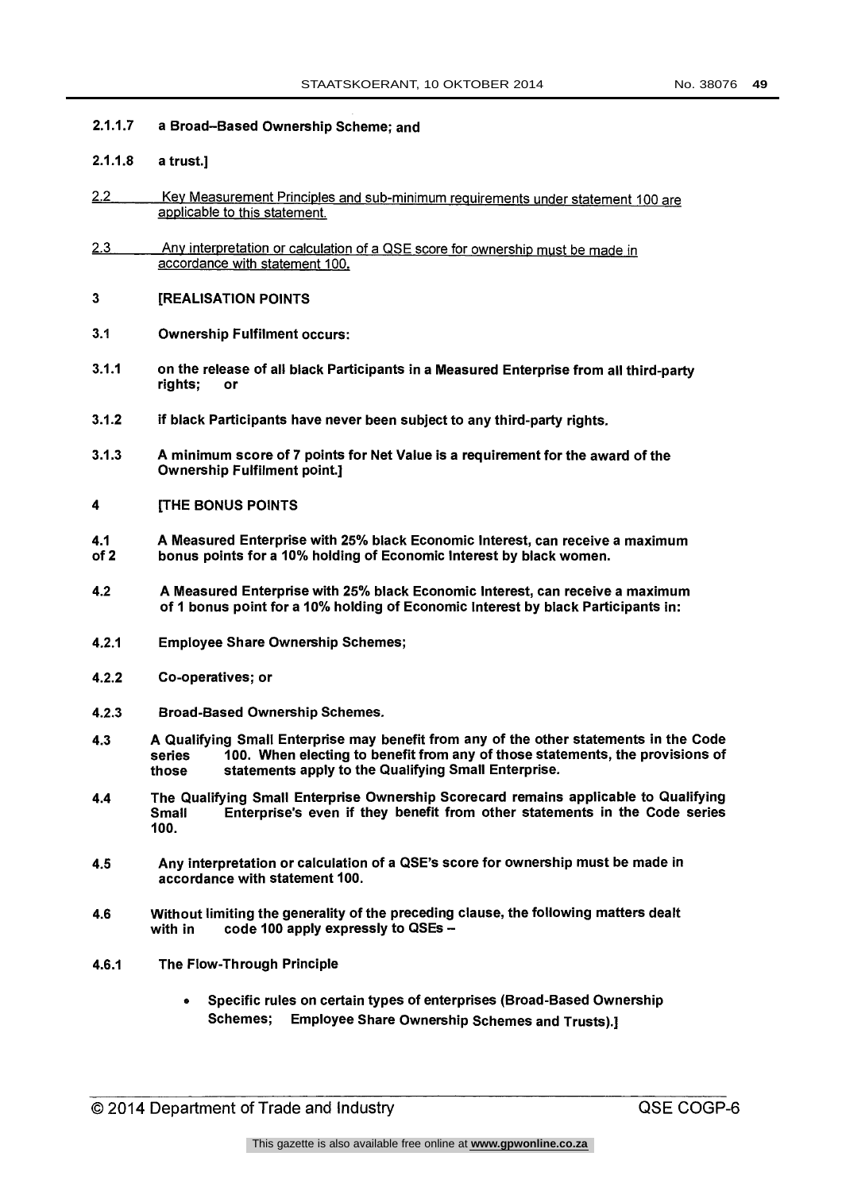**2.1.1.7 a Broad–Based Ownership Scheme; and**

**2.1.1.8 a trust.]**

<u>2.2 Key Measurement Principles and sub-minimum requirements under statement 100 are applicable to this statement.</u>

<u>2.3 Any interpretation or calculation of a QSE score for ownership must be made in accordance with statement 100.</u>

**3 [REALISATION POINTS**

**3.1 Ownership Fulfilment occurs:**

**3.1.1 on the release of all black Participants in a Measured Enterprise from all third-party rights; or**

**3.1.2 if black Participants have never been subject to any third-party rights.**

**3.1.3 A minimum score of 7 points for Net Value is a requirement for the award of the Ownership Fulfilment point.]**

**4 [THE BONUS POINTS**

**4.1 A Measured Enterprise with 25% black Economic Interest, can receive a maximum of 2 bonus points for a 10% holding of Economic Interest by black women.**

**4.2 A Measured Enterprise with 25% black Economic Interest, can receive a maximum of 1 bonus point for a 10% holding of Economic Interest by black Participants in:**

**4.2.1 Employee Share Ownership Schemes;**

**4.2.2 Co-operatives; or**

**4.2.3 Broad-Based Ownership Schemes.**

**4.3 A Qualifying Small Enterprise may benefit from any of the other statements in the Code series 100. When electing to benefit from any of those statements, the provisions of those statements apply to the Qualifying Small Enterprise.**

**4.4 The Qualifying Small Enterprise Ownership Scorecard remains applicable to Qualifying Small Enterprise's even if they benefit from other statements in the Code series 100.**

**4.5 Any interpretation or calculation of a QSE's score for ownership must be made in accordance with statement 100.**

**4.6 Without limiting the generality of the preceding clause, the following matters dealt with in code 100 apply expressly to QSEs –**

**4.6.1 The Flow-Through Principle**

- **Specific rules on certain types of enterprises (Broad-Based Ownership Schemes; Employee Share Ownership Schemes and Trusts).]**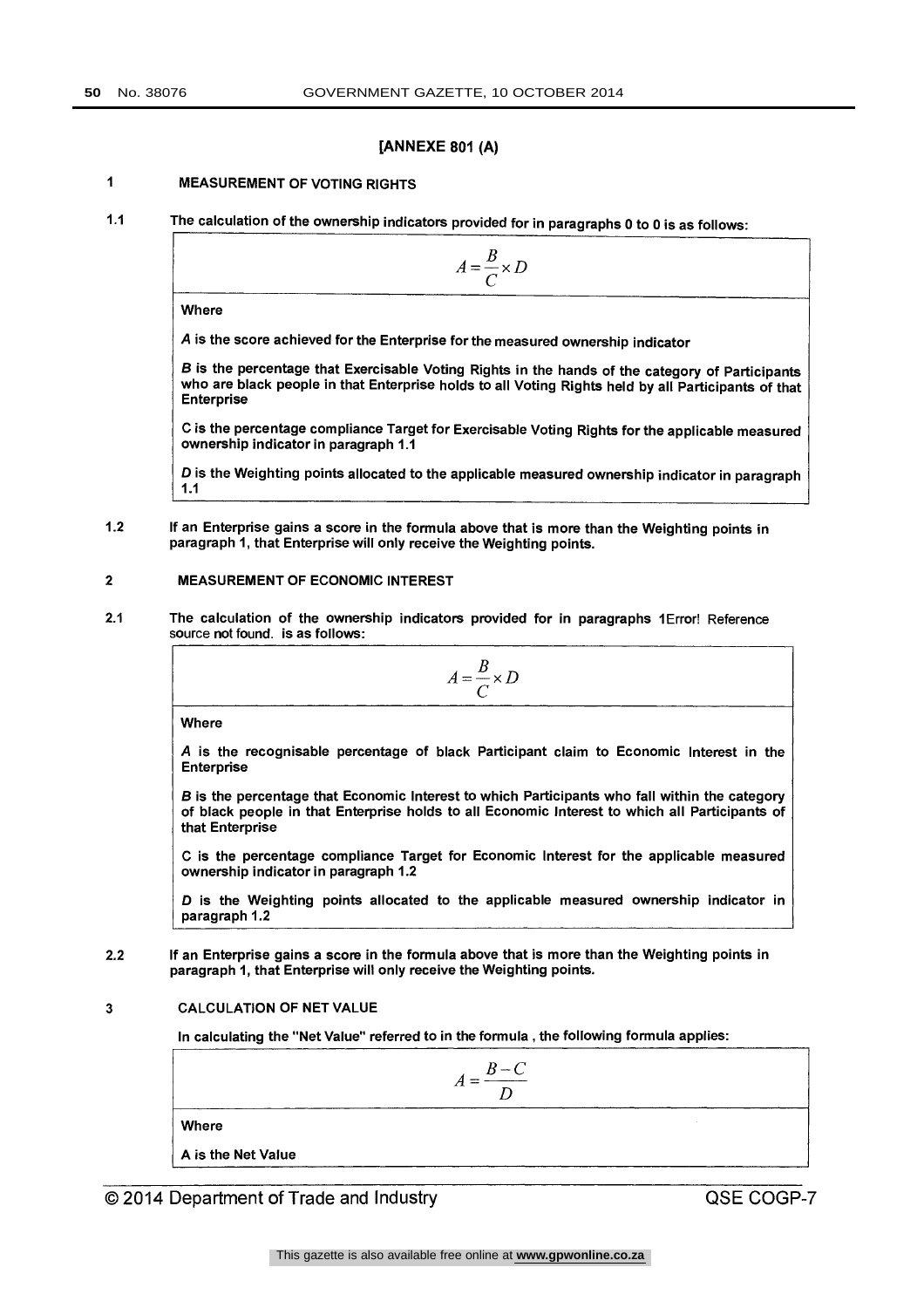**[ANNEXE 801 (A)**

**1 MEASUREMENT OF VOTING RIGHTS**

**1.1** **The calculation of the ownership indicators provided for in paragraphs 0 to 0 is as follows:**

$$A = \frac{B}{C} \times D$$

**Where**

***A*** **is the score achieved for the Enterprise for the measured ownership indicator**

***B*** **is the percentage that Exercisable Voting Rights in the hands of the category of Participants who are black people in that Enterprise holds to all Voting Rights held by all Participants of that Enterprise**

**C is the percentage compliance Target for Exercisable Voting Rights for the applicable measured ownership indicator in paragraph 1.1**

***D*** **is the Weighting points allocated to the applicable measured ownership indicator in paragraph 1.1**

**1.2** **If an Enterprise gains a score in the formula above that is more than the Weighting points in paragraph 1, that Enterprise will only receive the Weighting points.**

**2 MEASUREMENT OF ECONOMIC INTEREST**

**2.1** **The calculation of the ownership indicators provided for in paragraphs 1**Error! Reference source **not** found. **is as follows:**

$$A = \frac{B}{C} \times D$$

**Where**

***A*** **is the recognisable percentage of black Participant claim to Economic Interest in the Enterprise**

***B*** **is the percentage that Economic Interest to which Participants who fall within the category of black people in that Enterprise holds to all Economic Interest to which all Participants of that Enterprise**

**C is the percentage compliance Target for Economic Interest for the applicable measured ownership indicator in paragraph 1.2**

***D*** **is the Weighting points allocated to the applicable measured ownership indicator in paragraph 1.2**

**2.2** **If an Enterprise gains a score in the formula above that is more than the Weighting points in paragraph 1, that Enterprise will only receive the Weighting points.**

**3 CALCULATION OF NET VALUE**

**In calculating the "Net Value" referred to in the formula , the following formula applies:**

$$A = \frac{B - C}{D}$$

**Where**

**A is the Net Value**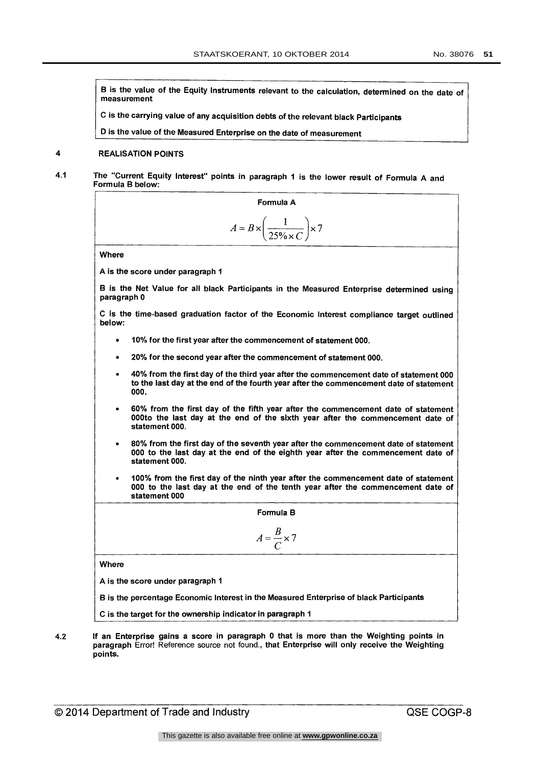B is the value of the Equity Instruments relevant to the calculation, determined on the date of measurement

C is the carrying value of any acquisition debts of the relevant black Participants

D is the value of the Measured Enterprise on the date of measurement

## 4 REALISATION POINTS

4.1 The "Current Equity Interest" points in paragraph 1 is the lower result of Formula A and Formula B below:

**Formula A**

$$A = B \times \left( \frac{1}{25\% \times C} \right) \times 7$$

Where

A is the score under paragraph 1

B is the Net Value for all black Participants in the Measured Enterprise determined using paragraph 0

C is the time-based graduation factor of the Economic Interest compliance target outlined below:

- 10% for the first year after the commencement of statement 000.
- 20% for the second year after the commencement of statement 000.
- 40% from the first day of the third year after the commencement date of statement 000 to the last day at the end of the fourth year after the commencement date of statement 000.
- 60% from the first day of the fifth year after the commencement date of statement 000to the last day at the end of the sixth year after the commencement date of statement 000.
- 80% from the first day of the seventh year after the commencement date of statement 000 to the last day at the end of the eighth year after the commencement date of statement 000.
- 100% from the first day of the ninth year after the commencement date of statement 000 to the last day at the end of the tenth year after the commencement date of statement 000

**Formula B**

$$A = \frac{B}{C} \times 7$$

Where

A is the score under paragraph 1

B is the percentage Economic Interest in the Measured Enterprise of black Participants

C is the target for the ownership indicator in paragraph 1

4.2 If an Enterprise gains a score in paragraph 0 that is more than the Weighting points in paragraph Error! Reference source not found., that Enterprise will only receive the Weighting points.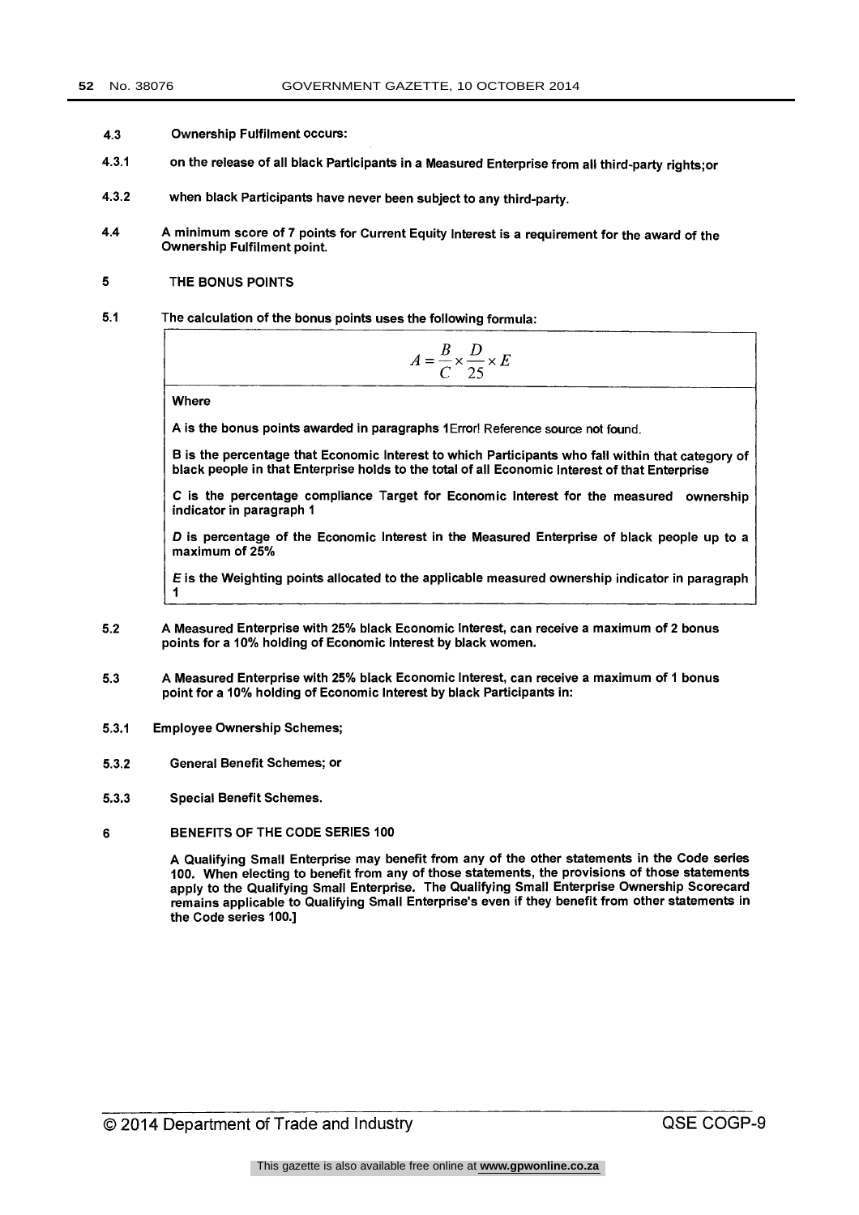4.3 Ownership Fulfilment occurs:

4.3.1 on the release of all black Participants in a Measured Enterprise from all third-party rights;or

4.3.2 when black Participants have never been subject to any third-party.

4.4 A minimum score of 7 points for Current Equity Interest is a requirement for the award of the Ownership Fulfilment point.

## 5 THE BONUS POINTS

5.1 The calculation of the bonus points uses the following formula:

$$A = \frac{B}{C} \times \frac{D}{25} \times E$$

Where

A is the bonus points awarded in paragraphs 1Error! Reference source not found.

B is the percentage that Economic Interest to which Participants who fall within that category of black people in that Enterprise holds to the total of all Economic Interest of that Enterprise

*C* is the percentage compliance Target for Economic Interest for the measured ownership indicator in paragraph 1

*D* is percentage of the Economic Interest in the Measured Enterprise of black people up to a maximum of 25%

*E* is the Weighting points allocated to the applicable measured ownership indicator in paragraph 1

5.2 A Measured Enterprise with 25% black Economic Interest, can receive a maximum of 2 bonus points for a 10% holding of Economic Interest by black women.

5.3 A Measured Enterprise with 25% black Economic Interest, can receive a maximum of 1 bonus point for a 10% holding of Economic Interest by black Participants in:

5.3.1 Employee Ownership Schemes;

5.3.2 General Benefit Schemes; or

5.3.3 Special Benefit Schemes.

## 6 BENEFITS OF THE CODE SERIES 100

A Qualifying Small Enterprise may benefit from any of the other statements in the Code series 100. When electing to benefit from any of those statements, the provisions of those statements apply to the Qualifying Small Enterprise. The Qualifying Small Enterprise Ownership Scorecard remains applicable to Qualifying Small Enterprise's even if they benefit from other statements in the Code series 100.]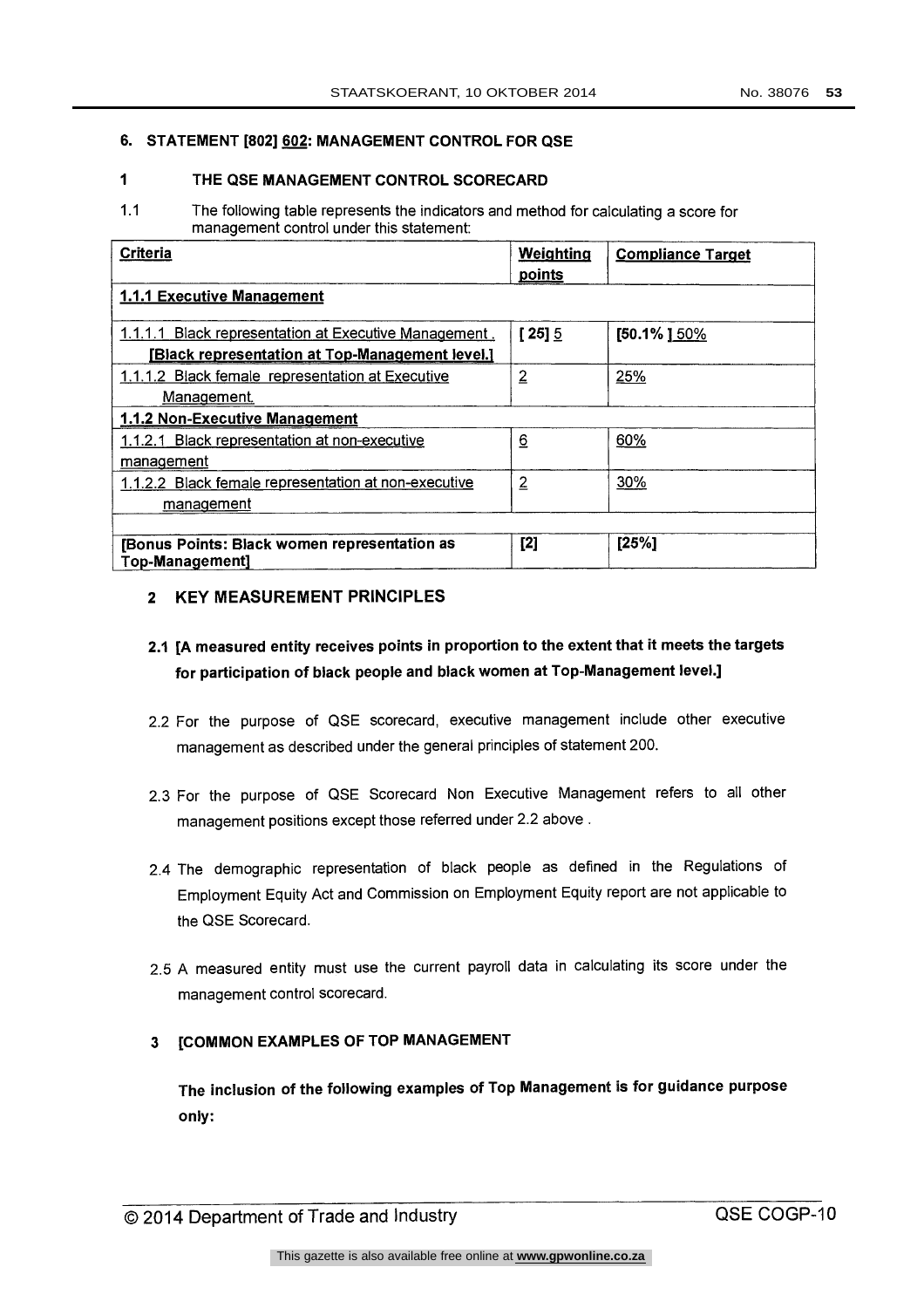## 6. STATEMENT [802] 602: MANAGEMENT CONTROL FOR QSE

### 1 THE QSE MANAGEMENT CONTROL SCORECARD

1.1 The following table represents the indicators and method for calculating a score for management control under this statement:

| Criteria | Weighting points | Compliance Target |
|---|---|---|
| **1.1.1 Executive Management** | | |
| 1.1.1.1 Black representation at Executive Management. **[Black representation at Top-Management level.]** | [ 25] 5 | [50.1% ] 50% |
| 1.1.1.2 Black female representation at Executive Management. | 2 | 25% |
| **1.1.2 Non-Executive Management** | | |
| 1.1.2.1 Black representation at non-executive management | 6 | 60% |
| 1.1.2.2 Black female representation at non-executive management | 2 | 30% |
| | | |
| **[Bonus Points: Black women representation as Top-Management]** | **[2]** | **[25%]** |

### 2 KEY MEASUREMENT PRINCIPLES

**2.1 [A measured entity receives points in proportion to the extent that it meets the targets for participation of black people and black women at Top-Management level.]**

2.2 For the purpose of QSE scorecard, executive management include other executive management as described under the general principles of statement 200.

2.3 For the purpose of QSE Scorecard Non Executive Management refers to all other management positions except those referred under 2.2 above .

2.4 The demographic representation of black people as defined in the Regulations of Employment Equity Act and Commission on Employment Equity report are not applicable to the QSE Scorecard.

2.5 A measured entity must use the current payroll data in calculating its score under the management control scorecard.

### 3 [COMMON EXAMPLES OF TOP MANAGEMENT

**The inclusion of the following examples of Top Management is for guidance purpose only:**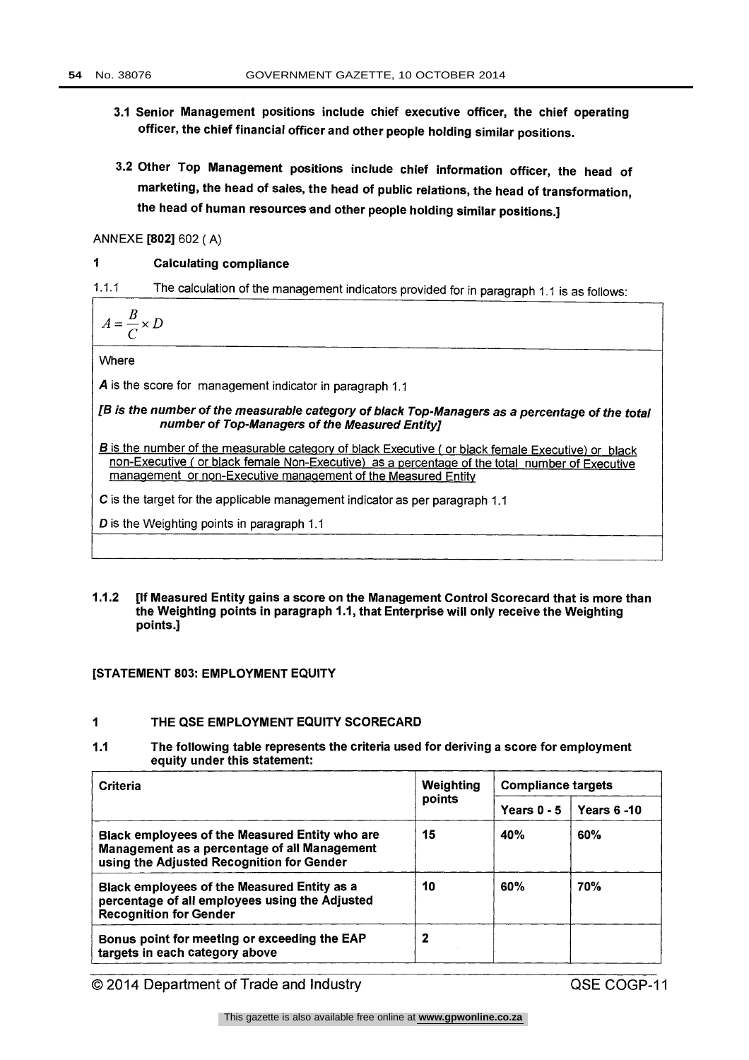**3.1 Senior Management positions include chief executive officer, the chief operating officer, the chief financial officer and other people holding similar positions.**

**3.2 Other Top Management positions include chief information officer, the head of marketing, the head of sales, the head of public relations, the head of transformation, the head of human resources and other people holding similar positions.]**

ANNEXE **[802]** 602 ( A)

**1 Calculating compliance**

1.1.1 The calculation of the management indicators provided for in paragraph 1.1 is as follows:

$$A = \frac{B}{C} \times D$$

Where

***A*** is the score for management indicator in paragraph 1.1

***[B is the number of the measurable category of black Top-Managers as a percentage of the total number of Top-Managers of the Measured Entity]***

***B*** is the number of the measurable category of black Executive ( or black female Executive) or black non-Executive ( or black female Non-Executive) as a percentage of the total number of Executive management or non-Executive management of the Measured Entity

***C*** is the target for the applicable management indicator as per paragraph 1.1

***D*** is the Weighting points in paragraph 1.1

**1.1.2 [If Measured Entity gains a score on the Management Control Scorecard that is more than the Weighting points in paragraph 1.1, that Enterprise will only receive the Weighting points.]**

**[STATEMENT 803: EMPLOYMENT EQUITY**

**1 THE QSE EMPLOYMENT EQUITY SCORECARD**

**1.1 The following table represents the criteria used for deriving a score for employment equity under this statement:**

| **Criteria** | **Weighting points** | **Compliance targets** | |
|---|---|---|---|
| | | **Years 0 - 5** | **Years 6 -10** |
| **Black employees of the Measured Entity who are Management as a percentage of all Management using the Adjusted Recognition for Gender** | **15** | **40%** | **60%** |
| **Black employees of the Measured Entity as a percentage of all employees using the Adjusted Recognition for Gender** | **10** | **60%** | **70%** |
| **Bonus point for meeting or exceeding the EAP targets in each category above** | **2** | | |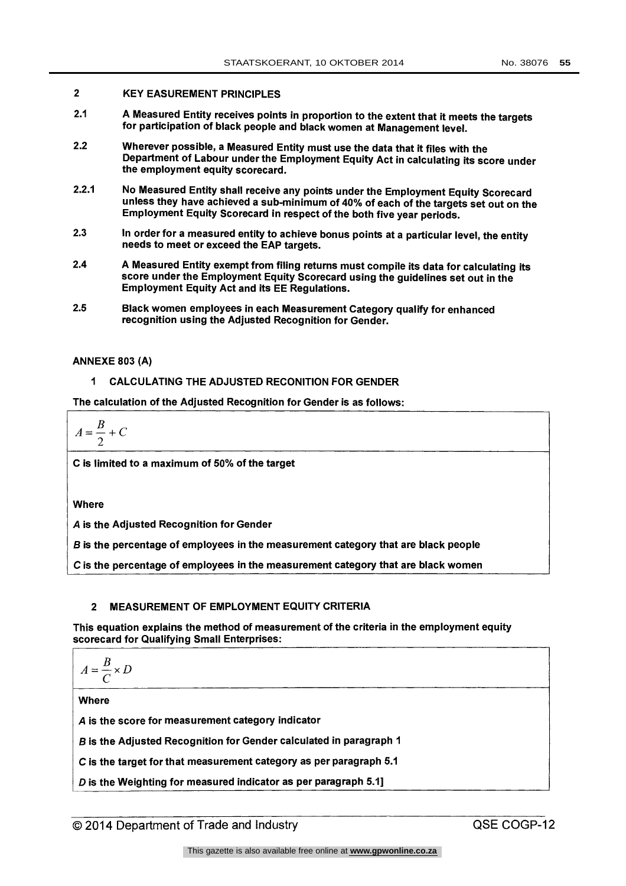## 2 KEY EASUREMENT PRINCIPLES

**2.1** **A Measured Entity receives points in proportion to the extent that it meets the targets for participation of black people and black women at Management level.**

**2.2** **Wherever possible, a Measured Entity must use the data that it files with the Department of Labour under the Employment Equity Act in calculating its score under the employment equity scorecard.**

**2.2.1** **No Measured Entity shall receive any points under the Employment Equity Scorecard unless they have achieved a sub-minimum of 40% of each of the targets set out on the Employment Equity Scorecard in respect of the both five year periods.**

**2.3** **In order for a measured entity to achieve bonus points at a particular level, the entity needs to meet or exceed the EAP targets.**

**2.4** **A Measured Entity exempt from filing returns must compile its data for calculating its score under the Employment Equity Scorecard using the guidelines set out in the Employment Equity Act and its EE Regulations.**

**2.5** **Black women employees in each Measurement Category qualify for enhanced recognition using the Adjusted Recognition for Gender.**

## ANNEXE 803 (A)

### 1 CALCULATING THE ADJUSTED RECONITION FOR GENDER

**The calculation of the Adjusted Recognition for Gender is as follows:**

$$A = \frac{B}{2} + C$$

**C is limited to a maximum of 50% of the target**

**Where**

**$A$ is the Adjusted Recognition for Gender**

**$B$ is the percentage of employees in the measurement category that are black people**

**$C$ is the percentage of employees in the measurement category that are black women**

### 2 MEASUREMENT OF EMPLOYMENT EQUITY CRITERIA

**This equation explains the method of measurement of the criteria in the employment equity scorecard for Qualifying Small Enterprises:**

$$A = \frac{B}{C} \times D$$

**Where**

**$A$ is the score for measurement category indicator**

**$B$ is the Adjusted Recognition for Gender calculated in paragraph 1**

**$C$ is the target for that measurement category as per paragraph 5.1**

**$D$ is the Weighting for measured indicator as per paragraph 5.1]**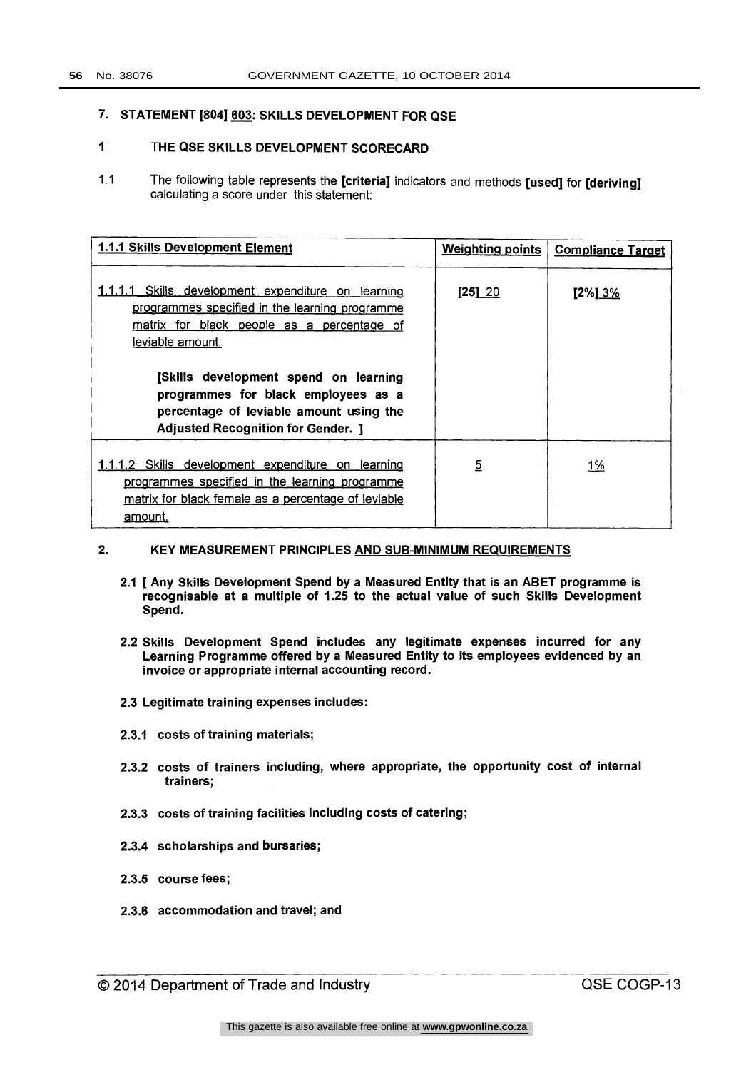## 7. STATEMENT [804] 603: SKILLS DEVELOPMENT FOR QSE

### 1 THE QSE SKILLS DEVELOPMENT SCORECARD

1.1 The following table represents the **[criteria]** indicators and methods **[used]** for **[deriving]** calculating a score under this statement:

| 1.1.1 Skills Development Element | Weighting points | Compliance Target |
|---|---|---|
| 1.1.1.1 Skills development expenditure on learning programmes specified in the learning programme matrix for black people as a percentage of leviable amount.<br><br>**[Skills development spend on learning programmes for black employees as a percentage of leviable amount using the Adjusted Recognition for Gender. ]** | [25] 20 | [2%] 3% |
| 1.1.1.2 Skills development expenditure on learning programmes specified in the learning programme matrix for black female as a percentage of leviable amount. | 5 | 1% |

### 2. KEY MEASUREMENT PRINCIPLES AND SUB-MINIMUM REQUIREMENTS

**2.1 [ Any Skills Development Spend by a Measured Entity that is an ABET programme is recognisable at a multiple of 1.25 to the actual value of such Skills Development Spend.**

**2.2 Skills Development Spend includes any legitimate expenses incurred for any Learning Programme offered by a Measured Entity to its employees evidenced by an invoice or appropriate internal accounting record.**

**2.3 Legitimate training expenses includes:**

**2.3.1 costs of training materials;**

**2.3.2 costs of trainers including, where appropriate, the opportunity cost of internal trainers;**

**2.3.3 costs of training facilities including costs of catering;**

**2.3.4 scholarships and bursaries;**

**2.3.5 course fees;**

**2.3.6 accommodation and travel; and**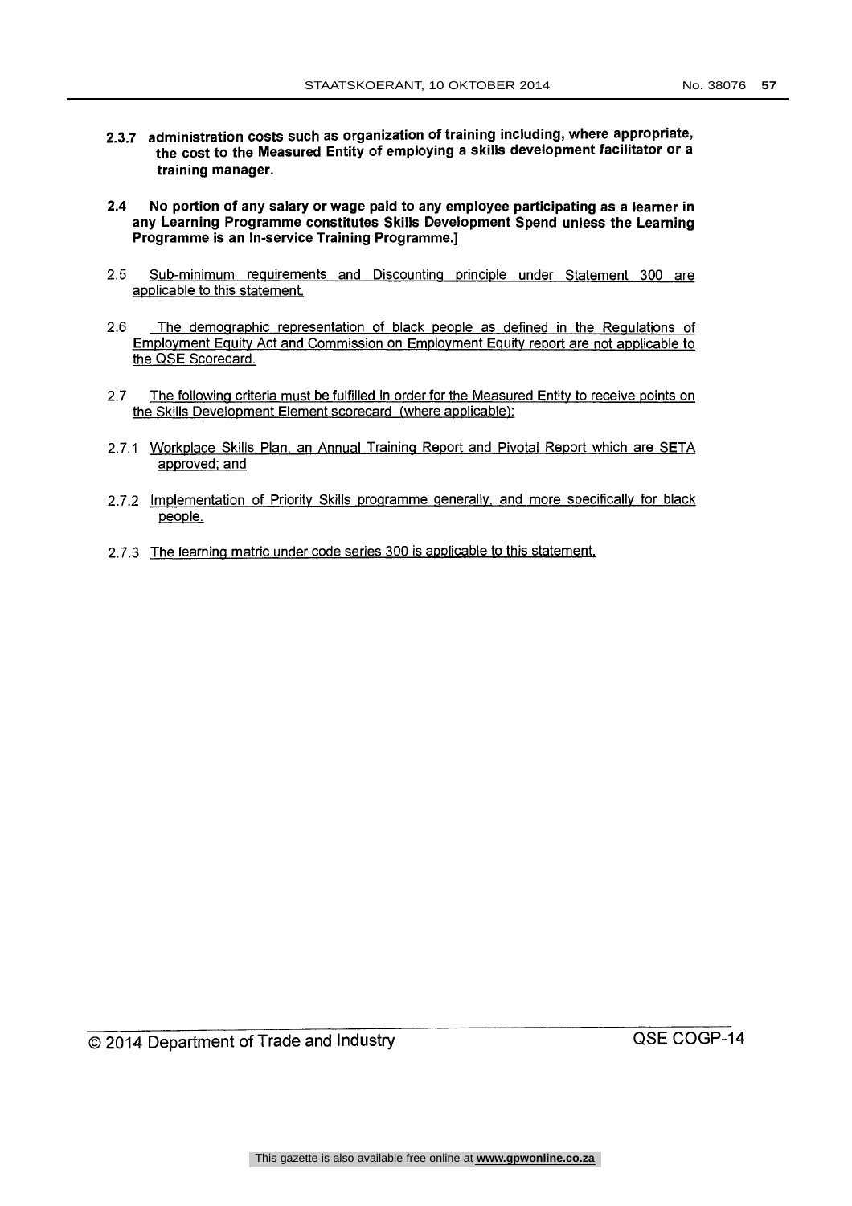**2.3.7 administration costs such as organization of training including, where appropriate, the cost to the Measured Entity of employing a skills development facilitator or a training manager.**

**2.4 No portion of any salary or wage paid to any employee participating as a learner in any Learning Programme constitutes Skills Development Spend unless the Learning Programme is an In-service Training Programme.]**

2.5 <u>Sub-minimum requirements and Discounting principle under Statement 300 are applicable to this statement.</u>

2.6 <u>The demographic representation of black people as defined in the Regulations of Employment Equity Act and Commission on Employment Equity report are not applicable to the QSE Scorecard.</u>

2.7 <u>The following criteria must be fulfilled in order for the Measured Entity to receive points on the Skills Development Element scorecard (where applicable):</u>

2.7.1 <u>Workplace Skills Plan, an Annual Training Report and Pivotal Report which are SETA approved; and</u>

2.7.2 <u>Implementation of Priority Skills programme generally, and more specifically for black people.</u>

2.7.3 <u>The learning matric under code series 300 is applicable to this statement.</u>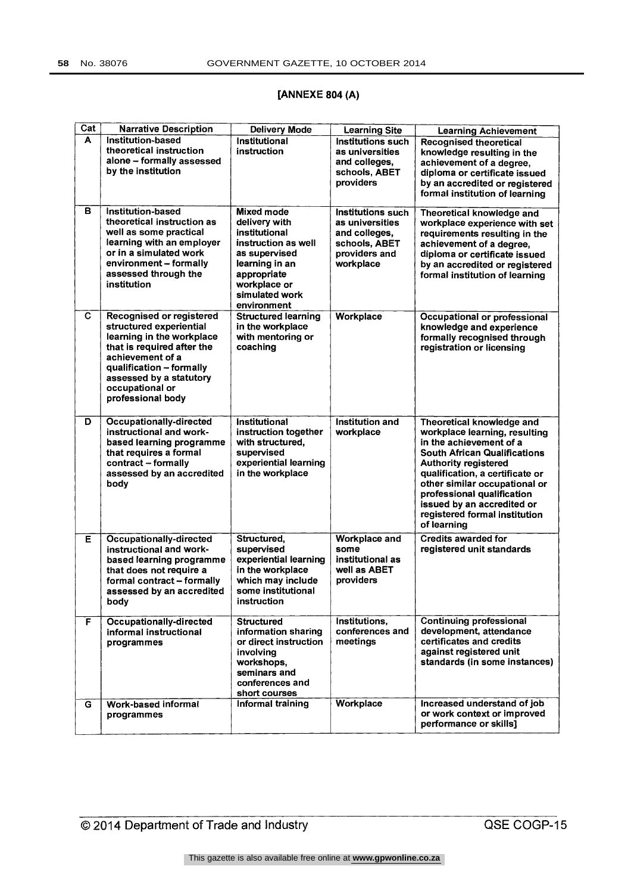**[ANNEXE 804 (A)**

| Cat | Narrative Description | Delivery Mode | Learning Site | Learning Achievement |
|---|---|---|---|---|
| A | Institution-based theoretical instruction alone – formally assessed by the institution | Institutional instruction | Institutions such as universities and colleges, schools, ABET providers | Recognised theoretical knowledge resulting in the achievement of a degree, diploma or certificate issued by an accredited or registered formal institution of learning |
| B | Institution-based theoretical instruction as well as some practical learning with an employer or in a simulated work environment – formally assessed through the institution | Mixed mode delivery with institutional instruction as well as supervised learning in an appropriate workplace or simulated work environment | Institutions such as universities and colleges, schools, ABET providers and workplace | Theoretical knowledge and workplace experience with set requirements resulting in the achievement of a degree, diploma or certificate issued by an accredited or registered formal institution of learning |
| C | Recognised or registered structured experiential learning in the workplace that is required after the achievement of a qualification – formally assessed by a statutory occupational or professional body | Structured learning in the workplace with mentoring or coaching | Workplace | Occupational or professional knowledge and experience formally recognised through registration or licensing |
| D | Occupationally-directed instructional and work-based learning programme that requires a formal contract – formally assessed by an accredited body | Institutional instruction together with structured, supervised experiential learning in the workplace | Institution and workplace | Theoretical knowledge and workplace learning, resulting in the achievement of a South African Qualifications Authority registered qualification, a certificate or other similar occupational or professional qualification issued by an accredited or registered formal institution of learning |
| E | Occupationally-directed instructional and work-based learning programme that does not require a formal contract – formally assessed by an accredited body | Structured, supervised experiential learning in the workplace which may include some institutional instruction | Workplace and some institutional as well as ABET providers | Credits awarded for registered unit standards |
| F | Occupationally-directed informal instructional programmes | Structured information sharing or direct instruction involving workshops, seminars and conferences and short courses | Institutions, conferences and meetings | Continuing professional development, attendance certificates and credits against registered unit standards (in some instances) |
| G | Work-based informal programmes | Informal training | Workplace | Increased understand of job or work context or improved performance or skills] |

© 2014 Department of Trade and Industry QSE COGP-15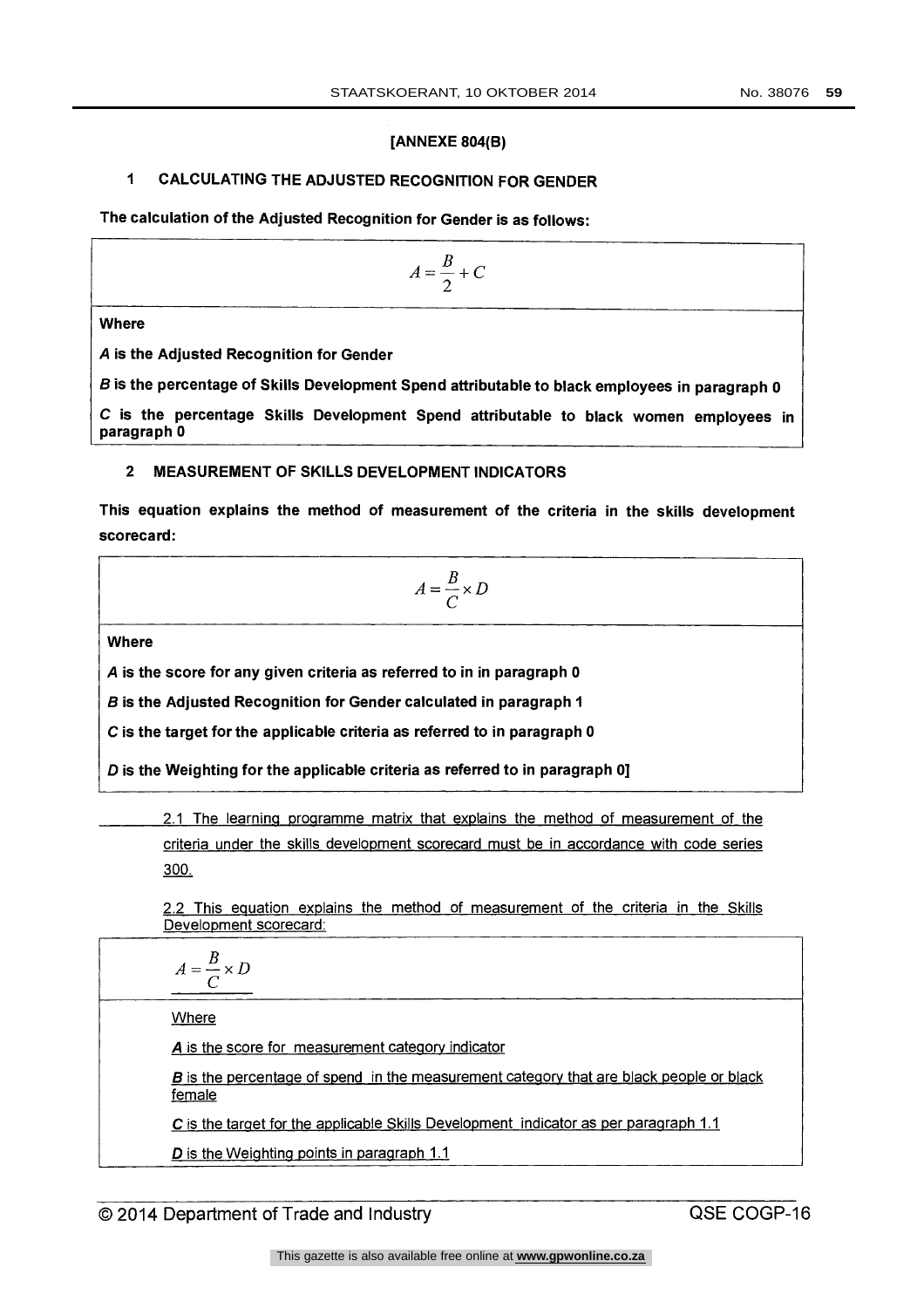**[ANNEXE 804(B)**

## 1 CALCULATING THE ADJUSTED RECOGNITION FOR GENDER

**The calculation of the Adjusted Recognition for Gender is as follows:**

$$A = \frac{B}{2} + C$$

**Where**

***A*** **is the Adjusted Recognition for Gender**

***B*** **is the percentage of Skills Development Spend attributable to black employees in paragraph 0**

***C*** **is the percentage Skills Development Spend attributable to black women employees in paragraph 0**

## 2 MEASUREMENT OF SKILLS DEVELOPMENT INDICATORS

**This equation explains the method of measurement of the criteria in the skills development scorecard:**

$$A = \frac{B}{C} \times D$$

**Where**

***A*** **is the score for any given criteria as referred to in in paragraph 0**

***B*** **is the Adjusted Recognition for Gender calculated in paragraph 1**

***C*** **is the target for the applicable criteria as referred to in paragraph 0**

***D*** **is the Weighting for the applicable criteria as referred to in paragraph 0]**

2.1 The learning programme matrix that explains the method of measurement of the criteria under the skills development scorecard must be in accordance with code series 300.

2.2 This equation explains the method of measurement of the criteria in the Skills Development scorecard:

$$A = \frac{B}{C} \times D$$

Where

***A*** is the score for measurement category indicator

***B*** is the percentage of spend in the measurement category that are black people or black female

***C*** is the target for the applicable Skills Development indicator as per paragraph 1.1

***D*** is the Weighting points in paragraph 1.1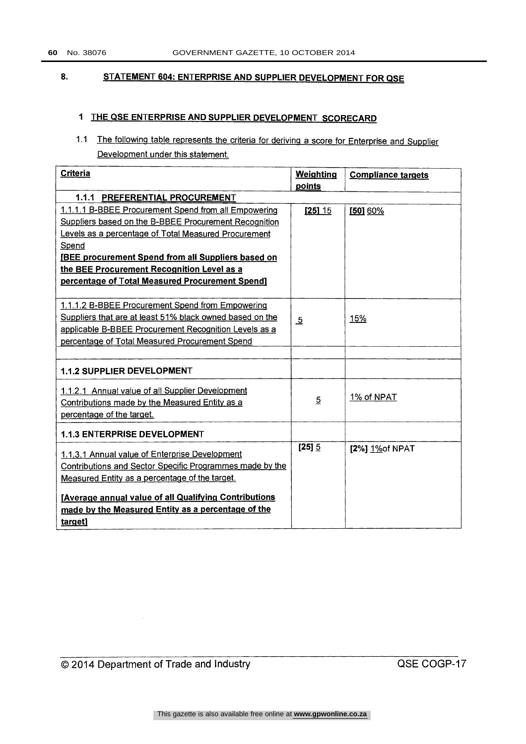## 8. STATEMENT 604: ENTERPRISE AND SUPPLIER DEVELOPMENT FOR QSE

### 1 THE QSE ENTERPRISE AND SUPPLIER DEVELOPMENT SCORECARD

1.1 The following table represents the criteria for deriving a score for Enterprise and Supplier Development under this statement.

| Criteria | Weighting points | Compliance targets |
|---|---|---|
| **1.1.1 PREFERENTIAL PROCUREMENT** | | |
| 1.1.1.1 B-BBEE Procurement Spend from all Empowering Suppliers based on the B-BBEE Procurement Recognition Levels as a percentage of Total Measured Procurement Spend<br>**[BEE procurement Spend from all Suppliers based on the BEE Procurement Recognition Level as a percentage of Total Measured Procurement Spend]** | **[25]** 15 | **[50]** 60% |
| 1.1.1.2 B-BBEE Procurement Spend from Empowering Suppliers that are at least 51% black owned based on the applicable B-BBEE Procurement Recognition Levels as a percentage of Total Measured Procurement Spend | 5 | 15% |
| | | |
| **1.1.2 SUPPLIER DEVELOPMENT** | | |
| 1.1.2.1 Annual value of all Supplier Development Contributions made by the Measured Entity as a percentage of the target. | 5 | 1% of NPAT |
| **1.1.3 ENTERPRISE DEVELOPMENT** | | |
| 1.1.3.1 Annual value of Enterprise Development Contributions and Sector Specific Programmes made by the Measured Entity as a percentage of the target.<br>**[Average annual value of all Qualifying Contributions made by the Measured Entity as a percentage of the target]** | **[25]** 5 | **[2%]** 1%of NPAT |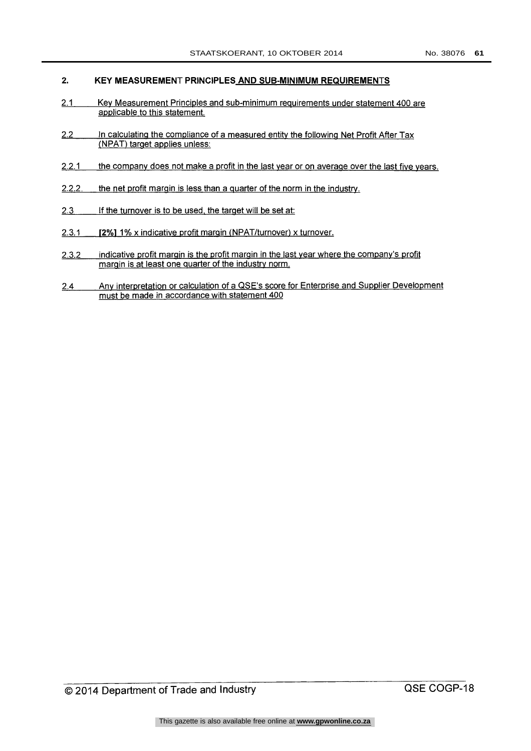## 2. KEY MEASUREMENT PRINCIPLES AND SUB-MINIMUM REQUIREMENTS

2.1 Key Measurement Principles and sub-minimum requirements under statement 400 are applicable to this statement.

2.2 In calculating the compliance of a measured entity the following Net Profit After Tax (NPAT) target applies unless:

2.2.1 the company does not make a profit in the last year or on average over the last five years.

2.2.2. the net profit margin is less than a quarter of the norm in the industry.

2.3 If the turnover is to be used, the target will be set at:

2.3.1 **[2%]** 1% x indicative profit margin (NPAT/turnover) x turnover.

2.3.2 indicative profit margin is the profit margin in the last year where the company's profit margin is at least one quarter of the industry norm.

2.4 Any interpretation or calculation of a QSE's score for Enterprise and Supplier Development must be made in accordance with statement 400

© 2014 Department of Trade and Industry QSE COGP-18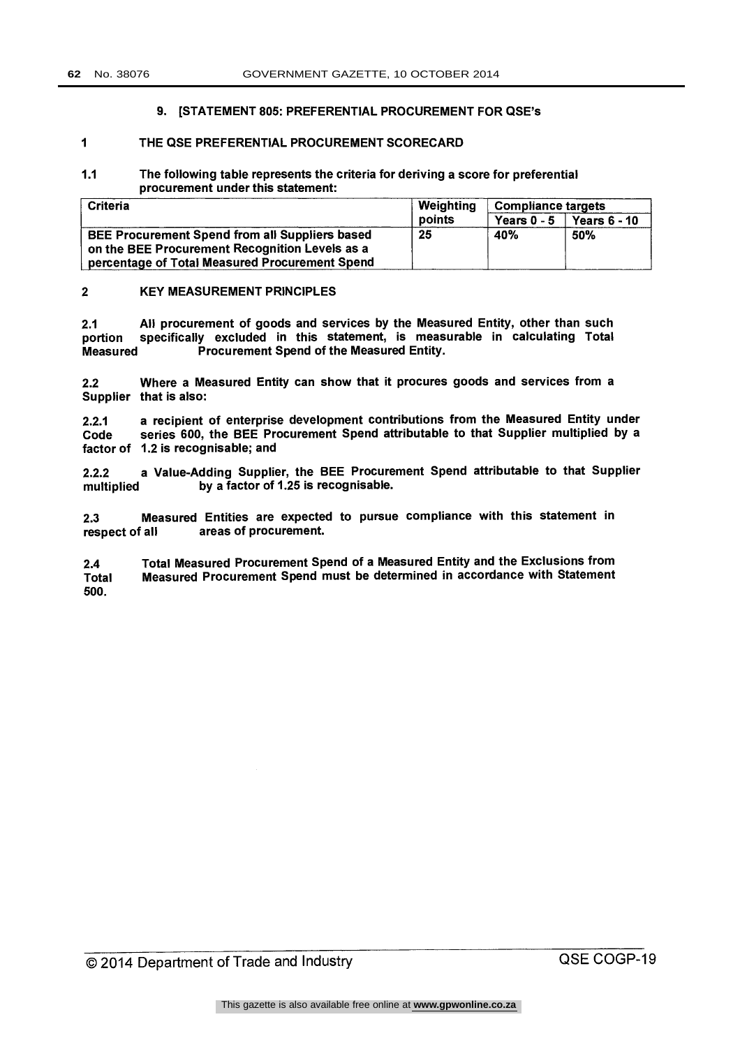## 9. [STATEMENT 805: PREFERENTIAL PROCUREMENT FOR QSE's

### 1 THE QSE PREFERENTIAL PROCUREMENT SCORECARD

**1.1 The following table represents the criteria for deriving a score for preferential procurement under this statement:**

| Criteria | Weighting points | Compliance targets | |
|---|---|---|---|
| | | Years 0 - 5 | Years 6 - 10 |
| BEE Procurement Spend from all Suppliers based on the BEE Procurement Recognition Levels as a percentage of Total Measured Procurement Spend | 25 | 40% | 50% |

### 2 KEY MEASUREMENT PRINCIPLES

**2.1** All procurement of goods and services by the Measured Entity, other than such portion specifically excluded in this statement, is measurable in calculating Total Measured Procurement Spend of the Measured Entity.

**2.2** Where a Measured Entity can show that it procures goods and services from a Supplier that is also:

**2.2.1** a recipient of enterprise development contributions from the Measured Entity under Code series 600, the BEE Procurement Spend attributable to that Supplier multiplied by a factor of 1.2 is recognisable; and

**2.2.2** a Value-Adding Supplier, the BEE Procurement Spend attributable to that Supplier multiplied by a factor of 1.25 is recognisable.

**2.3** Measured Entities are expected to pursue compliance with this statement in respect of all areas of procurement.

**2.4** Total Measured Procurement Spend of a Measured Entity and the Exclusions from Total Measured Procurement Spend must be determined in accordance with Statement 500.

© 2014 Department of Trade and Industry QSE COGP-19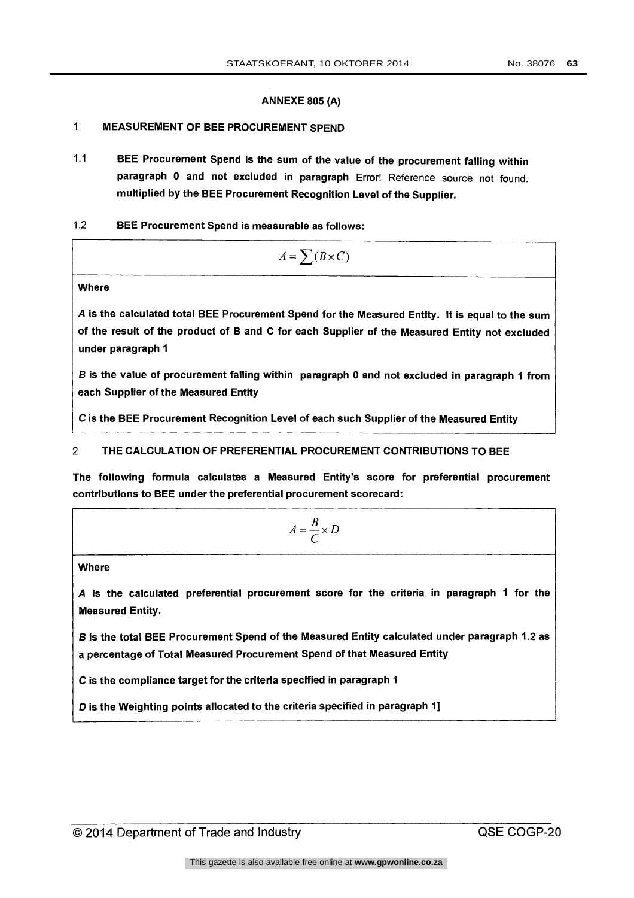## ANNEXE 805 (A)

### 1 MEASUREMENT OF BEE PROCUREMENT SPEND

1.1 **BEE Procurement Spend is the sum of the value of the procurement falling within paragraph 0 and not excluded in paragraph** Error! Reference source not found. **multiplied by the BEE Procurement Recognition Level of the Supplier.**

1.2 **BEE Procurement Spend is measurable as follows:**

$$A = \sum (B \times C)$$

**Where**

***A*** **is the calculated total BEE Procurement Spend for the Measured Entity. It is equal to the sum of the result of the product of B and C for each Supplier of the Measured Entity not excluded under paragraph 1**

***B*** **is the value of procurement falling within paragraph 0 and not excluded in paragraph 1 from each Supplier of the Measured Entity**

***C*** **is the BEE Procurement Recognition Level of each such Supplier of the Measured Entity**

### 2 THE CALCULATION OF PREFERENTIAL PROCUREMENT CONTRIBUTIONS TO BEE

**The following formula calculates a Measured Entity's score for preferential procurement contributions to BEE under the preferential procurement scorecard:**

$$A = \frac{B}{C} \times D$$

**Where**

***A*** **is the calculated preferential procurement score for the criteria in paragraph 1 for the Measured Entity.**

***B*** **is the total BEE Procurement Spend of the Measured Entity calculated under paragraph 1.2 as a percentage of Total Measured Procurement Spend of that Measured Entity**

***C*** **is the compliance target for the criteria specified in paragraph 1**

***D*** **is the Weighting points allocated to the criteria specified in paragraph 1]**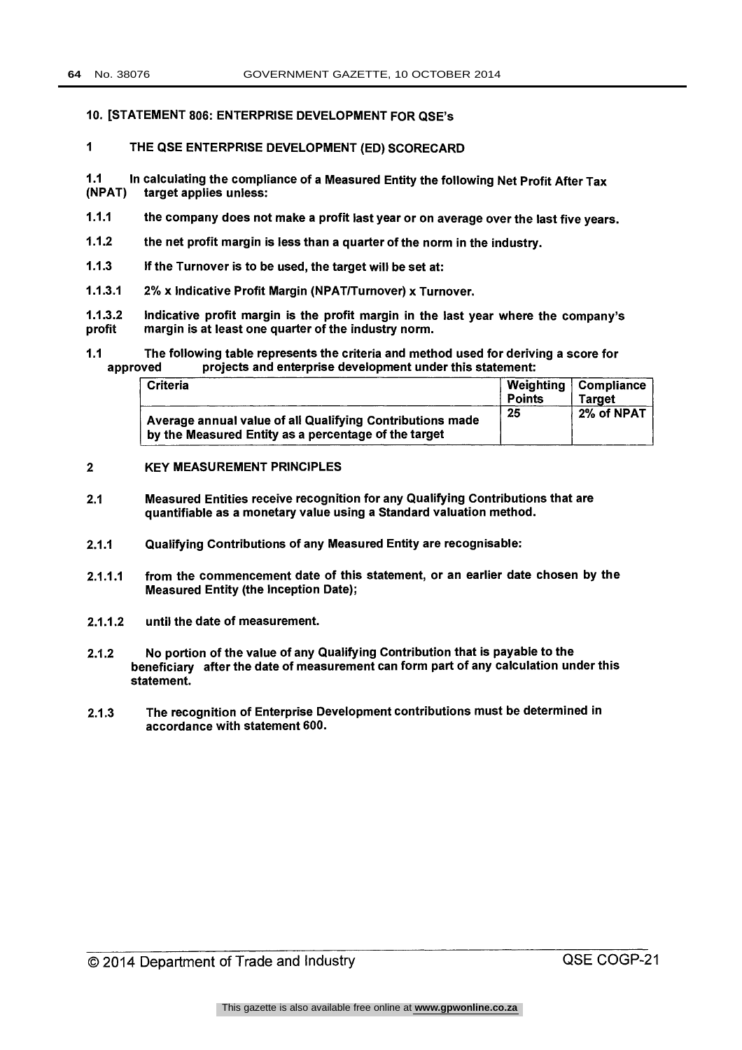## 10. [STATEMENT 806: ENTERPRISE DEVELOPMENT FOR QSE's

### 1 THE QSE ENTERPRISE DEVELOPMENT (ED) SCORECARD

1.1 In calculating the compliance of a Measured Entity the following Net Profit After Tax (NPAT) target applies unless:

1.1.1 the company does not make a profit last year or on average over the last five years.

1.1.2 the net profit margin is less than a quarter of the norm in the industry.

1.1.3 If the Turnover is to be used, the target will be set at:

1.1.3.1 2% x Indicative Profit Margin (NPAT/Turnover) x Turnover.

1.1.3.2 Indicative profit margin is the profit margin in the last year where the company's profit margin is at least one quarter of the industry norm.

1.1 The following table represents the criteria and method used for deriving a score for approved projects and enterprise development under this statement:

| Criteria | Weighting Points | Compliance Target |
|---|---|---|
| Average annual value of all Qualifying Contributions made by the Measured Entity as a percentage of the target | 25 | 2% of NPAT |

### 2 KEY MEASUREMENT PRINCIPLES

2.1 Measured Entities receive recognition for any Qualifying Contributions that are quantifiable as a monetary value using a Standard valuation method.

2.1.1 Qualifying Contributions of any Measured Entity are recognisable:

2.1.1.1 from the commencement date of this statement, or an earlier date chosen by the Measured Entity (the Inception Date);

2.1.1.2 until the date of measurement.

2.1.2 No portion of the value of any Qualifying Contribution that is payable to the beneficiary after the date of measurement can form part of any calculation under this statement.

2.1.3 The recognition of Enterprise Development contributions must be determined in accordance with statement 600.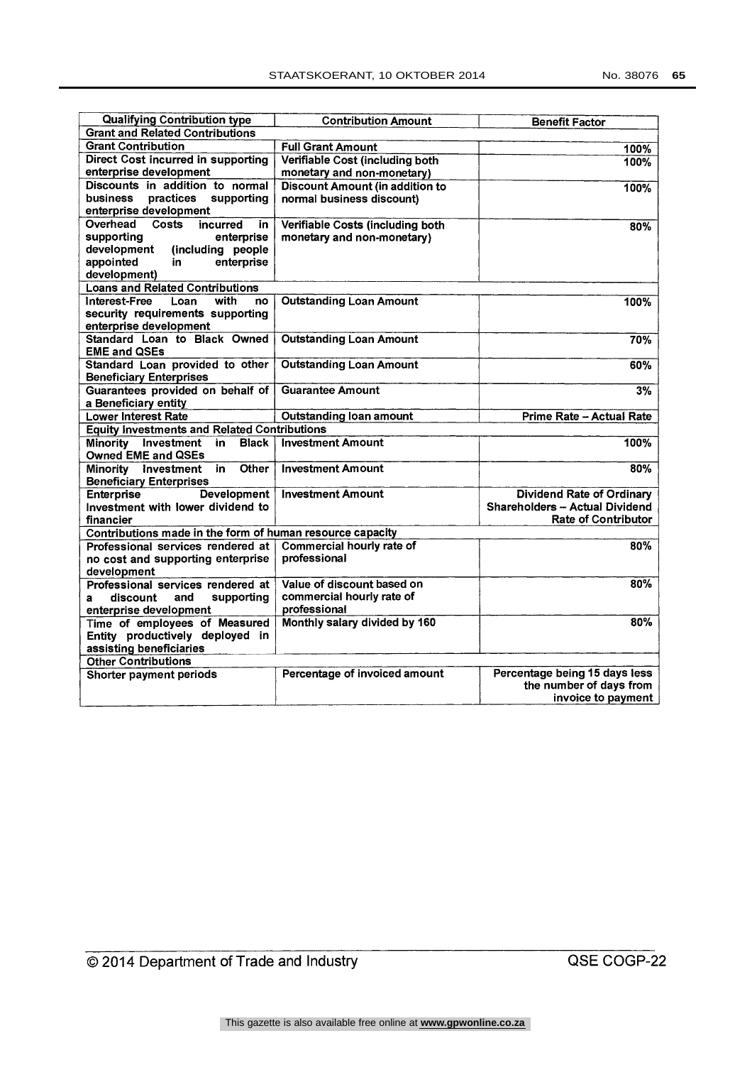| Qualifying Contribution type | Contribution Amount | Benefit Factor |
|---|---|---|
| **Grant and Related Contributions** | | |
| Grant Contribution | Full Grant Amount | 100% |
| Direct Cost incurred in supporting enterprise development | Verifiable Cost (including both monetary and non-monetary) | 100% |
| Discounts in addition to normal business practices supporting enterprise development | Discount Amount (in addition to normal business discount) | 100% |
| Overhead Costs incurred in supporting enterprise development (including people appointed in enterprise development) | Verifiable Costs (including both monetary and non-monetary) | 80% |
| **Loans and Related Contributions** | | |
| Interest-Free Loan with no security requirements supporting enterprise development | Outstanding Loan Amount | 100% |
| Standard Loan to Black Owned EME and QSEs | Outstanding Loan Amount | 70% |
| Standard Loan provided to other Beneficiary Enterprises | Outstanding Loan Amount | 60% |
| Guarantees provided on behalf of a Beneficiary entity | Guarantee Amount | 3% |
| Lower Interest Rate | Outstanding loan amount | Prime Rate – Actual Rate |
| **Equity Investments and Related Contributions** | | |
| Minority Investment in Black Owned EME and QSEs | Investment Amount | 100% |
| Minority Investment in Other Beneficiary Enterprises | Investment Amount | 80% |
| Enterprise Development Investment with lower dividend to financier | Investment Amount | Dividend Rate of Ordinary Shareholders – Actual Dividend Rate of Contributor |
| **Contributions made in the form of human resource capacity** | | |
| Professional services rendered at no cost and supporting enterprise development | Commercial hourly rate of professional | 80% |
| Professional services rendered at a discount and supporting enterprise development | Value of discount based on commercial hourly rate of professional | 80% |
| Time of employees of Measured Entity productively deployed in assisting beneficiaries | Monthly salary divided by 160 | 80% |
| **Other Contributions** | | |
| Shorter payment periods | Percentage of invoiced amount | Percentage being 15 days less the number of days from invoice to payment |

© 2014 Department of Trade and Industry QSE COGP-22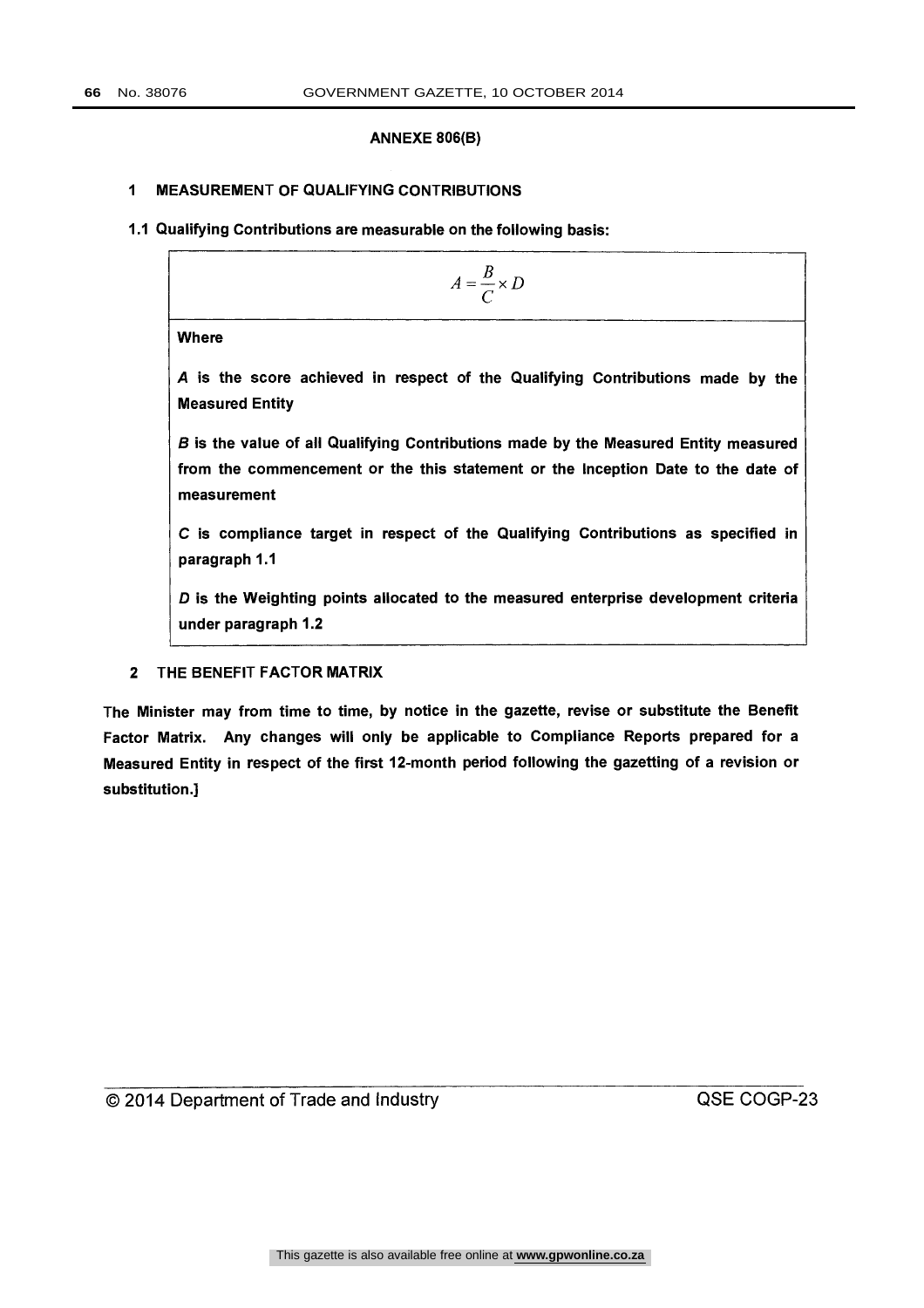## ANNEXE 806(B)

### 1 MEASUREMENT OF QUALIFYING CONTRIBUTIONS

**1.1 Qualifying Contributions are measurable on the following basis:**

$$A = \frac{B}{C} \times D$$

**Where**

***A* is the score achieved in respect of the Qualifying Contributions made by the Measured Entity**

***B* is the value of all Qualifying Contributions made by the Measured Entity measured from the commencement or the this statement or the Inception Date to the date of measurement**

***C* is compliance target in respect of the Qualifying Contributions as specified in paragraph 1.1**

***D* is the Weighting points allocated to the measured enterprise development criteria under paragraph 1.2**

### 2 THE BENEFIT FACTOR MATRIX

**The Minister may from time to time, by notice in the gazette, revise or substitute the Benefit Factor Matrix. Any changes will only be applicable to Compliance Reports prepared for a Measured Entity in respect of the first 12-month period following the gazetting of a revision or substitution.]**

© 2014 Department of Trade and Industry QSE COGP-23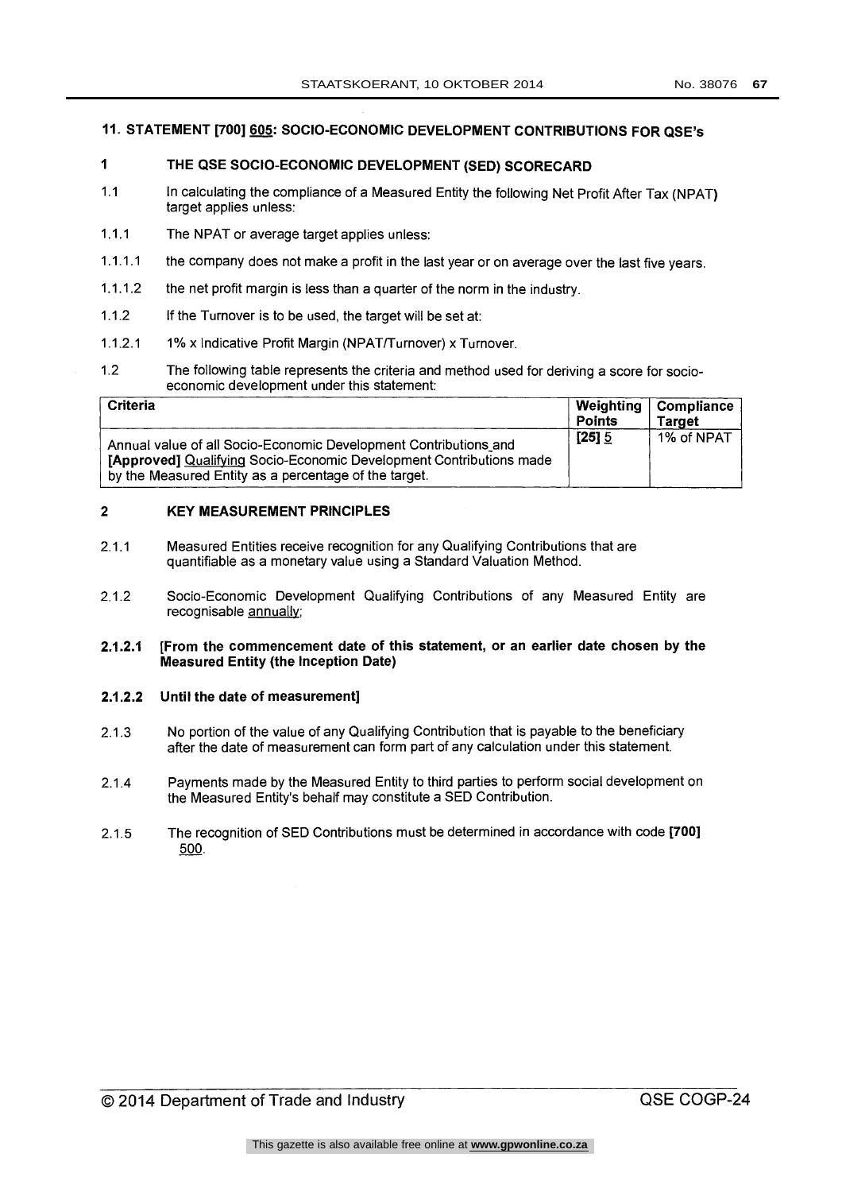## 11. STATEMENT [700] 605: SOCIO-ECONOMIC DEVELOPMENT CONTRIBUTIONS FOR QSE's

### 1 THE QSE SOCIO-ECONOMIC DEVELOPMENT (SED) SCORECARD

1.1 In calculating the compliance of a Measured Entity the following Net Profit After Tax (NPAT) target applies unless:

1.1.1 The NPAT or average target applies unless:

1.1.1.1 the company does not make a profit in the last year or on average over the last five years.

1.1.1.2 the net profit margin is less than a quarter of the norm in the industry.

1.1.2 If the Turnover is to be used, the target will be set at:

1.1.2.1 1% x Indicative Profit Margin (NPAT/Turnover) x Turnover.

1.2 The following table represents the criteria and method used for deriving a score for socio-economic development under this statement:

| Criteria | Weighting Points | Compliance Target |
|---|---|---|
| Annual value of all Socio-Economic Development Contributions and **[Approved]** Qualifying Socio-Economic Development Contributions made by the Measured Entity as a percentage of the target. | **[25]** 5 | 1% of NPAT |

### 2 KEY MEASUREMENT PRINCIPLES

2.1.1 Measured Entities receive recognition for any Qualifying Contributions that are quantifiable as a monetary value using a Standard Valuation Method.

2.1.2 Socio-Economic Development Qualifying Contributions of any Measured Entity are recognisable annually;

**2.1.2.1 [From the commencement date of this statement, or an earlier date chosen by the Measured Entity (the Inception Date)**

**2.1.2.2 Until the date of measurement]**

2.1.3 No portion of the value of any Qualifying Contribution that is payable to the beneficiary after the date of measurement can form part of any calculation under this statement.

2.1.4 Payments made by the Measured Entity to third parties to perform social development on the Measured Entity's behalf may constitute a SED Contribution.

2.1.5 The recognition of SED Contributions must be determined in accordance with code **[700]** 500.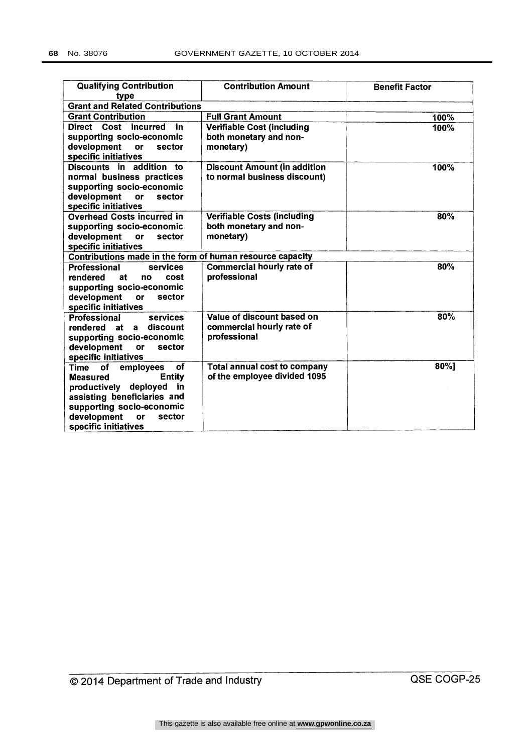| Qualifying Contribution type | Contribution Amount | Benefit Factor |
|---|---|---|
| **Grant and Related Contributions** | | |
| Grant Contribution | Full Grant Amount | 100% |
| Direct Cost incurred in supporting socio-economic development or sector specific initiatives | Verifiable Cost (including both monetary and non-monetary) | 100% |
| Discounts in addition to normal business practices supporting socio-economic development or sector specific initiatives | Discount Amount (in addition to normal business discount) | 100% |
| Overhead Costs incurred in supporting socio-economic development or sector specific initiatives | Verifiable Costs (including both monetary and non-monetary) | 80% |
| **Contributions made in the form of human resource capacity** | | |
| Professional services rendered at no cost supporting socio-economic development or sector specific initiatives | Commercial hourly rate of professional | 80% |
| Professional services rendered at a discount supporting socio-economic development or sector specific initiatives | Value of discount based on commercial hourly rate of professional | 80% |
| Time of employees of Measured Entity productively deployed in assisting beneficiaries and supporting socio-economic development or sector specific initiatives | Total annual cost to company of the employee divided 1095 | 80%] |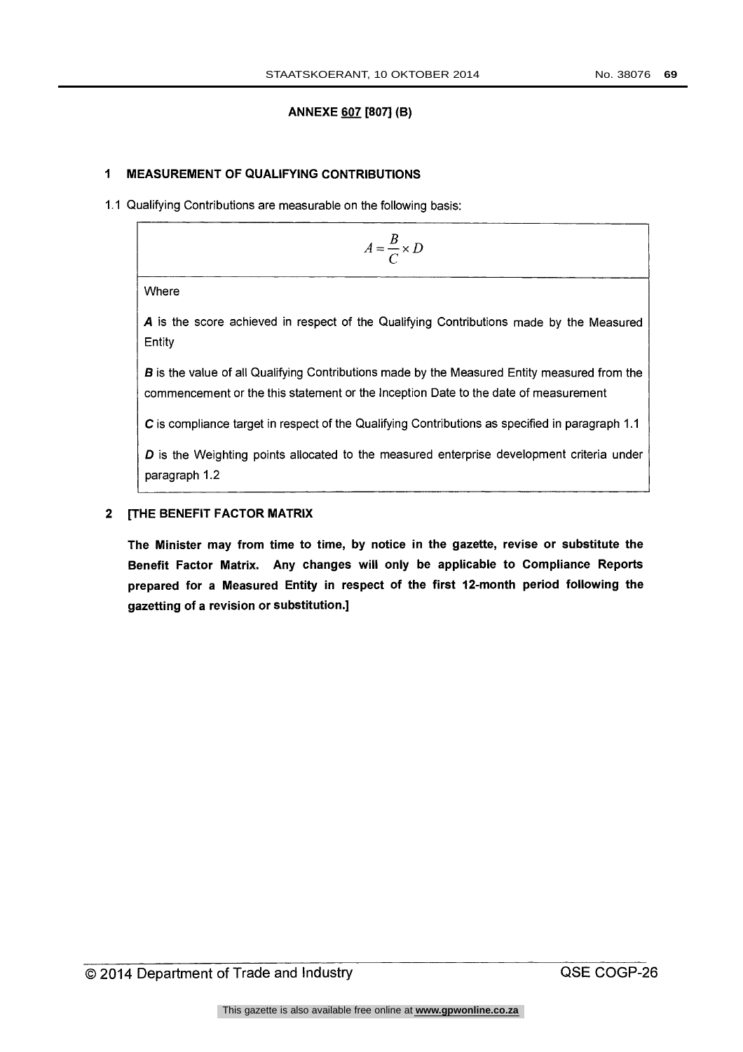**ANNEXE 607 [807] (B)**

## 1 MEASUREMENT OF QUALIFYING CONTRIBUTIONS

1.1 Qualifying Contributions are measurable on the following basis:

$$A = \frac{B}{C} \times D$$

Where

***A*** is the score achieved in respect of the Qualifying Contributions made by the Measured Entity

***B*** is the value of all Qualifying Contributions made by the Measured Entity measured from the commencement or the this statement or the Inception Date to the date of measurement

***C*** is compliance target in respect of the Qualifying Contributions as specified in paragraph 1.1

***D*** is the Weighting points allocated to the measured enterprise development criteria under paragraph 1.2

## 2 [THE BENEFIT FACTOR MATRIX

**The Minister may from time to time, by notice in the gazette, revise or substitute the Benefit Factor Matrix. Any changes will only be applicable to Compliance Reports prepared for a Measured Entity in respect of the first 12-month period following the gazetting of a revision or substitution.]**